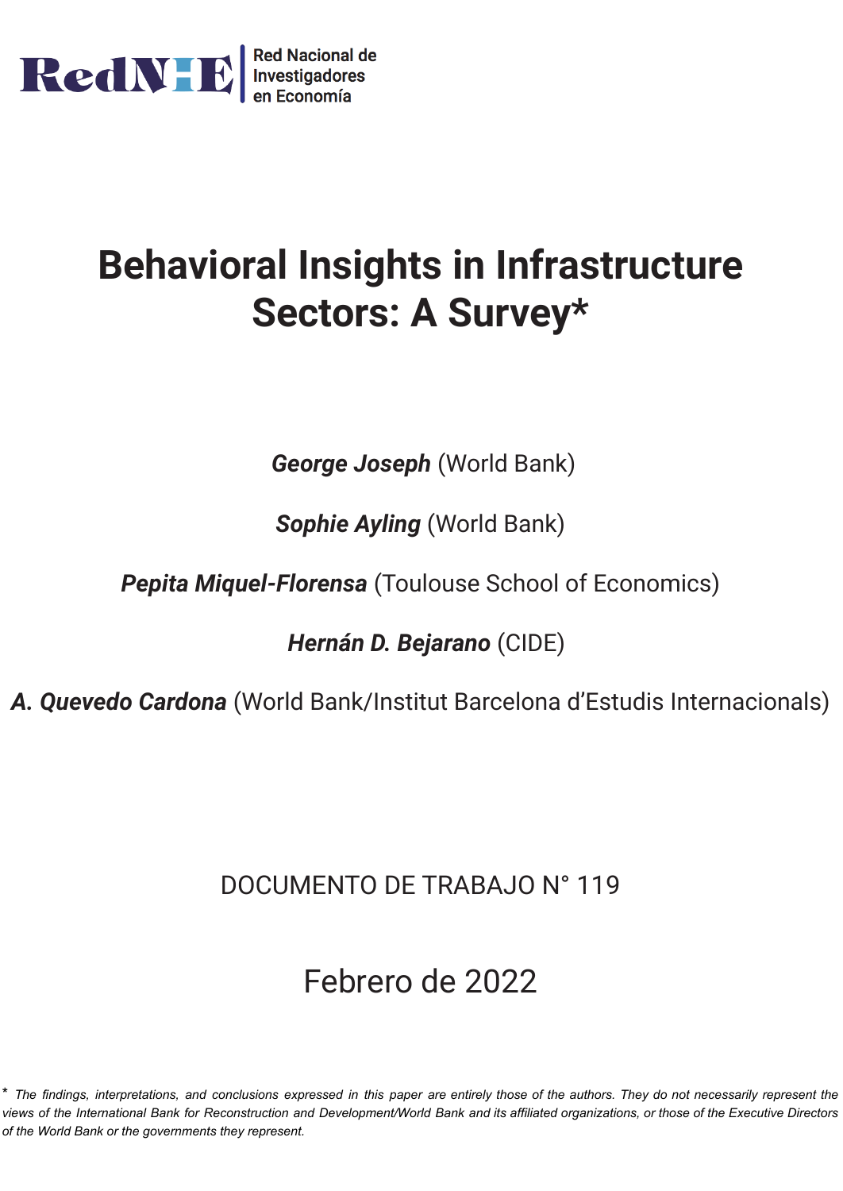RedNIE Red Nacional de Investigadores en Economía

# Behavioral Insights in Infrastructure Sectors: A Survey*

***George Joseph*** (World Bank)

***Sophie Ayling*** (World Bank)

***Pepita Miquel-Florensa*** (Toulouse School of Economics)

***Hernán D. Bejarano*** (CIDE)

***A. Quevedo Cardona*** (World Bank/Institut Barcelona d'Estudis Internacionals)

DOCUMENTO DE TRABAJO N° 119

Febrero de 2022

*\* The findings, interpretations, and conclusions expressed in this paper are entirely those of the authors. They do not necessarily represent the views of the International Bank for Reconstruction and Development/World Bank and its affiliated organizations, or those of the Executive Directors of the World Bank or the governments they represent.*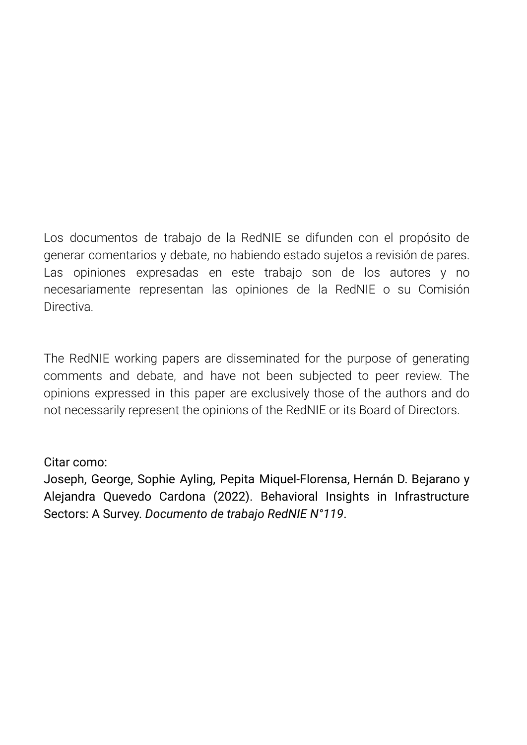Los documentos de trabajo de la RedNIE se difunden con el propósito de generar comentarios y debate, no habiendo estado sujetos a revisión de pares. Las opiniones expresadas en este trabajo son de los autores y no necesariamente representan las opiniones de la RedNIE o su Comisión Directiva.

The RedNIE working papers are disseminated for the purpose of generating comments and debate, and have not been subjected to peer review. The opinions expressed in this paper are exclusively those of the authors and do not necessarily represent the opinions of the RedNIE or its Board of Directors.

Citar como:
Joseph, George, Sophie Ayling, Pepita Miquel-Florensa, Hernán D. Bejarano y Alejandra Quevedo Cardona (2022). Behavioral Insights in Infrastructure Sectors: A Survey. *Documento de trabajo RedNIE N°119*.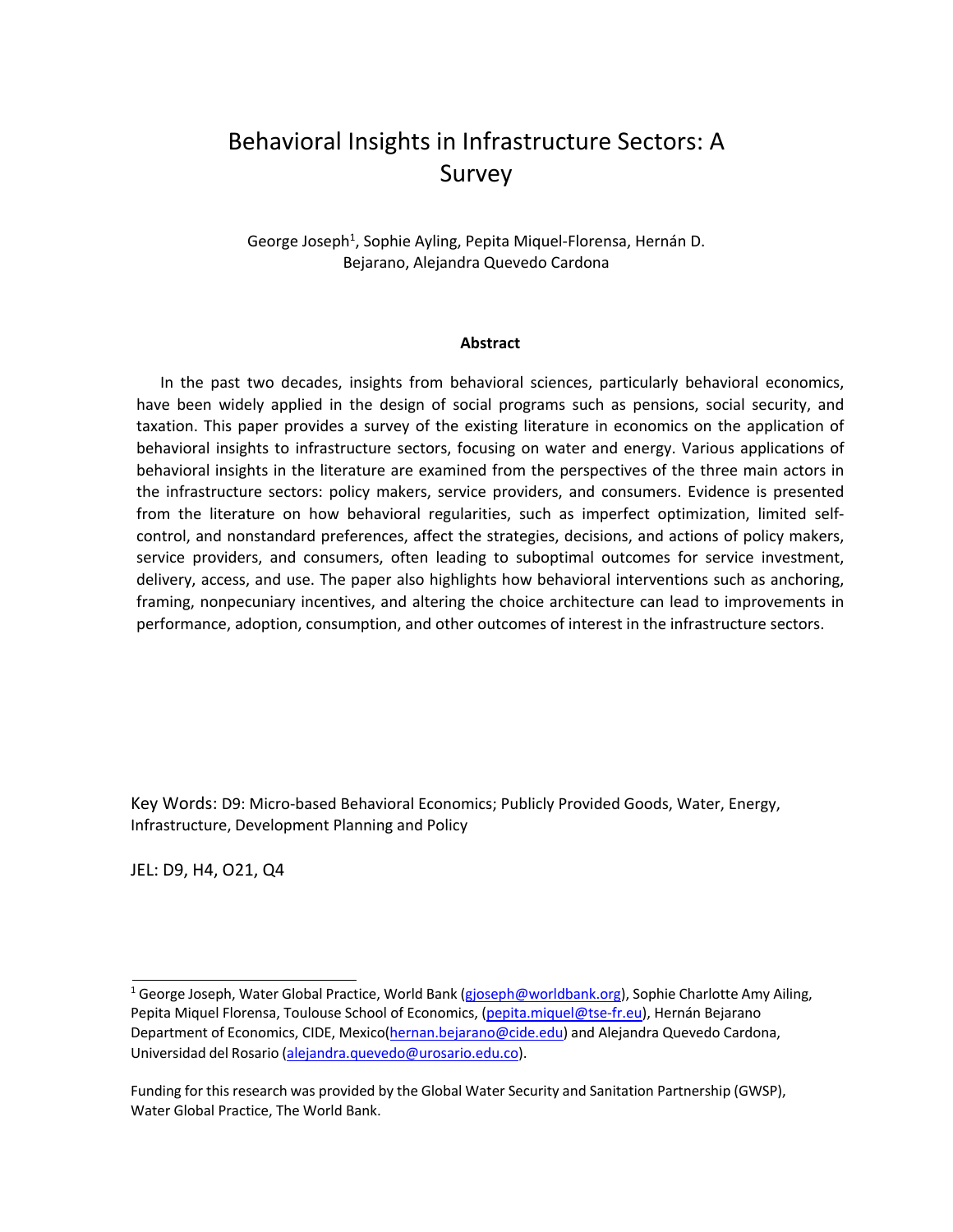# Behavioral Insights in Infrastructure Sectors: A Survey

George Joseph[1], Sophie Ayling, Pepita Miquel-Florensa, Hernán D. Bejarano, Alejandra Quevedo Cardona

**Abstract**

In the past two decades, insights from behavioral sciences, particularly behavioral economics, have been widely applied in the design of social programs such as pensions, social security, and taxation. This paper provides a survey of the existing literature in economics on the application of behavioral insights to infrastructure sectors, focusing on water and energy. Various applications of behavioral insights in the literature are examined from the perspectives of the three main actors in the infrastructure sectors: policy makers, service providers, and consumers. Evidence is presented from the literature on how behavioral regularities, such as imperfect optimization, limited self-control, and nonstandard preferences, affect the strategies, decisions, and actions of policy makers, service providers, and consumers, often leading to suboptimal outcomes for service investment, delivery, access, and use. The paper also highlights how behavioral interventions such as anchoring, framing, nonpecuniary incentives, and altering the choice architecture can lead to improvements in performance, adoption, consumption, and other outcomes of interest in the infrastructure sectors.

Key Words: D9: Micro-based Behavioral Economics; Publicly Provided Goods, Water, Energy, Infrastructure, Development Planning and Policy

JEL: D9, H4, O21, Q4

---

[1] George Joseph, Water Global Practice, World Bank (gjoseph@worldbank.org), Sophie Charlotte Amy Ailing, Pepita Miquel Florensa, Toulouse School of Economics, (pepita.miquel@tse-fr.eu), Hernán Bejarano Department of Economics, CIDE, Mexico(hernan.bejarano@cide.edu) and Alejandra Quevedo Cardona, Universidad del Rosario (alejandra.quevedo@urosario.edu.co).

Funding for this research was provided by the Global Water Security and Sanitation Partnership (GWSP), Water Global Practice, The World Bank.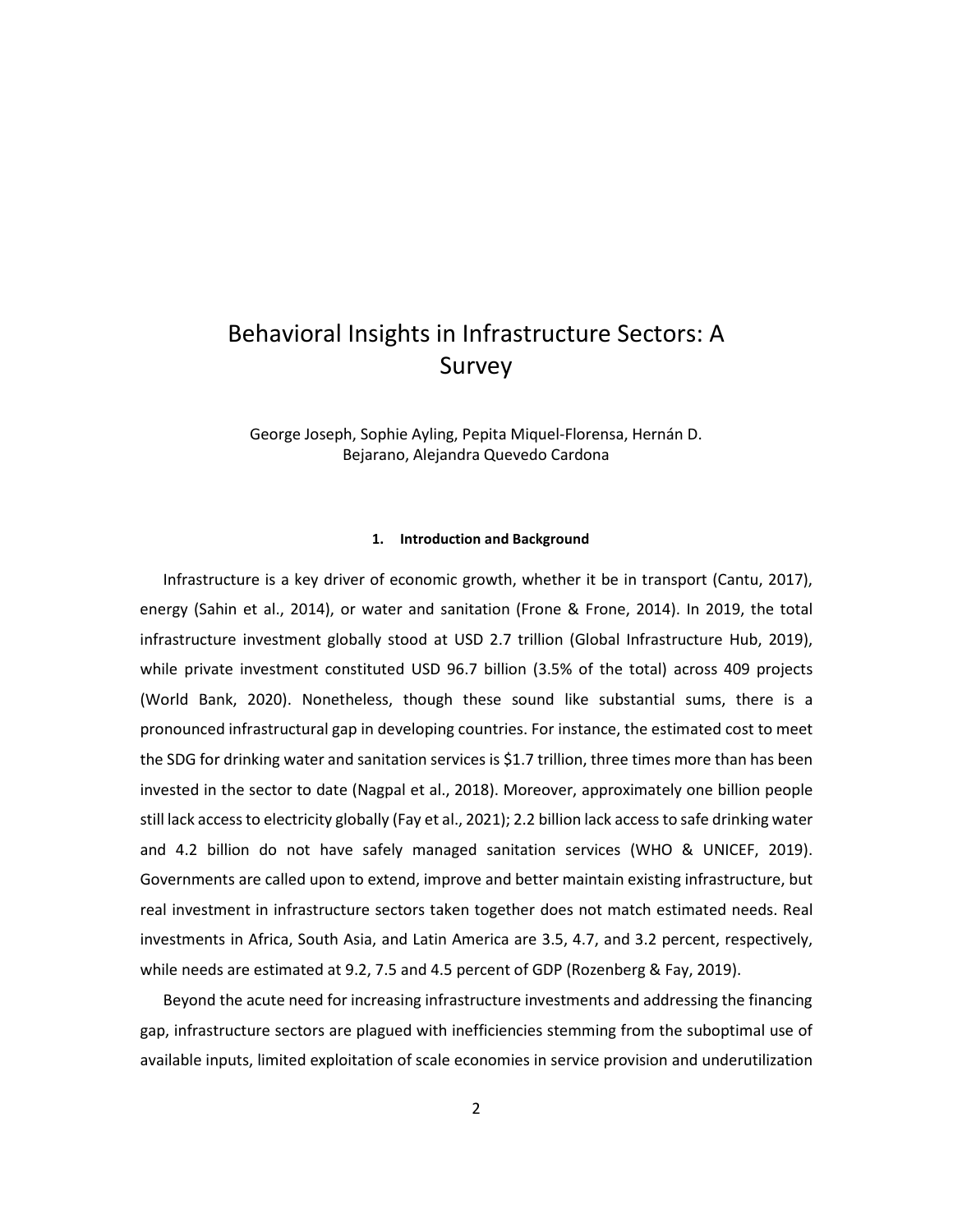# Behavioral Insights in Infrastructure Sectors: A Survey

George Joseph, Sophie Ayling, Pepita Miquel-Florensa, Hernán D. Bejarano, Alejandra Quevedo Cardona

## 1. Introduction and Background

Infrastructure is a key driver of economic growth, whether it be in transport (Cantu, 2017), energy (Sahin et al., 2014), or water and sanitation (Frone & Frone, 2014). In 2019, the total infrastructure investment globally stood at USD 2.7 trillion (Global Infrastructure Hub, 2019), while private investment constituted USD 96.7 billion (3.5% of the total) across 409 projects (World Bank, 2020). Nonetheless, though these sound like substantial sums, there is a pronounced infrastructural gap in developing countries. For instance, the estimated cost to meet the SDG for drinking water and sanitation services is $1.7 trillion, three times more than has been invested in the sector to date (Nagpal et al., 2018). Moreover, approximately one billion people still lack access to electricity globally (Fay et al., 2021); 2.2 billion lack access to safe drinking water and 4.2 billion do not have safely managed sanitation services (WHO & UNICEF, 2019). Governments are called upon to extend, improve and better maintain existing infrastructure, but real investment in infrastructure sectors taken together does not match estimated needs. Real investments in Africa, South Asia, and Latin America are 3.5, 4.7, and 3.2 percent, respectively, while needs are estimated at 9.2, 7.5 and 4.5 percent of GDP (Rozenberg & Fay, 2019).

Beyond the acute need for increasing infrastructure investments and addressing the financing gap, infrastructure sectors are plagued with inefficiencies stemming from the suboptimal use of available inputs, limited exploitation of scale economies in service provision and underutilization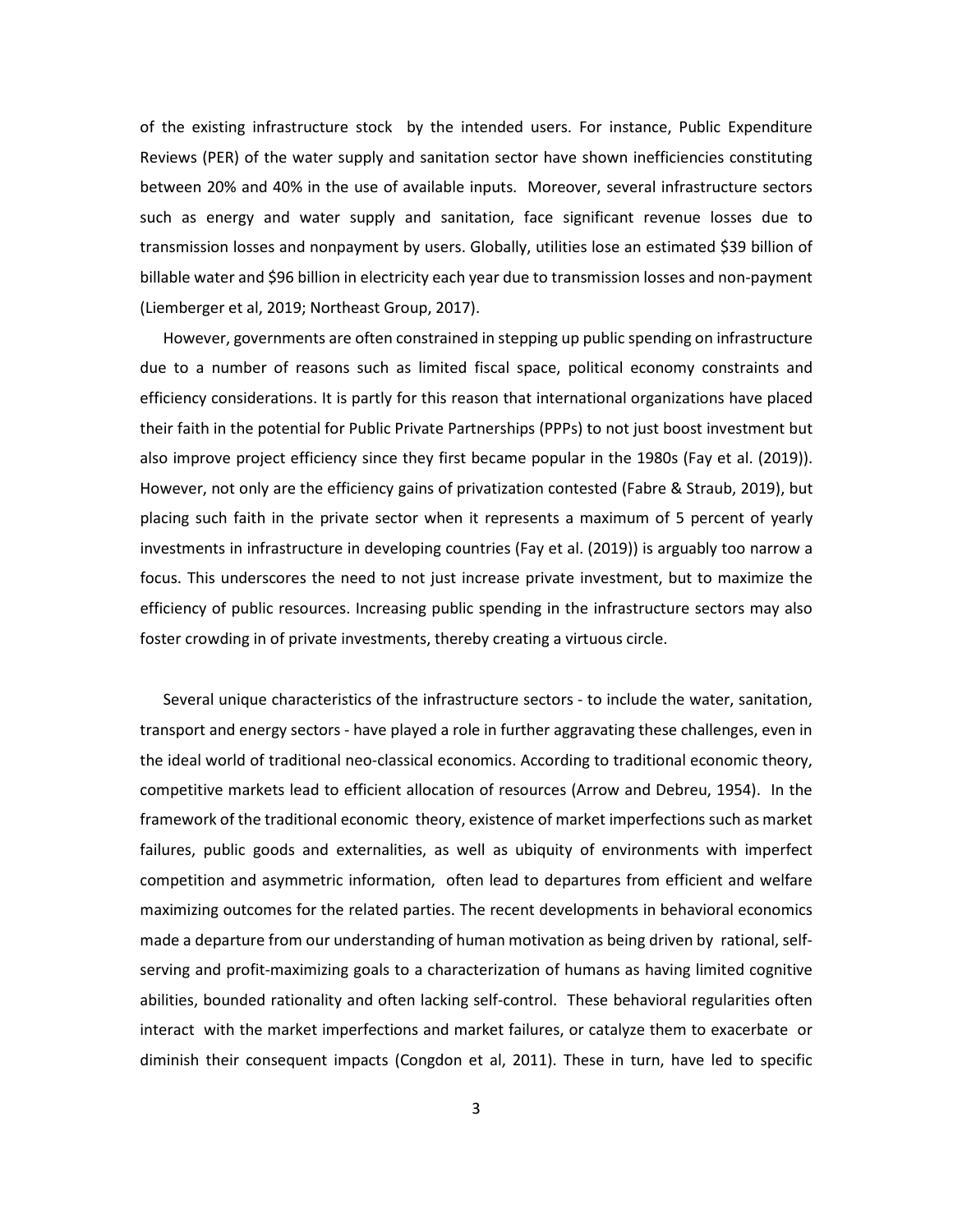of the existing infrastructure stock by the intended users. For instance, Public Expenditure Reviews (PER) of the water supply and sanitation sector have shown inefficiencies constituting between 20% and 40% in the use of available inputs. Moreover, several infrastructure sectors such as energy and water supply and sanitation, face significant revenue losses due to transmission losses and nonpayment by users. Globally, utilities lose an estimated $39 billion of billable water and $96 billion in electricity each year due to transmission losses and non-payment (Liemberger et al, 2019; Northeast Group, 2017).

However, governments are often constrained in stepping up public spending on infrastructure due to a number of reasons such as limited fiscal space, political economy constraints and efficiency considerations. It is partly for this reason that international organizations have placed their faith in the potential for Public Private Partnerships (PPPs) to not just boost investment but also improve project efficiency since they first became popular in the 1980s (Fay et al. (2019)). However, not only are the efficiency gains of privatization contested (Fabre & Straub, 2019), but placing such faith in the private sector when it represents a maximum of 5 percent of yearly investments in infrastructure in developing countries (Fay et al. (2019)) is arguably too narrow a focus. This underscores the need to not just increase private investment, but to maximize the efficiency of public resources. Increasing public spending in the infrastructure sectors may also foster crowding in of private investments, thereby creating a virtuous circle.

Several unique characteristics of the infrastructure sectors - to include the water, sanitation, transport and energy sectors - have played a role in further aggravating these challenges, even in the ideal world of traditional neo-classical economics. According to traditional economic theory, competitive markets lead to efficient allocation of resources (Arrow and Debreu, 1954). In the framework of the traditional economic theory, existence of market imperfections such as market failures, public goods and externalities, as well as ubiquity of environments with imperfect competition and asymmetric information, often lead to departures from efficient and welfare maximizing outcomes for the related parties. The recent developments in behavioral economics made a departure from our understanding of human motivation as being driven by rational, self-serving and profit-maximizing goals to a characterization of humans as having limited cognitive abilities, bounded rationality and often lacking self-control. These behavioral regularities often interact with the market imperfections and market failures, or catalyze them to exacerbate or diminish their consequent impacts (Congdon et al, 2011). These in turn, have led to specific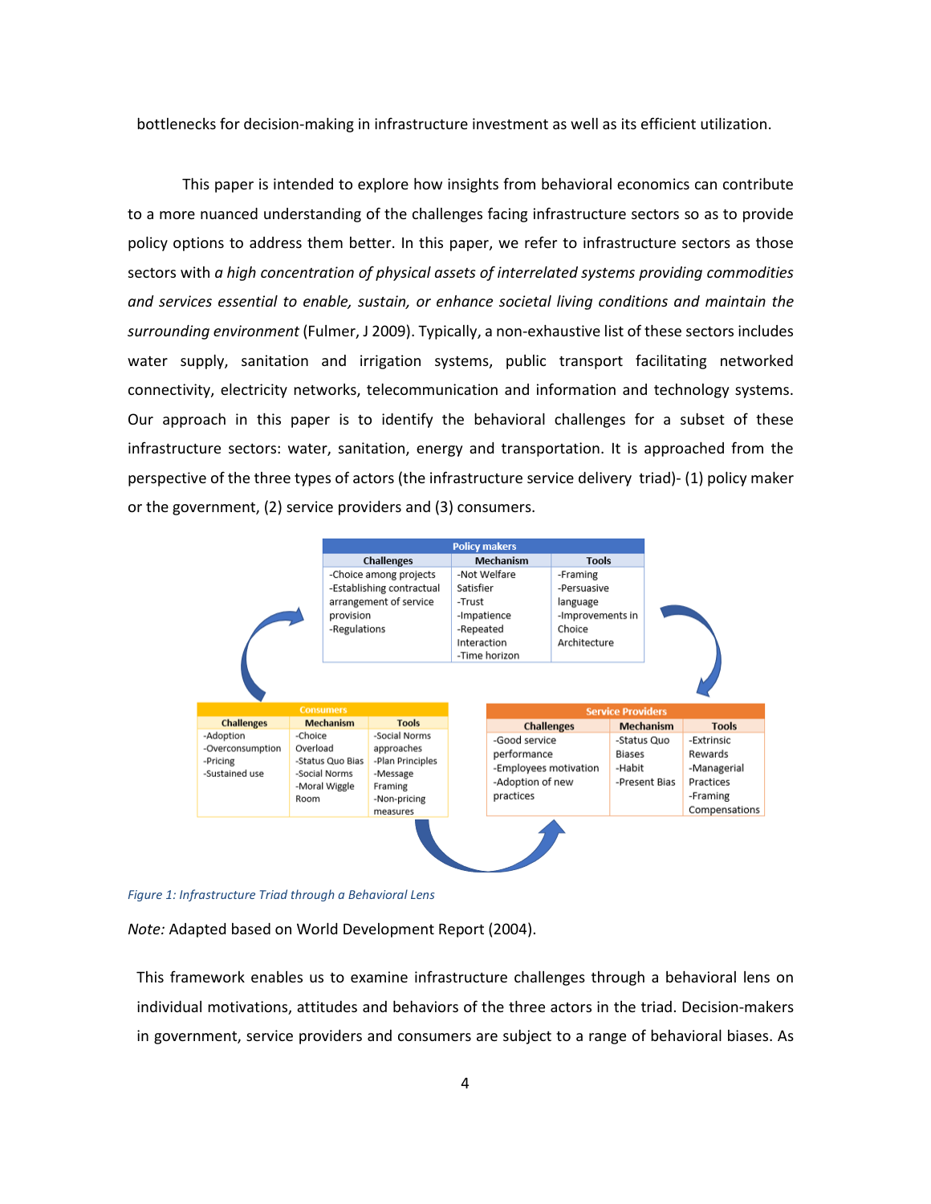bottlenecks for decision-making in infrastructure investment as well as its efficient utilization.

This paper is intended to explore how insights from behavioral economics can contribute to a more nuanced understanding of the challenges facing infrastructure sectors so as to provide policy options to address them better. In this paper, we refer to infrastructure sectors as those sectors with *a high concentration of physical assets of interrelated systems providing commodities and services essential to enable, sustain, or enhance societal living conditions and maintain the surrounding environment* (Fulmer, J 2009). Typically, a non-exhaustive list of these sectors includes water supply, sanitation and irrigation systems, public transport facilitating networked connectivity, electricity networks, telecommunication and information and technology systems. Our approach in this paper is to identify the behavioral challenges for a subset of these infrastructure sectors: water, sanitation, energy and transportation. It is approached from the perspective of the three types of actors (the infrastructure service delivery triad)- (1) policy maker or the government, (2) service providers and (3) consumers.

| Policy makers | | |
|---|---|---|
| **Challenges** | **Mechanism** | **Tools** |
| -Choice among projects<br>-Establishing contractual arrangement of service provision<br>-Regulations | -Not Welfare Satisfier<br>-Trust<br>-Impatience<br>-Repeated Interaction<br>-Time horizon | -Framing<br>-Persuasive language<br>-Improvements in Choice Architecture |

| Consumers | | |
|---|---|---|
| **Challenges** | **Mechanism** | **Tools** |
| -Adoption<br>-Overconsumption<br>-Pricing<br>-Sustained use | -Choice Overload<br>-Status Quo Bias<br>-Social Norms<br>-Moral Wiggle Room | -Social Norms approaches<br>-Plan Principles<br>-Message Framing<br>-Non-pricing measures |

| Service Providers | | |
|---|---|---|
| **Challenges** | **Mechanism** | **Tools** |
| -Good service performance<br>-Employees motivation<br>-Adoption of new practices | -Status Quo Biases<br>-Habit<br>-Present Bias | -Extrinsic Rewards<br>-Managerial Practices<br>-Framing Compensations |

*Figure 1: Infrastructure Triad through a Behavioral Lens*

*Note:* Adapted based on World Development Report (2004).

This framework enables us to examine infrastructure challenges through a behavioral lens on individual motivations, attitudes and behaviors of the three actors in the triad. Decision-makers in government, service providers and consumers are subject to a range of behavioral biases. As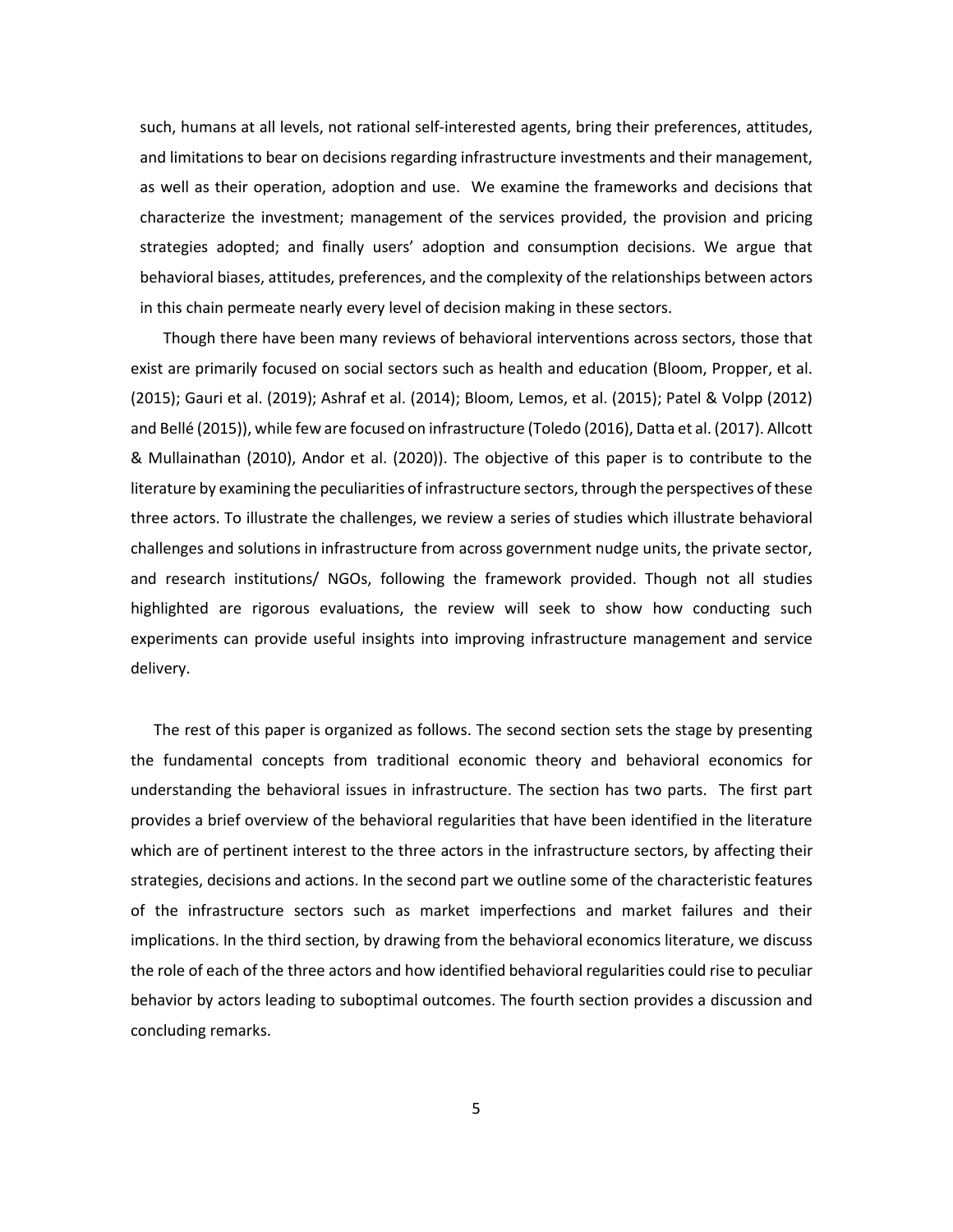such, humans at all levels, not rational self-interested agents, bring their preferences, attitudes, and limitations to bear on decisions regarding infrastructure investments and their management, as well as their operation, adoption and use. We examine the frameworks and decisions that characterize the investment; management of the services provided, the provision and pricing strategies adopted; and finally users' adoption and consumption decisions. We argue that behavioral biases, attitudes, preferences, and the complexity of the relationships between actors in this chain permeate nearly every level of decision making in these sectors.

Though there have been many reviews of behavioral interventions across sectors, those that exist are primarily focused on social sectors such as health and education (Bloom, Propper, et al. (2015); Gauri et al. (2019); Ashraf et al. (2014); Bloom, Lemos, et al. (2015); Patel & Volpp (2012) and Bellé (2015)), while few are focused on infrastructure (Toledo (2016), Datta et al. (2017). Allcott & Mullainathan (2010), Andor et al. (2020)). The objective of this paper is to contribute to the literature by examining the peculiarities of infrastructure sectors, through the perspectives of these three actors. To illustrate the challenges, we review a series of studies which illustrate behavioral challenges and solutions in infrastructure from across government nudge units, the private sector, and research institutions/ NGOs, following the framework provided. Though not all studies highlighted are rigorous evaluations, the review will seek to show how conducting such experiments can provide useful insights into improving infrastructure management and service delivery.

The rest of this paper is organized as follows. The second section sets the stage by presenting the fundamental concepts from traditional economic theory and behavioral economics for understanding the behavioral issues in infrastructure. The section has two parts. The first part provides a brief overview of the behavioral regularities that have been identified in the literature which are of pertinent interest to the three actors in the infrastructure sectors, by affecting their strategies, decisions and actions. In the second part we outline some of the characteristic features of the infrastructure sectors such as market imperfections and market failures and their implications. In the third section, by drawing from the behavioral economics literature, we discuss the role of each of the three actors and how identified behavioral regularities could rise to peculiar behavior by actors leading to suboptimal outcomes. The fourth section provides a discussion and concluding remarks.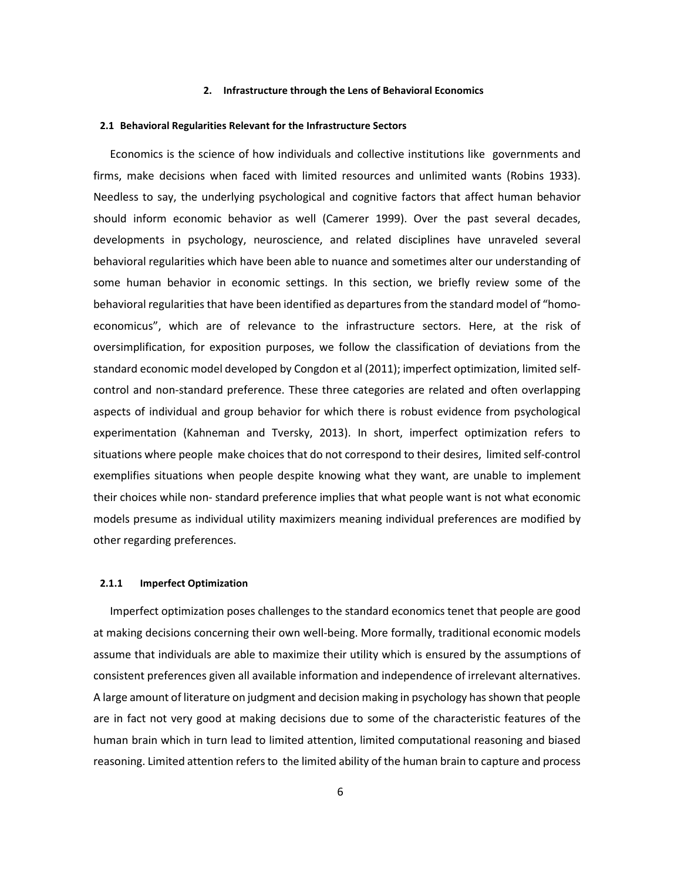## 2. Infrastructure through the Lens of Behavioral Economics

### 2.1 Behavioral Regularities Relevant for the Infrastructure Sectors

Economics is the science of how individuals and collective institutions like governments and firms, make decisions when faced with limited resources and unlimited wants (Robins 1933). Needless to say, the underlying psychological and cognitive factors that affect human behavior should inform economic behavior as well (Camerer 1999). Over the past several decades, developments in psychology, neuroscience, and related disciplines have unraveled several behavioral regularities which have been able to nuance and sometimes alter our understanding of some human behavior in economic settings. In this section, we briefly review some of the behavioral regularities that have been identified as departures from the standard model of "homo-economicus", which are of relevance to the infrastructure sectors. Here, at the risk of oversimplification, for exposition purposes, we follow the classification of deviations from the standard economic model developed by Congdon et al (2011); imperfect optimization, limited self-control and non-standard preference. These three categories are related and often overlapping aspects of individual and group behavior for which there is robust evidence from psychological experimentation (Kahneman and Tversky, 2013). In short, imperfect optimization refers to situations where people make choices that do not correspond to their desires, limited self-control exemplifies situations when people despite knowing what they want, are unable to implement their choices while non- standard preference implies that what people want is not what economic models presume as individual utility maximizers meaning individual preferences are modified by other regarding preferences.

#### 2.1.1 Imperfect Optimization

Imperfect optimization poses challenges to the standard economics tenet that people are good at making decisions concerning their own well-being. More formally, traditional economic models assume that individuals are able to maximize their utility which is ensured by the assumptions of consistent preferences given all available information and independence of irrelevant alternatives. A large amount of literature on judgment and decision making in psychology has shown that people are in fact not very good at making decisions due to some of the characteristic features of the human brain which in turn lead to limited attention, limited computational reasoning and biased reasoning. Limited attention refers to the limited ability of the human brain to capture and process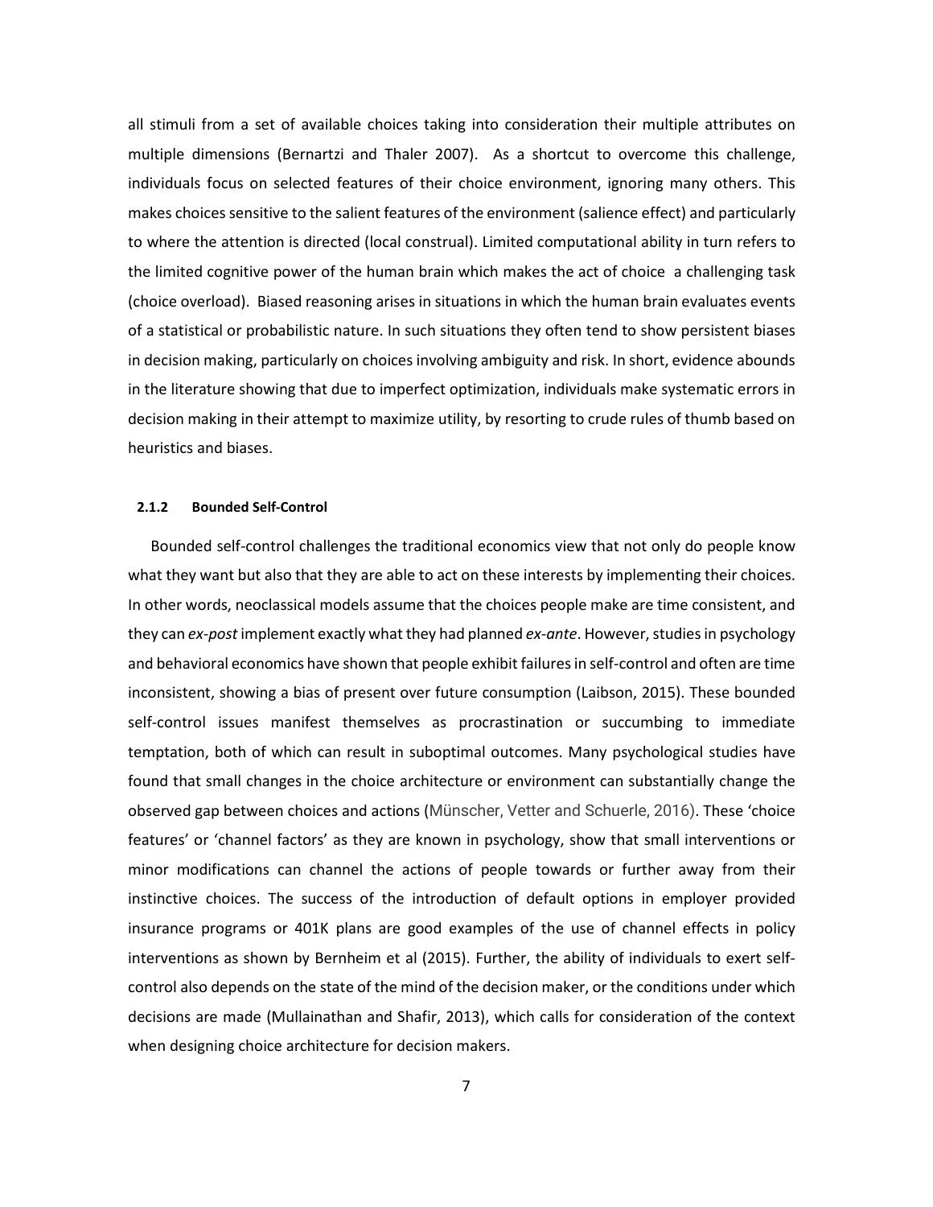all stimuli from a set of available choices taking into consideration their multiple attributes on multiple dimensions (Bernartzi and Thaler 2007). As a shortcut to overcome this challenge, individuals focus on selected features of their choice environment, ignoring many others. This makes choices sensitive to the salient features of the environment (salience effect) and particularly to where the attention is directed (local construal). Limited computational ability in turn refers to the limited cognitive power of the human brain which makes the act of choice a challenging task (choice overload). Biased reasoning arises in situations in which the human brain evaluates events of a statistical or probabilistic nature. In such situations they often tend to show persistent biases in decision making, particularly on choices involving ambiguity and risk. In short, evidence abounds in the literature showing that due to imperfect optimization, individuals make systematic errors in decision making in their attempt to maximize utility, by resorting to crude rules of thumb based on heuristics and biases.

### 2.1.2 Bounded Self-Control

Bounded self-control challenges the traditional economics view that not only do people know what they want but also that they are able to act on these interests by implementing their choices. In other words, neoclassical models assume that the choices people make are time consistent, and they can *ex-post* implement exactly what they had planned *ex-ante*. However, studies in psychology and behavioral economics have shown that people exhibit failures in self-control and often are time inconsistent, showing a bias of present over future consumption (Laibson, 2015). These bounded self-control issues manifest themselves as procrastination or succumbing to immediate temptation, both of which can result in suboptimal outcomes. Many psychological studies have found that small changes in the choice architecture or environment can substantially change the observed gap between choices and actions (Münscher, Vetter and Schuerle, 2016). These 'choice features' or 'channel factors' as they are known in psychology, show that small interventions or minor modifications can channel the actions of people towards or further away from their instinctive choices. The success of the introduction of default options in employer provided insurance programs or 401K plans are good examples of the use of channel effects in policy interventions as shown by Bernheim et al (2015). Further, the ability of individuals to exert self-control also depends on the state of the mind of the decision maker, or the conditions under which decisions are made (Mullainathan and Shafir, 2013), which calls for consideration of the context when designing choice architecture for decision makers.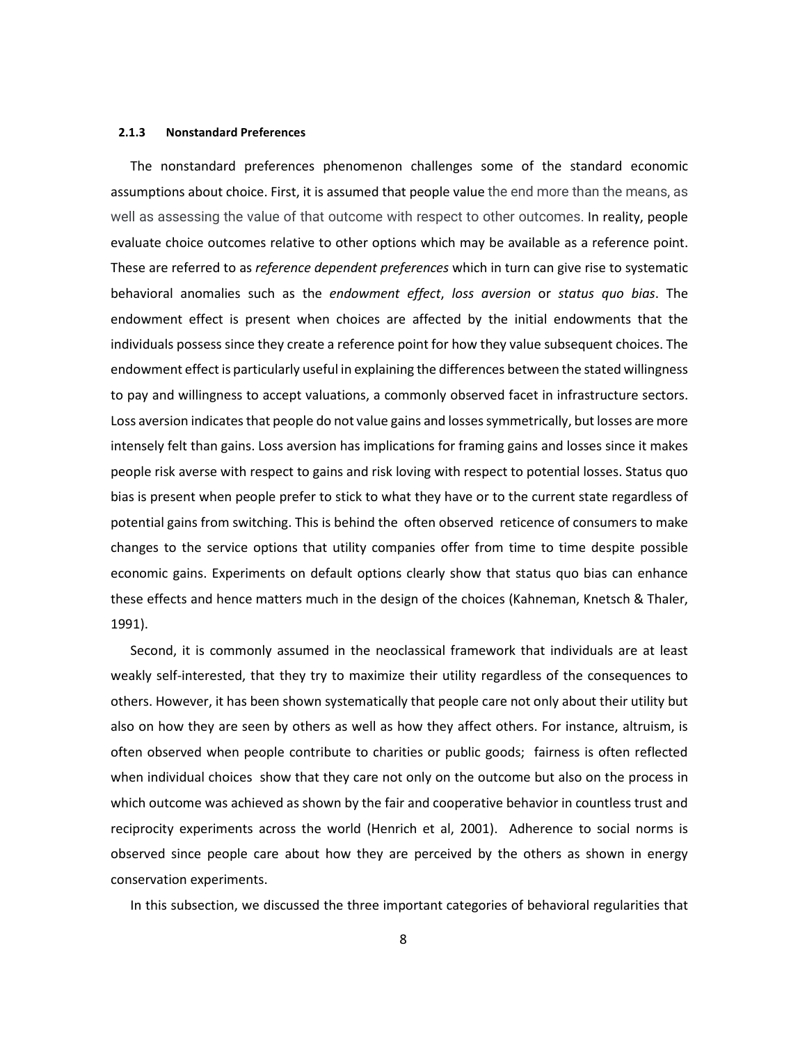### 2.1.3 Nonstandard Preferences

The nonstandard preferences phenomenon challenges some of the standard economic assumptions about choice. First, it is assumed that people value the end more than the means, as well as assessing the value of that outcome with respect to other outcomes. In reality, people evaluate choice outcomes relative to other options which may be available as a reference point. These are referred to as *reference dependent preferences* which in turn can give rise to systematic behavioral anomalies such as the *endowment effect*, *loss aversion* or *status quo bias*. The endowment effect is present when choices are affected by the initial endowments that the individuals possess since they create a reference point for how they value subsequent choices. The endowment effect is particularly useful in explaining the differences between the stated willingness to pay and willingness to accept valuations, a commonly observed facet in infrastructure sectors. Loss aversion indicates that people do not value gains and losses symmetrically, but losses are more intensely felt than gains. Loss aversion has implications for framing gains and losses since it makes people risk averse with respect to gains and risk loving with respect to potential losses. Status quo bias is present when people prefer to stick to what they have or to the current state regardless of potential gains from switching. This is behind the often observed reticence of consumers to make changes to the service options that utility companies offer from time to time despite possible economic gains. Experiments on default options clearly show that status quo bias can enhance these effects and hence matters much in the design of the choices (Kahneman, Knetsch & Thaler, 1991).

Second, it is commonly assumed in the neoclassical framework that individuals are at least weakly self-interested, that they try to maximize their utility regardless of the consequences to others. However, it has been shown systematically that people care not only about their utility but also on how they are seen by others as well as how they affect others. For instance, altruism, is often observed when people contribute to charities or public goods; fairness is often reflected when individual choices show that they care not only on the outcome but also on the process in which outcome was achieved as shown by the fair and cooperative behavior in countless trust and reciprocity experiments across the world (Henrich et al, 2001). Adherence to social norms is observed since people care about how they are perceived by the others as shown in energy conservation experiments.

In this subsection, we discussed the three important categories of behavioral regularities that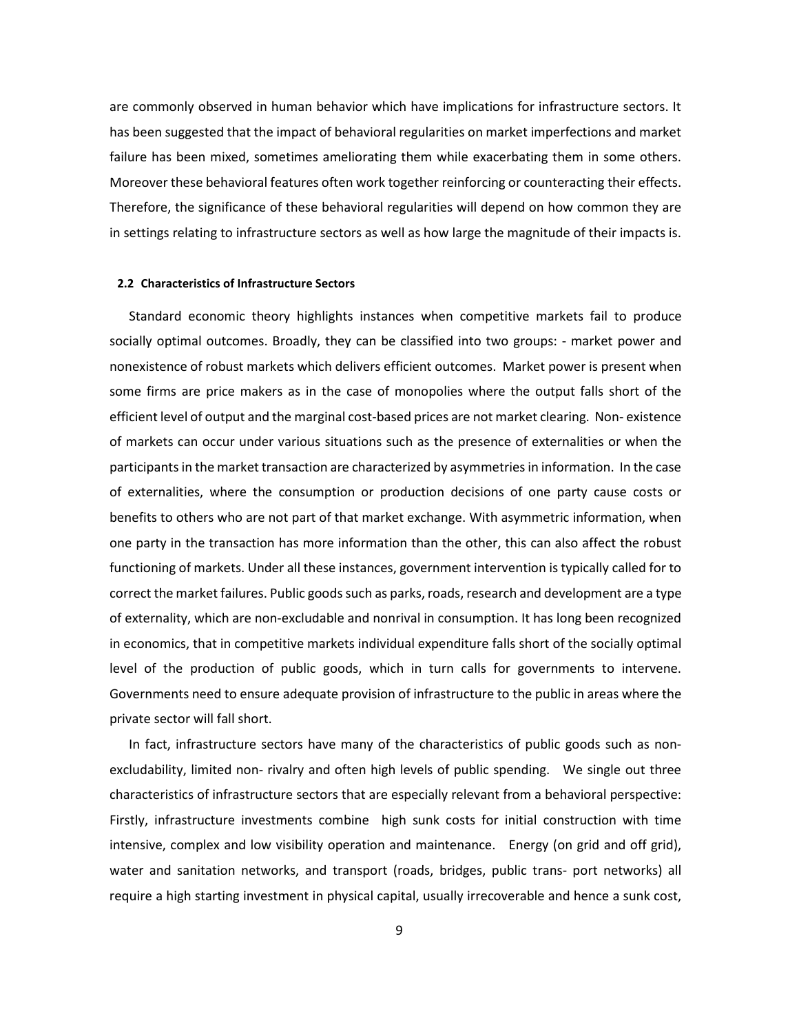are commonly observed in human behavior which have implications for infrastructure sectors. It has been suggested that the impact of behavioral regularities on market imperfections and market failure has been mixed, sometimes ameliorating them while exacerbating them in some others. Moreover these behavioral features often work together reinforcing or counteracting their effects. Therefore, the significance of these behavioral regularities will depend on how common they are in settings relating to infrastructure sectors as well as how large the magnitude of their impacts is.

### 2.2 Characteristics of Infrastructure Sectors

Standard economic theory highlights instances when competitive markets fail to produce socially optimal outcomes. Broadly, they can be classified into two groups: - market power and nonexistence of robust markets which delivers efficient outcomes. Market power is present when some firms are price makers as in the case of monopolies where the output falls short of the efficient level of output and the marginal cost-based prices are not market clearing. Non- existence of markets can occur under various situations such as the presence of externalities or when the participants in the market transaction are characterized by asymmetries in information. In the case of externalities, where the consumption or production decisions of one party cause costs or benefits to others who are not part of that market exchange. With asymmetric information, when one party in the transaction has more information than the other, this can also affect the robust functioning of markets. Under all these instances, government intervention is typically called for to correct the market failures. Public goods such as parks, roads, research and development are a type of externality, which are non-excludable and nonrival in consumption. It has long been recognized in economics, that in competitive markets individual expenditure falls short of the socially optimal level of the production of public goods, which in turn calls for governments to intervene. Governments need to ensure adequate provision of infrastructure to the public in areas where the private sector will fall short.

In fact, infrastructure sectors have many of the characteristics of public goods such as non-excludability, limited non- rivalry and often high levels of public spending. We single out three characteristics of infrastructure sectors that are especially relevant from a behavioral perspective: Firstly, infrastructure investments combine high sunk costs for initial construction with time intensive, complex and low visibility operation and maintenance. Energy (on grid and off grid), water and sanitation networks, and transport (roads, bridges, public trans- port networks) all require a high starting investment in physical capital, usually irrecoverable and hence a sunk cost,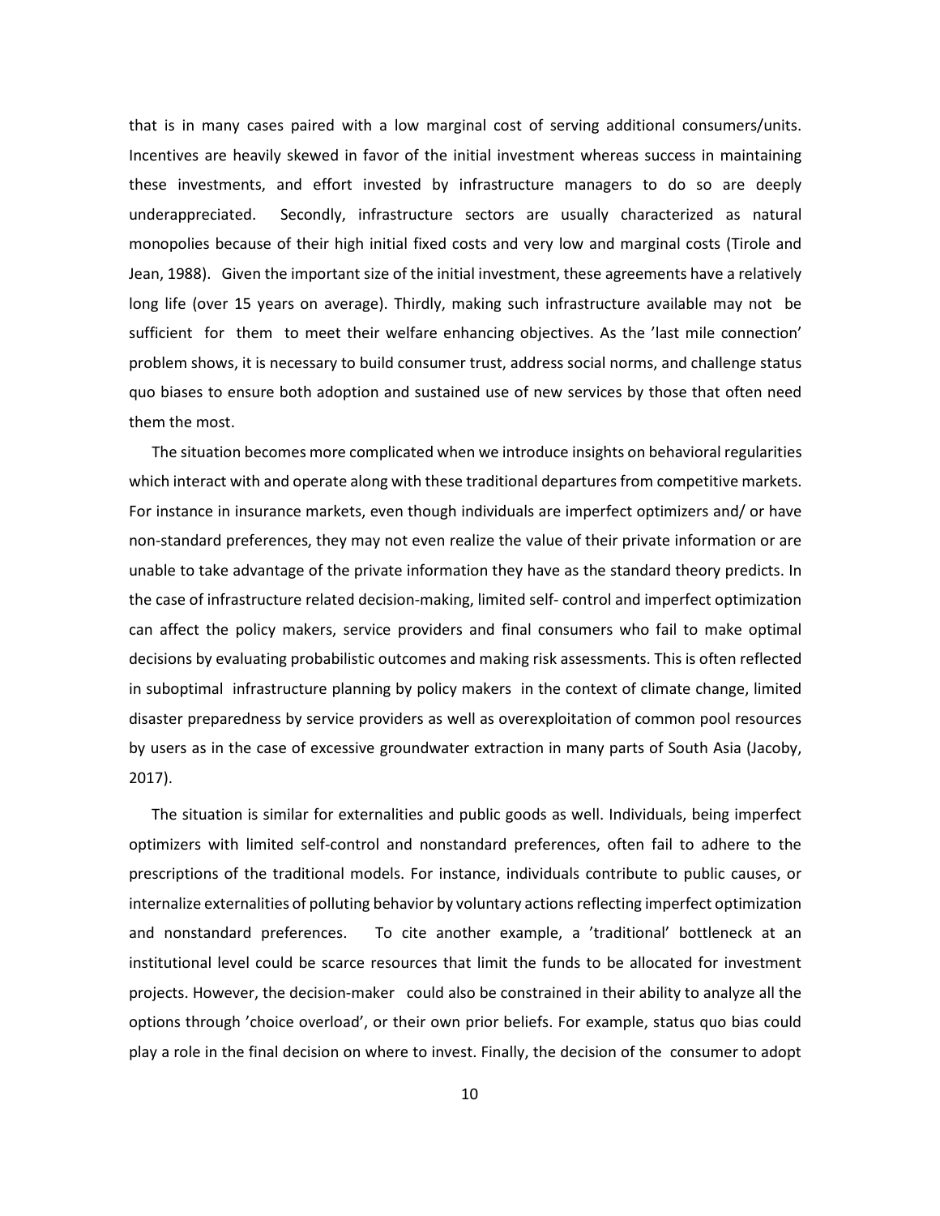that is in many cases paired with a low marginal cost of serving additional consumers/units. Incentives are heavily skewed in favor of the initial investment whereas success in maintaining these investments, and effort invested by infrastructure managers to do so are deeply underappreciated. Secondly, infrastructure sectors are usually characterized as natural monopolies because of their high initial fixed costs and very low and marginal costs (Tirole and Jean, 1988). Given the important size of the initial investment, these agreements have a relatively long life (over 15 years on average). Thirdly, making such infrastructure available may not be sufficient for them to meet their welfare enhancing objectives. As the 'last mile connection' problem shows, it is necessary to build consumer trust, address social norms, and challenge status quo biases to ensure both adoption and sustained use of new services by those that often need them the most.

The situation becomes more complicated when we introduce insights on behavioral regularities which interact with and operate along with these traditional departures from competitive markets. For instance in insurance markets, even though individuals are imperfect optimizers and/ or have non-standard preferences, they may not even realize the value of their private information or are unable to take advantage of the private information they have as the standard theory predicts. In the case of infrastructure related decision-making, limited self- control and imperfect optimization can affect the policy makers, service providers and final consumers who fail to make optimal decisions by evaluating probabilistic outcomes and making risk assessments. This is often reflected in suboptimal infrastructure planning by policy makers in the context of climate change, limited disaster preparedness by service providers as well as overexploitation of common pool resources by users as in the case of excessive groundwater extraction in many parts of South Asia (Jacoby, 2017).

The situation is similar for externalities and public goods as well. Individuals, being imperfect optimizers with limited self-control and nonstandard preferences, often fail to adhere to the prescriptions of the traditional models. For instance, individuals contribute to public causes, or internalize externalities of polluting behavior by voluntary actions reflecting imperfect optimization and nonstandard preferences. To cite another example, a 'traditional' bottleneck at an institutional level could be scarce resources that limit the funds to be allocated for investment projects. However, the decision-maker could also be constrained in their ability to analyze all the options through 'choice overload', or their own prior beliefs. For example, status quo bias could play a role in the final decision on where to invest. Finally, the decision of the consumer to adopt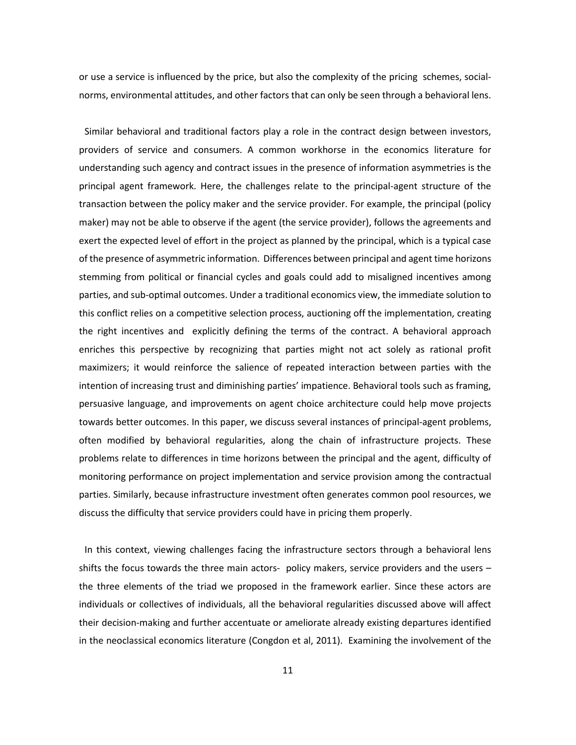or use a service is influenced by the price, but also the complexity of the pricing schemes, social-norms, environmental attitudes, and other factors that can only be seen through a behavioral lens.

Similar behavioral and traditional factors play a role in the contract design between investors, providers of service and consumers. A common workhorse in the economics literature for understanding such agency and contract issues in the presence of information asymmetries is the principal agent framework. Here, the challenges relate to the principal-agent structure of the transaction between the policy maker and the service provider. For example, the principal (policy maker) may not be able to observe if the agent (the service provider), follows the agreements and exert the expected level of effort in the project as planned by the principal, which is a typical case of the presence of asymmetric information. Differences between principal and agent time horizons stemming from political or financial cycles and goals could add to misaligned incentives among parties, and sub-optimal outcomes. Under a traditional economics view, the immediate solution to this conflict relies on a competitive selection process, auctioning off the implementation, creating the right incentives and explicitly defining the terms of the contract. A behavioral approach enriches this perspective by recognizing that parties might not act solely as rational profit maximizers; it would reinforce the salience of repeated interaction between parties with the intention of increasing trust and diminishing parties' impatience. Behavioral tools such as framing, persuasive language, and improvements on agent choice architecture could help move projects towards better outcomes. In this paper, we discuss several instances of principal-agent problems, often modified by behavioral regularities, along the chain of infrastructure projects. These problems relate to differences in time horizons between the principal and the agent, difficulty of monitoring performance on project implementation and service provision among the contractual parties. Similarly, because infrastructure investment often generates common pool resources, we discuss the difficulty that service providers could have in pricing them properly.

In this context, viewing challenges facing the infrastructure sectors through a behavioral lens shifts the focus towards the three main actors- policy makers, service providers and the users – the three elements of the triad we proposed in the framework earlier. Since these actors are individuals or collectives of individuals, all the behavioral regularities discussed above will affect their decision-making and further accentuate or ameliorate already existing departures identified in the neoclassical economics literature (Congdon et al, 2011). Examining the involvement of the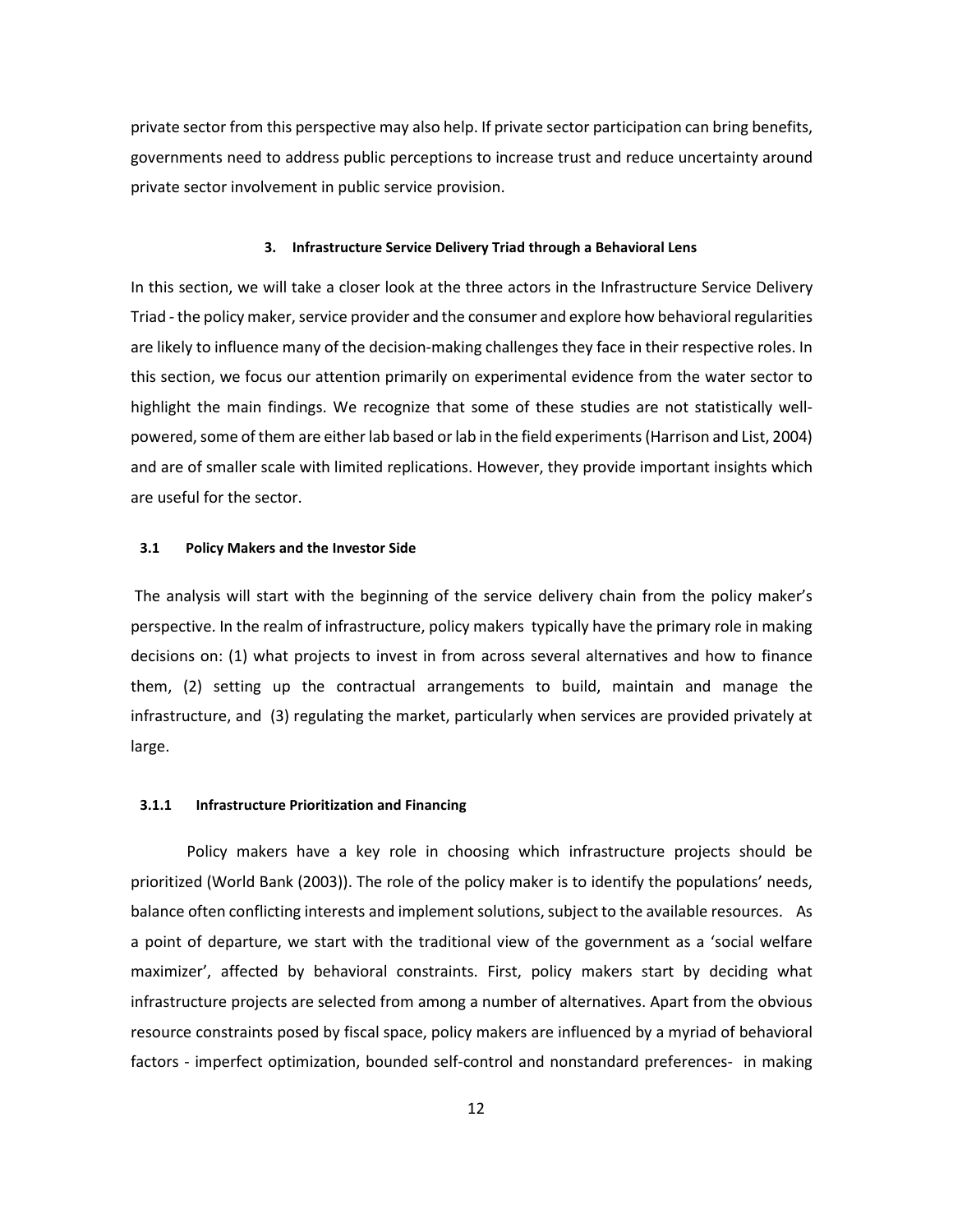private sector from this perspective may also help. If private sector participation can bring benefits, governments need to address public perceptions to increase trust and reduce uncertainty around private sector involvement in public service provision.

## 3. Infrastructure Service Delivery Triad through a Behavioral Lens

In this section, we will take a closer look at the three actors in the Infrastructure Service Delivery Triad - the policy maker, service provider and the consumer and explore how behavioral regularities are likely to influence many of the decision-making challenges they face in their respective roles. In this section, we focus our attention primarily on experimental evidence from the water sector to highlight the main findings. We recognize that some of these studies are not statistically well-powered, some of them are either lab based or lab in the field experiments (Harrison and List, 2004) and are of smaller scale with limited replications. However, they provide important insights which are useful for the sector.

### 3.1 Policy Makers and the Investor Side

The analysis will start with the beginning of the service delivery chain from the policy maker's perspective. In the realm of infrastructure, policy makers typically have the primary role in making decisions on: (1) what projects to invest in from across several alternatives and how to finance them, (2) setting up the contractual arrangements to build, maintain and manage the infrastructure, and (3) regulating the market, particularly when services are provided privately at large.

#### 3.1.1 Infrastructure Prioritization and Financing

Policy makers have a key role in choosing which infrastructure projects should be prioritized (World Bank (2003)). The role of the policy maker is to identify the populations' needs, balance often conflicting interests and implement solutions, subject to the available resources. As a point of departure, we start with the traditional view of the government as a 'social welfare maximizer', affected by behavioral constraints. First, policy makers start by deciding what infrastructure projects are selected from among a number of alternatives. Apart from the obvious resource constraints posed by fiscal space, policy makers are influenced by a myriad of behavioral factors - imperfect optimization, bounded self-control and nonstandard preferences- in making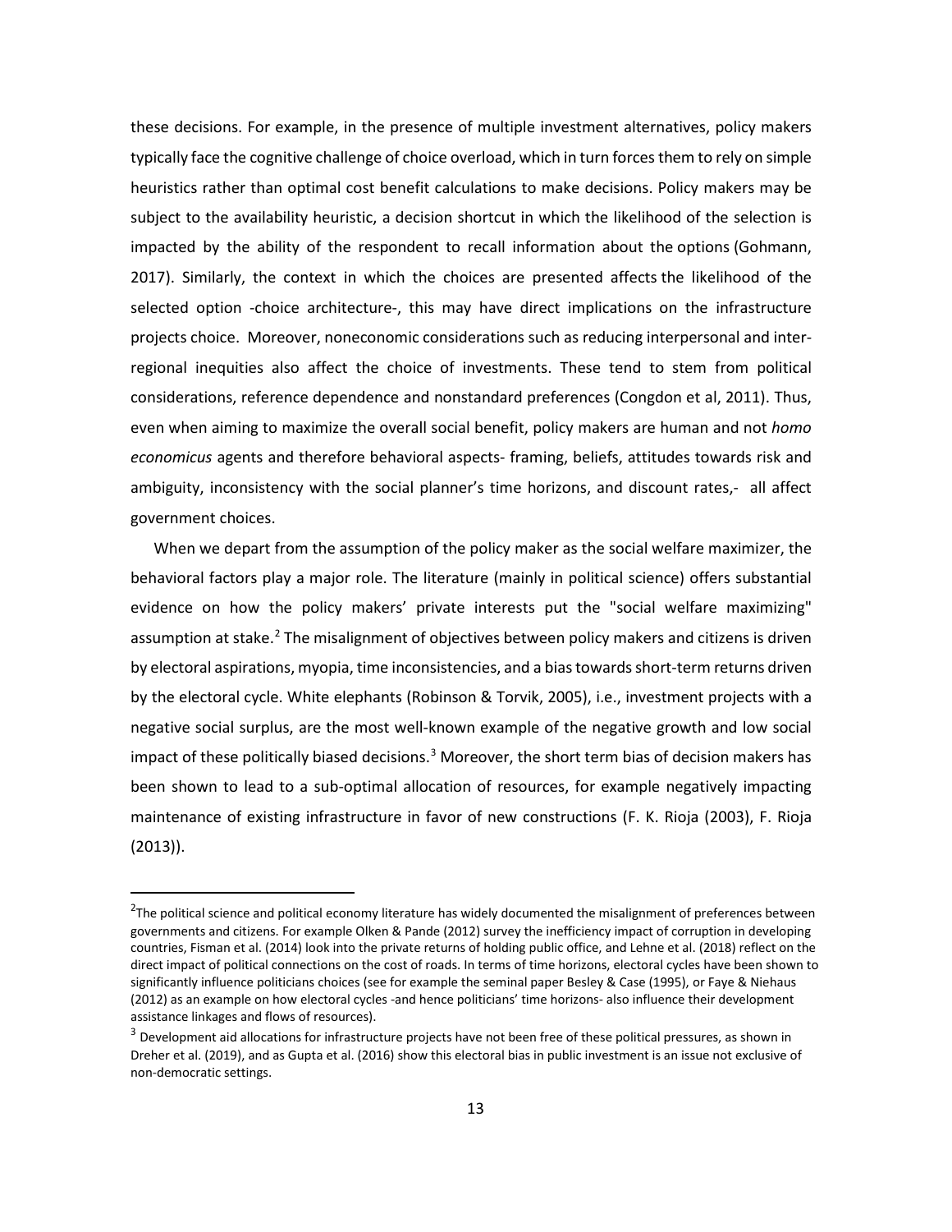these decisions. For example, in the presence of multiple investment alternatives, policy makers typically face the cognitive challenge of choice overload, which in turn forces them to rely on simple heuristics rather than optimal cost benefit calculations to make decisions. Policy makers may be subject to the availability heuristic, a decision shortcut in which the likelihood of the selection is impacted by the ability of the respondent to recall information about the options (Gohmann, 2017). Similarly, the context in which the choices are presented affects the likelihood of the selected option -choice architecture-, this may have direct implications on the infrastructure projects choice. Moreover, noneconomic considerations such as reducing interpersonal and inter-regional inequities also affect the choice of investments. These tend to stem from political considerations, reference dependence and nonstandard preferences (Congdon et al, 2011). Thus, even when aiming to maximize the overall social benefit, policy makers are human and not *homo economicus* agents and therefore behavioral aspects- framing, beliefs, attitudes towards risk and ambiguity, inconsistency with the social planner's time horizons, and discount rates,- all affect government choices.

When we depart from the assumption of the policy maker as the social welfare maximizer, the behavioral factors play a major role. The literature (mainly in political science) offers substantial evidence on how the policy makers' private interests put the "social welfare maximizing" assumption at stake.[2] The misalignment of objectives between policy makers and citizens is driven by electoral aspirations, myopia, time inconsistencies, and a bias towards short-term returns driven by the electoral cycle. White elephants (Robinson & Torvik, 2005), i.e., investment projects with a negative social surplus, are the most well-known example of the negative growth and low social impact of these politically biased decisions.[3] Moreover, the short term bias of decision makers has been shown to lead to a sub-optimal allocation of resources, for example negatively impacting maintenance of existing infrastructure in favor of new constructions (F. K. Rioja (2003), F. Rioja (2013)).

---

[2]The political science and political economy literature has widely documented the misalignment of preferences between governments and citizens. For example Olken & Pande (2012) survey the inefficiency impact of corruption in developing countries, Fisman et al. (2014) look into the private returns of holding public office, and Lehne et al. (2018) reflect on the direct impact of political connections on the cost of roads. In terms of time horizons, electoral cycles have been shown to significantly influence politicians choices (see for example the seminal paper Besley & Case (1995), or Faye & Niehaus (2012) as an example on how electoral cycles -and hence politicians' time horizons- also influence their development assistance linkages and flows of resources).

[3] Development aid allocations for infrastructure projects have not been free of these political pressures, as shown in Dreher et al. (2019), and as Gupta et al. (2016) show this electoral bias in public investment is an issue not exclusive of non-democratic settings.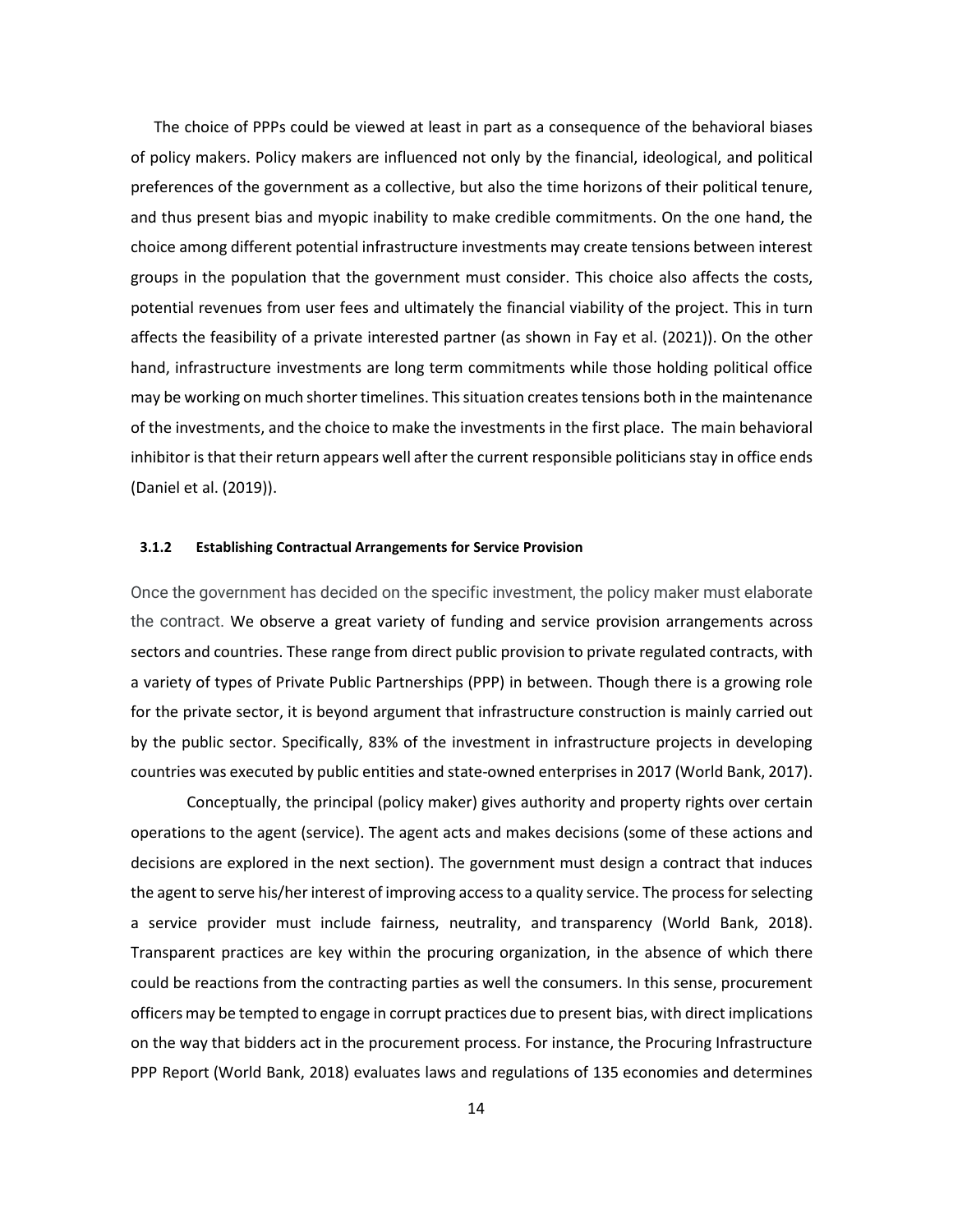The choice of PPPs could be viewed at least in part as a consequence of the behavioral biases of policy makers. Policy makers are influenced not only by the financial, ideological, and political preferences of the government as a collective, but also the time horizons of their political tenure, and thus present bias and myopic inability to make credible commitments. On the one hand, the choice among different potential infrastructure investments may create tensions between interest groups in the population that the government must consider. This choice also affects the costs, potential revenues from user fees and ultimately the financial viability of the project. This in turn affects the feasibility of a private interested partner (as shown in Fay et al. (2021)). On the other hand, infrastructure investments are long term commitments while those holding political office may be working on much shorter timelines. This situation creates tensions both in the maintenance of the investments, and the choice to make the investments in the first place. The main behavioral inhibitor is that their return appears well after the current responsible politicians stay in office ends (Daniel et al. (2019)).

### 3.1.2 Establishing Contractual Arrangements for Service Provision

Once the government has decided on the specific investment, the policy maker must elaborate the contract. We observe a great variety of funding and service provision arrangements across sectors and countries. These range from direct public provision to private regulated contracts, with a variety of types of Private Public Partnerships (PPP) in between. Though there is a growing role for the private sector, it is beyond argument that infrastructure construction is mainly carried out by the public sector. Specifically, 83% of the investment in infrastructure projects in developing countries was executed by public entities and state-owned enterprises in 2017 (World Bank, 2017).

Conceptually, the principal (policy maker) gives authority and property rights over certain operations to the agent (service). The agent acts and makes decisions (some of these actions and decisions are explored in the next section). The government must design a contract that induces the agent to serve his/her interest of improving access to a quality service. The process for selecting a service provider must include fairness, neutrality, and transparency (World Bank, 2018). Transparent practices are key within the procuring organization, in the absence of which there could be reactions from the contracting parties as well the consumers. In this sense, procurement officers may be tempted to engage in corrupt practices due to present bias, with direct implications on the way that bidders act in the procurement process. For instance, the Procuring Infrastructure PPP Report (World Bank, 2018) evaluates laws and regulations of 135 economies and determines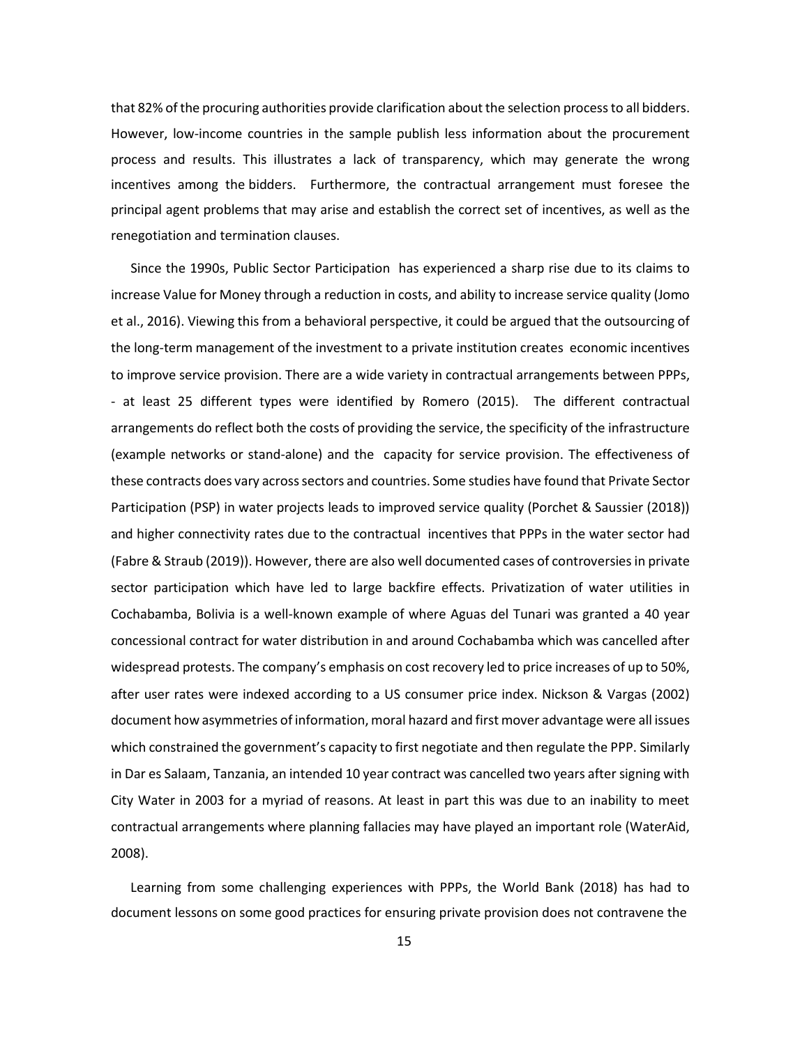that 82% of the procuring authorities provide clarification about the selection process to all bidders. However, low-income countries in the sample publish less information about the procurement process and results. This illustrates a lack of transparency, which may generate the wrong incentives among the bidders. Furthermore, the contractual arrangement must foresee the principal agent problems that may arise and establish the correct set of incentives, as well as the renegotiation and termination clauses.

Since the 1990s, Public Sector Participation has experienced a sharp rise due to its claims to increase Value for Money through a reduction in costs, and ability to increase service quality (Jomo et al., 2016). Viewing this from a behavioral perspective, it could be argued that the outsourcing of the long-term management of the investment to a private institution creates economic incentives to improve service provision. There are a wide variety in contractual arrangements between PPPs, - at least 25 different types were identified by Romero (2015). The different contractual arrangements do reflect both the costs of providing the service, the specificity of the infrastructure (example networks or stand-alone) and the capacity for service provision. The effectiveness of these contracts does vary across sectors and countries. Some studies have found that Private Sector Participation (PSP) in water projects leads to improved service quality (Porchet & Saussier (2018)) and higher connectivity rates due to the contractual incentives that PPPs in the water sector had (Fabre & Straub (2019)). However, there are also well documented cases of controversies in private sector participation which have led to large backfire effects. Privatization of water utilities in Cochabamba, Bolivia is a well-known example of where Aguas del Tunari was granted a 40 year concessional contract for water distribution in and around Cochabamba which was cancelled after widespread protests. The company's emphasis on cost recovery led to price increases of up to 50%, after user rates were indexed according to a US consumer price index. Nickson & Vargas (2002) document how asymmetries of information, moral hazard and first mover advantage were all issues which constrained the government's capacity to first negotiate and then regulate the PPP. Similarly in Dar es Salaam, Tanzania, an intended 10 year contract was cancelled two years after signing with City Water in 2003 for a myriad of reasons. At least in part this was due to an inability to meet contractual arrangements where planning fallacies may have played an important role (WaterAid, 2008).

Learning from some challenging experiences with PPPs, the World Bank (2018) has had to document lessons on some good practices for ensuring private provision does not contravene the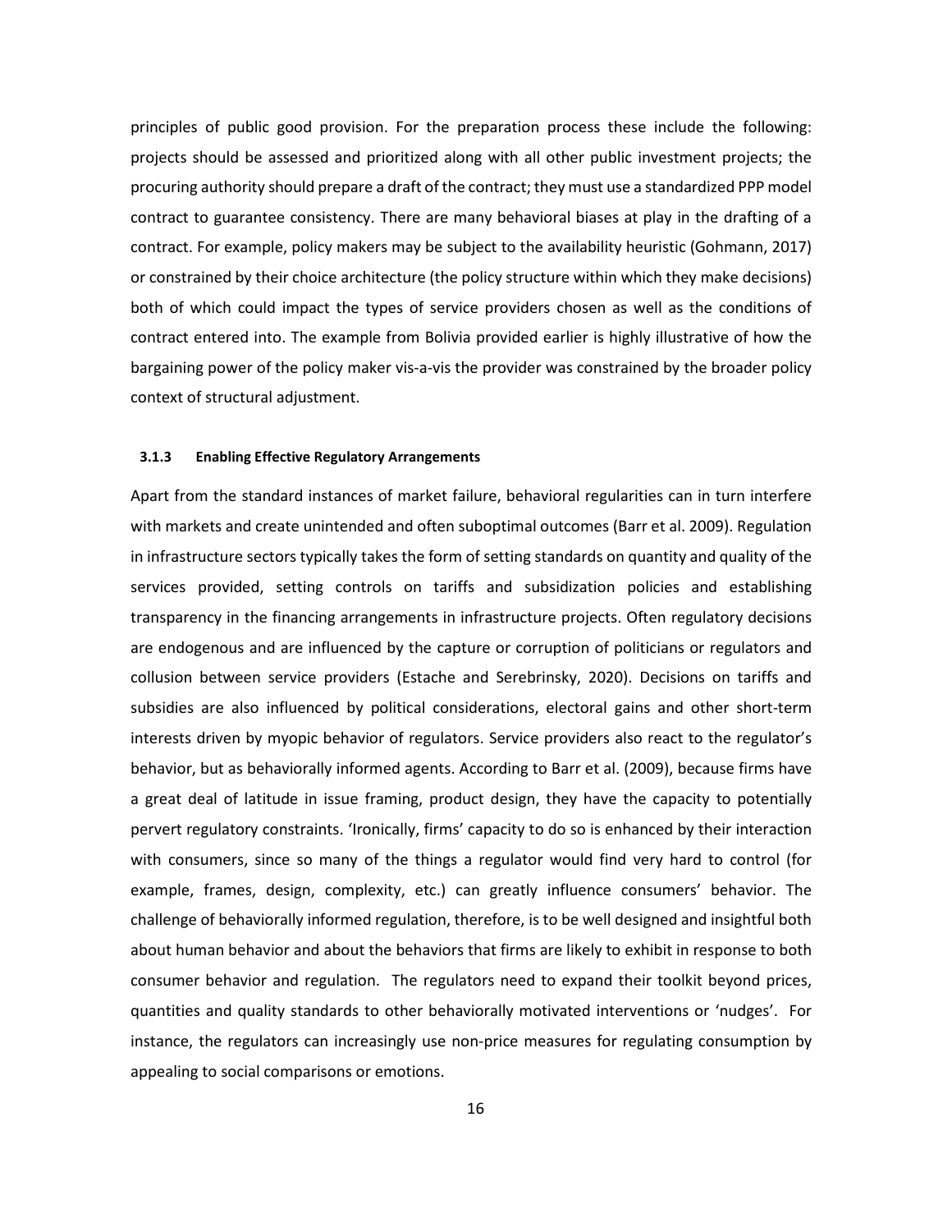principles of public good provision. For the preparation process these include the following: projects should be assessed and prioritized along with all other public investment projects; the procuring authority should prepare a draft of the contract; they must use a standardized PPP model contract to guarantee consistency. There are many behavioral biases at play in the drafting of a contract. For example, policy makers may be subject to the availability heuristic (Gohmann, 2017) or constrained by their choice architecture (the policy structure within which they make decisions) both of which could impact the types of service providers chosen as well as the conditions of contract entered into. The example from Bolivia provided earlier is highly illustrative of how the bargaining power of the policy maker vis-a-vis the provider was constrained by the broader policy context of structural adjustment.

#### 3.1.3 Enabling Effective Regulatory Arrangements

Apart from the standard instances of market failure, behavioral regularities can in turn interfere with markets and create unintended and often suboptimal outcomes (Barr et al. 2009). Regulation in infrastructure sectors typically takes the form of setting standards on quantity and quality of the services provided, setting controls on tariffs and subsidization policies and establishing transparency in the financing arrangements in infrastructure projects. Often regulatory decisions are endogenous and are influenced by the capture or corruption of politicians or regulators and collusion between service providers (Estache and Serebrinsky, 2020). Decisions on tariffs and subsidies are also influenced by political considerations, electoral gains and other short-term interests driven by myopic behavior of regulators. Service providers also react to the regulator's behavior, but as behaviorally informed agents. According to Barr et al. (2009), because firms have a great deal of latitude in issue framing, product design, they have the capacity to potentially pervert regulatory constraints. 'Ironically, firms' capacity to do so is enhanced by their interaction with consumers, since so many of the things a regulator would find very hard to control (for example, frames, design, complexity, etc.) can greatly influence consumers' behavior. The challenge of behaviorally informed regulation, therefore, is to be well designed and insightful both about human behavior and about the behaviors that firms are likely to exhibit in response to both consumer behavior and regulation. The regulators need to expand their toolkit beyond prices, quantities and quality standards to other behaviorally motivated interventions or 'nudges'. For instance, the regulators can increasingly use non-price measures for regulating consumption by appealing to social comparisons or emotions.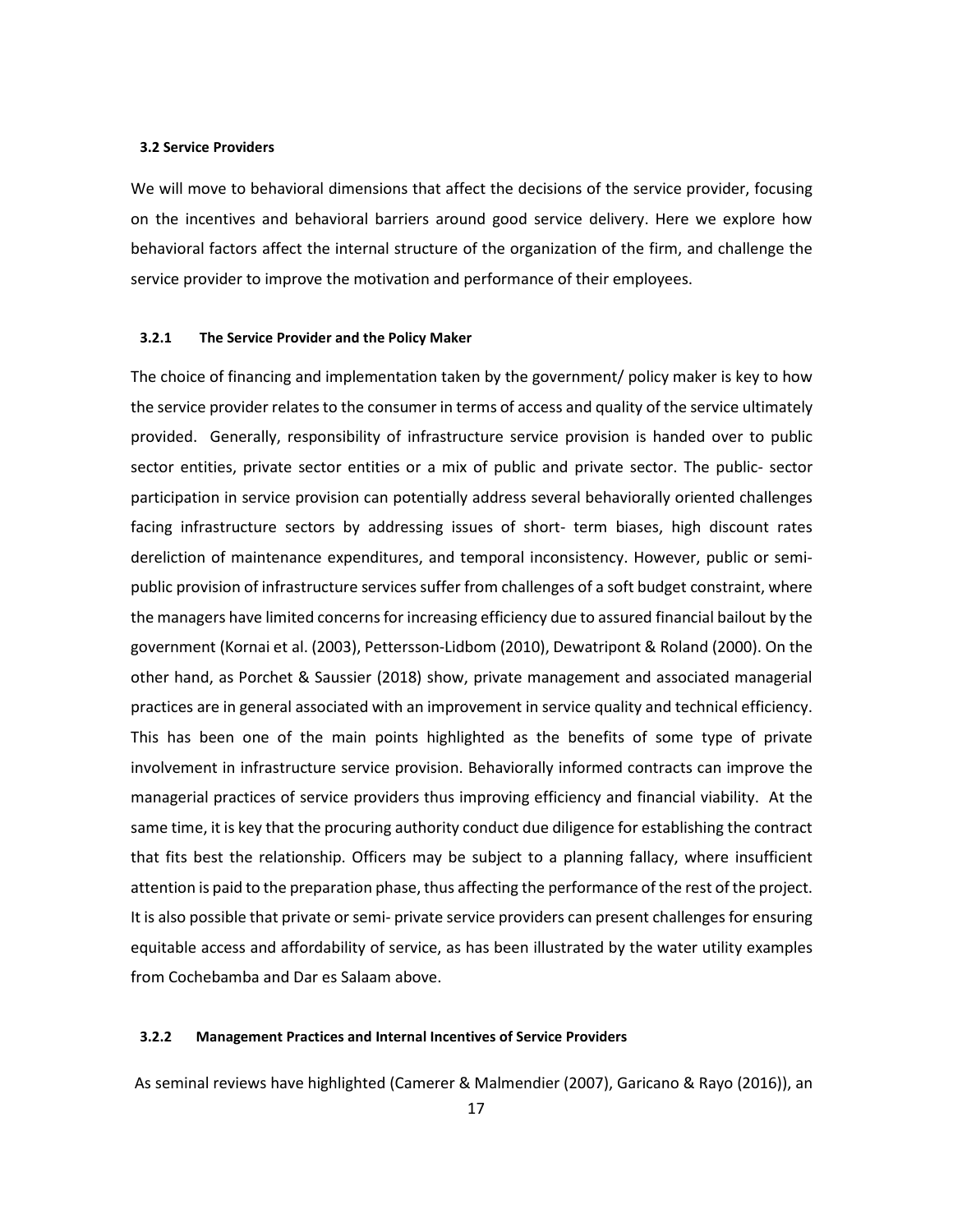### 3.2 Service Providers

We will move to behavioral dimensions that affect the decisions of the service provider, focusing on the incentives and behavioral barriers around good service delivery. Here we explore how behavioral factors affect the internal structure of the organization of the firm, and challenge the service provider to improve the motivation and performance of their employees.

#### 3.2.1 The Service Provider and the Policy Maker

The choice of financing and implementation taken by the government/ policy maker is key to how the service provider relates to the consumer in terms of access and quality of the service ultimately provided. Generally, responsibility of infrastructure service provision is handed over to public sector entities, private sector entities or a mix of public and private sector. The public- sector participation in service provision can potentially address several behaviorally oriented challenges facing infrastructure sectors by addressing issues of short- term biases, high discount rates dereliction of maintenance expenditures, and temporal inconsistency. However, public or semi-public provision of infrastructure services suffer from challenges of a soft budget constraint, where the managers have limited concerns for increasing efficiency due to assured financial bailout by the government (Kornai et al. (2003), Pettersson-Lidbom (2010), Dewatripont & Roland (2000). On the other hand, as Porchet & Saussier (2018) show, private management and associated managerial practices are in general associated with an improvement in service quality and technical efficiency. This has been one of the main points highlighted as the benefits of some type of private involvement in infrastructure service provision. Behaviorally informed contracts can improve the managerial practices of service providers thus improving efficiency and financial viability. At the same time, it is key that the procuring authority conduct due diligence for establishing the contract that fits best the relationship. Officers may be subject to a planning fallacy, where insufficient attention is paid to the preparation phase, thus affecting the performance of the rest of the project. It is also possible that private or semi- private service providers can present challenges for ensuring equitable access and affordability of service, as has been illustrated by the water utility examples from Cochebamba and Dar es Salaam above.

#### 3.2.2 Management Practices and Internal Incentives of Service Providers

As seminal reviews have highlighted (Camerer & Malmendier (2007), Garicano & Rayo (2016)), an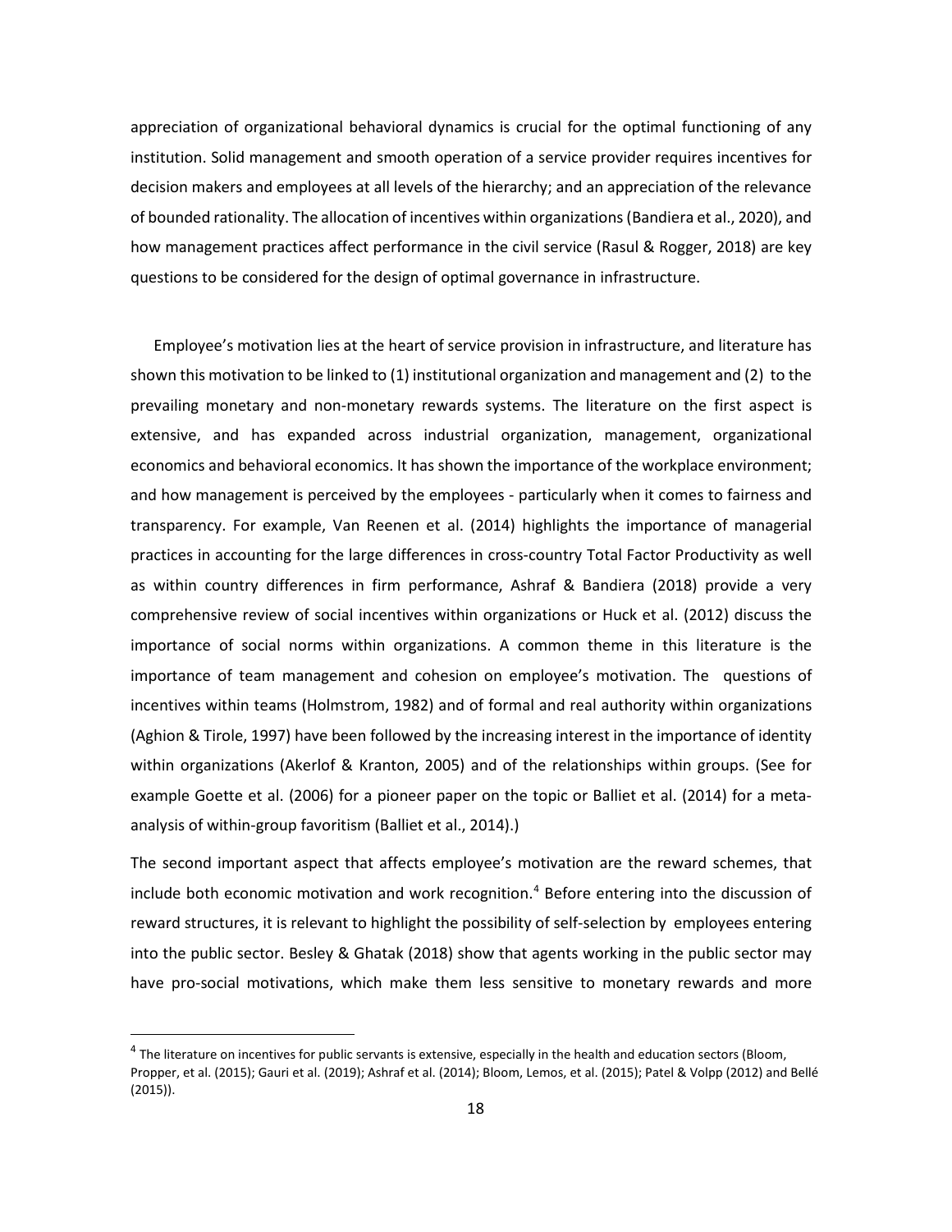appreciation of organizational behavioral dynamics is crucial for the optimal functioning of any institution. Solid management and smooth operation of a service provider requires incentives for decision makers and employees at all levels of the hierarchy; and an appreciation of the relevance of bounded rationality. The allocation of incentives within organizations (Bandiera et al., 2020), and how management practices affect performance in the civil service (Rasul & Rogger, 2018) are key questions to be considered for the design of optimal governance in infrastructure.

Employee's motivation lies at the heart of service provision in infrastructure, and literature has shown this motivation to be linked to (1) institutional organization and management and (2) to the prevailing monetary and non-monetary rewards systems. The literature on the first aspect is extensive, and has expanded across industrial organization, management, organizational economics and behavioral economics. It has shown the importance of the workplace environment; and how management is perceived by the employees - particularly when it comes to fairness and transparency. For example, Van Reenen et al. (2014) highlights the importance of managerial practices in accounting for the large differences in cross-country Total Factor Productivity as well as within country differences in firm performance, Ashraf & Bandiera (2018) provide a very comprehensive review of social incentives within organizations or Huck et al. (2012) discuss the importance of social norms within organizations. A common theme in this literature is the importance of team management and cohesion on employee's motivation. The questions of incentives within teams (Holmstrom, 1982) and of formal and real authority within organizations (Aghion & Tirole, 1997) have been followed by the increasing interest in the importance of identity within organizations (Akerlof & Kranton, 2005) and of the relationships within groups. (See for example Goette et al. (2006) for a pioneer paper on the topic or Balliet et al. (2014) for a meta-analysis of within-group favoritism (Balliet et al., 2014).)

The second important aspect that affects employee's motivation are the reward schemes, that include both economic motivation and work recognition.[4] Before entering into the discussion of reward structures, it is relevant to highlight the possibility of self-selection by employees entering into the public sector. Besley & Ghatak (2018) show that agents working in the public sector may have pro-social motivations, which make them less sensitive to monetary rewards and more

[4] The literature on incentives for public servants is extensive, especially in the health and education sectors (Bloom, Propper, et al. (2015); Gauri et al. (2019); Ashraf et al. (2014); Bloom, Lemos, et al. (2015); Patel & Volpp (2012) and Bellé (2015)).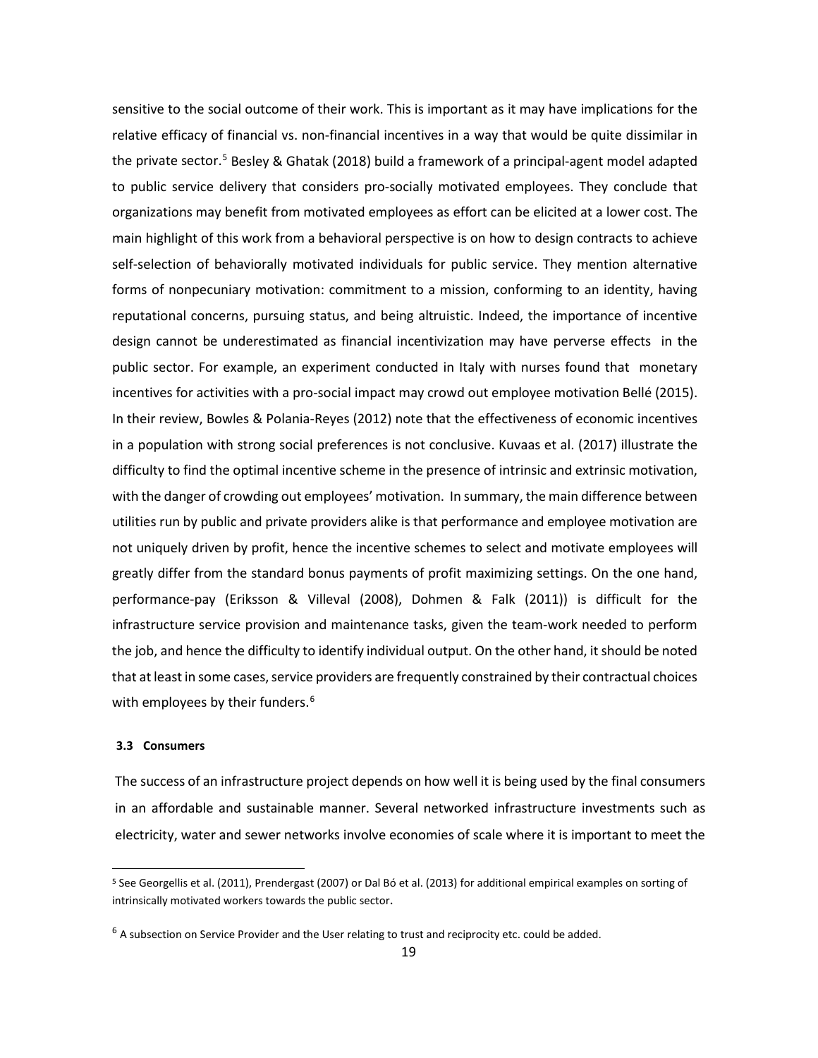sensitive to the social outcome of their work. This is important as it may have implications for the relative efficacy of financial vs. non-financial incentives in a way that would be quite dissimilar in the private sector.[5] Besley & Ghatak (2018) build a framework of a principal-agent model adapted to public service delivery that considers pro-socially motivated employees. They conclude that organizations may benefit from motivated employees as effort can be elicited at a lower cost. The main highlight of this work from a behavioral perspective is on how to design contracts to achieve self-selection of behaviorally motivated individuals for public service. They mention alternative forms of nonpecuniary motivation: commitment to a mission, conforming to an identity, having reputational concerns, pursuing status, and being altruistic. Indeed, the importance of incentive design cannot be underestimated as financial incentivization may have perverse effects in the public sector. For example, an experiment conducted in Italy with nurses found that monetary incentives for activities with a pro-social impact may crowd out employee motivation Bellé (2015). In their review, Bowles & Polania-Reyes (2012) note that the effectiveness of economic incentives in a population with strong social preferences is not conclusive. Kuvaas et al. (2017) illustrate the difficulty to find the optimal incentive scheme in the presence of intrinsic and extrinsic motivation, with the danger of crowding out employees' motivation. In summary, the main difference between utilities run by public and private providers alike is that performance and employee motivation are not uniquely driven by profit, hence the incentive schemes to select and motivate employees will greatly differ from the standard bonus payments of profit maximizing settings. On the one hand, performance-pay (Eriksson & Villeval (2008), Dohmen & Falk (2011)) is difficult for the infrastructure service provision and maintenance tasks, given the team-work needed to perform the job, and hence the difficulty to identify individual output. On the other hand, it should be noted that at least in some cases, service providers are frequently constrained by their contractual choices with employees by their funders.[6]

### 3.3 Consumers

The success of an infrastructure project depends on how well it is being used by the final consumers in an affordable and sustainable manner. Several networked infrastructure investments such as electricity, water and sewer networks involve economies of scale where it is important to meet the

---

[5] See Georgellis et al. (2011), Prendergast (2007) or Dal Bó et al. (2013) for additional empirical examples on sorting of intrinsically motivated workers towards the public sector.

[6] A subsection on Service Provider and the User relating to trust and reciprocity etc. could be added.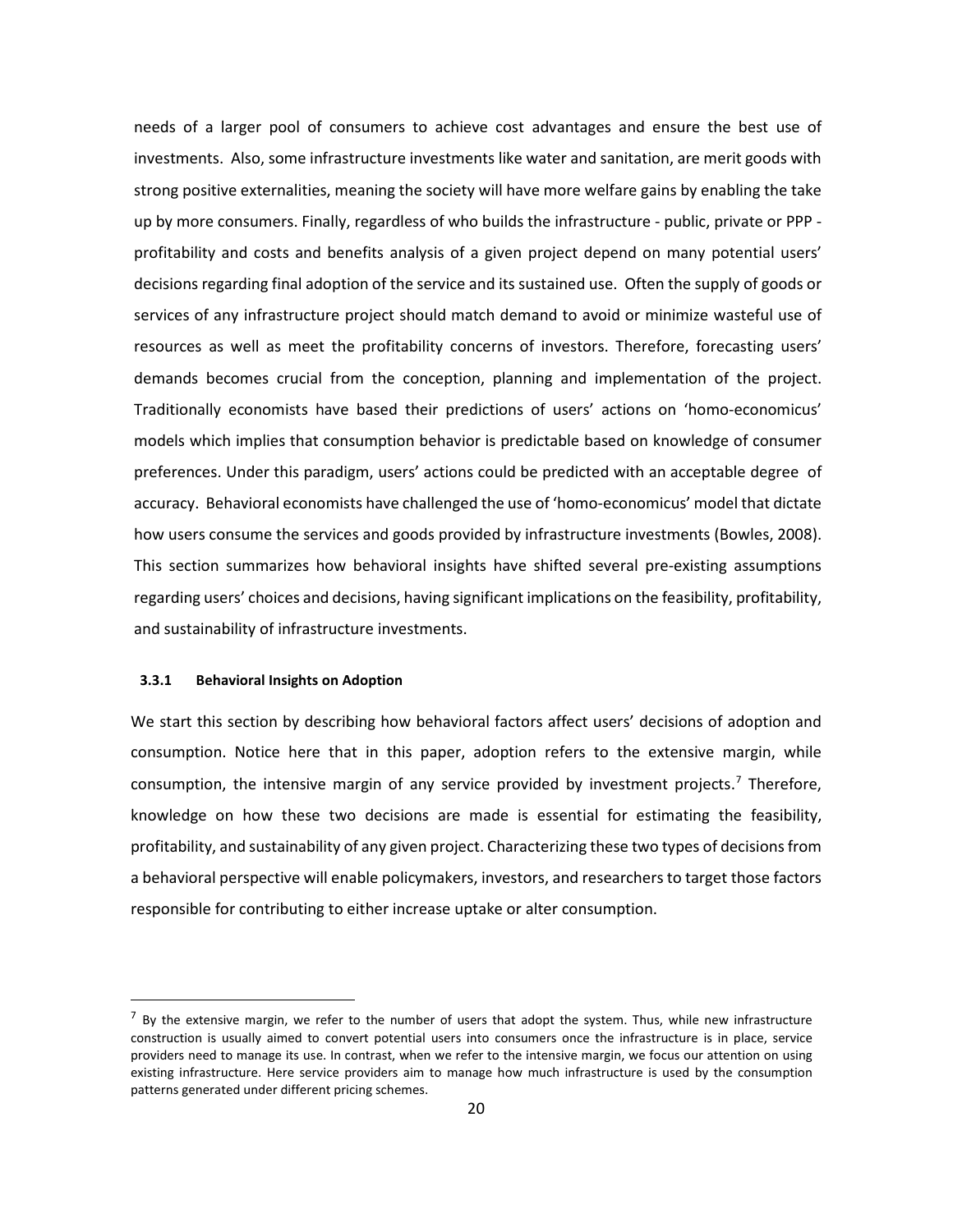needs of a larger pool of consumers to achieve cost advantages and ensure the best use of investments. Also, some infrastructure investments like water and sanitation, are merit goods with strong positive externalities, meaning the society will have more welfare gains by enabling the take up by more consumers. Finally, regardless of who builds the infrastructure - public, private or PPP - profitability and costs and benefits analysis of a given project depend on many potential users' decisions regarding final adoption of the service and its sustained use. Often the supply of goods or services of any infrastructure project should match demand to avoid or minimize wasteful use of resources as well as meet the profitability concerns of investors. Therefore, forecasting users' demands becomes crucial from the conception, planning and implementation of the project. Traditionally economists have based their predictions of users' actions on 'homo-economicus' models which implies that consumption behavior is predictable based on knowledge of consumer preferences. Under this paradigm, users' actions could be predicted with an acceptable degree of accuracy. Behavioral economists have challenged the use of 'homo-economicus' model that dictate how users consume the services and goods provided by infrastructure investments (Bowles, 2008). This section summarizes how behavioral insights have shifted several pre-existing assumptions regarding users' choices and decisions, having significant implications on the feasibility, profitability, and sustainability of infrastructure investments.

### 3.3.1 Behavioral Insights on Adoption

We start this section by describing how behavioral factors affect users' decisions of adoption and consumption. Notice here that in this paper, adoption refers to the extensive margin, while consumption, the intensive margin of any service provided by investment projects.[7] Therefore, knowledge on how these two decisions are made is essential for estimating the feasibility, profitability, and sustainability of any given project. Characterizing these two types of decisions from a behavioral perspective will enable policymakers, investors, and researchers to target those factors responsible for contributing to either increase uptake or alter consumption.

---

[7] By the extensive margin, we refer to the number of users that adopt the system. Thus, while new infrastructure construction is usually aimed to convert potential users into consumers once the infrastructure is in place, service providers need to manage its use. In contrast, when we refer to the intensive margin, we focus our attention on using existing infrastructure. Here service providers aim to manage how much infrastructure is used by the consumption patterns generated under different pricing schemes.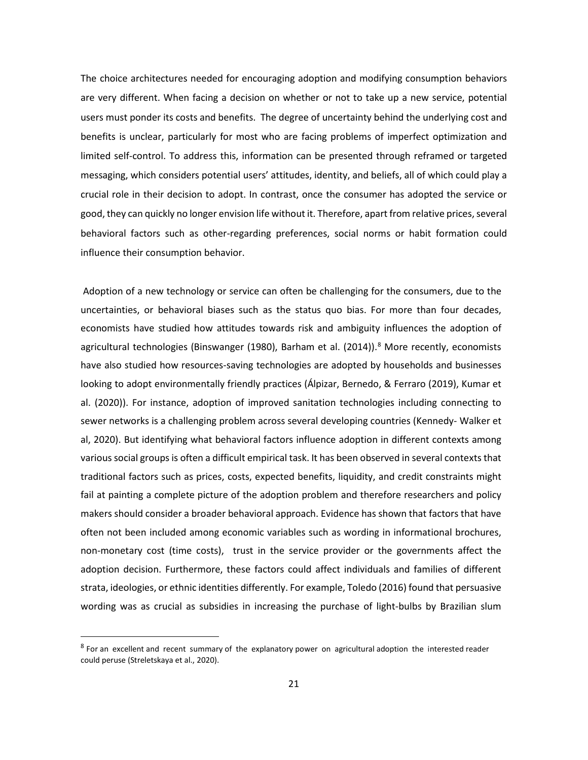The choice architectures needed for encouraging adoption and modifying consumption behaviors are very different. When facing a decision on whether or not to take up a new service, potential users must ponder its costs and benefits. The degree of uncertainty behind the underlying cost and benefits is unclear, particularly for most who are facing problems of imperfect optimization and limited self-control. To address this, information can be presented through reframed or targeted messaging, which considers potential users' attitudes, identity, and beliefs, all of which could play a crucial role in their decision to adopt. In contrast, once the consumer has adopted the service or good, they can quickly no longer envision life without it. Therefore, apart from relative prices, several behavioral factors such as other-regarding preferences, social norms or habit formation could influence their consumption behavior.

Adoption of a new technology or service can often be challenging for the consumers, due to the uncertainties, or behavioral biases such as the status quo bias. For more than four decades, economists have studied how attitudes towards risk and ambiguity influences the adoption of agricultural technologies (Binswanger (1980), Barham et al. (2014)).[8] More recently, economists have also studied how resources-saving technologies are adopted by households and businesses looking to adopt environmentally friendly practices (Álpizar, Bernedo, & Ferraro (2019), Kumar et al. (2020)). For instance, adoption of improved sanitation technologies including connecting to sewer networks is a challenging problem across several developing countries (Kennedy- Walker et al, 2020). But identifying what behavioral factors influence adoption in different contexts among various social groups is often a difficult empirical task. It has been observed in several contexts that traditional factors such as prices, costs, expected benefits, liquidity, and credit constraints might fail at painting a complete picture of the adoption problem and therefore researchers and policy makers should consider a broader behavioral approach. Evidence has shown that factors that have often not been included among economic variables such as wording in informational brochures, non-monetary cost (time costs), trust in the service provider or the governments affect the adoption decision. Furthermore, these factors could affect individuals and families of different strata, ideologies, or ethnic identities differently. For example, Toledo (2016) found that persuasive wording was as crucial as subsidies in increasing the purchase of light-bulbs by Brazilian slum

[8] For an excellent and recent summary of the explanatory power on agricultural adoption the interested reader could peruse (Streletskaya et al., 2020).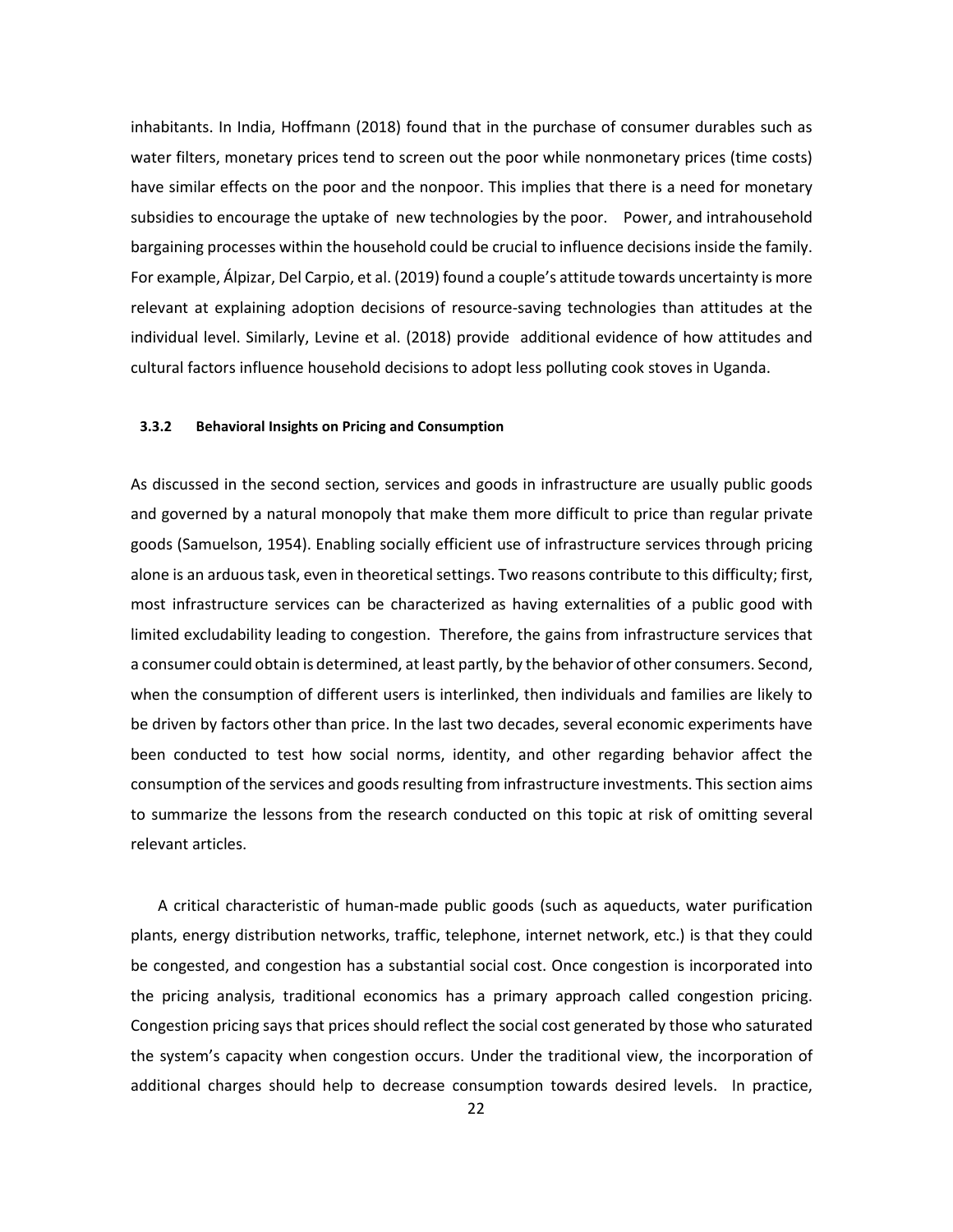inhabitants. In India, Hoffmann (2018) found that in the purchase of consumer durables such as water filters, monetary prices tend to screen out the poor while nonmonetary prices (time costs) have similar effects on the poor and the nonpoor. This implies that there is a need for monetary subsidies to encourage the uptake of new technologies by the poor. Power, and intrahousehold bargaining processes within the household could be crucial to influence decisions inside the family. For example, Álpizar, Del Carpio, et al. (2019) found a couple's attitude towards uncertainty is more relevant at explaining adoption decisions of resource-saving technologies than attitudes at the individual level. Similarly, Levine et al. (2018) provide additional evidence of how attitudes and cultural factors influence household decisions to adopt less polluting cook stoves in Uganda.

#### 3.3.2 Behavioral Insights on Pricing and Consumption

As discussed in the second section, services and goods in infrastructure are usually public goods and governed by a natural monopoly that make them more difficult to price than regular private goods (Samuelson, 1954). Enabling socially efficient use of infrastructure services through pricing alone is an arduous task, even in theoretical settings. Two reasons contribute to this difficulty; first, most infrastructure services can be characterized as having externalities of a public good with limited excludability leading to congestion. Therefore, the gains from infrastructure services that a consumer could obtain is determined, at least partly, by the behavior of other consumers. Second, when the consumption of different users is interlinked, then individuals and families are likely to be driven by factors other than price. In the last two decades, several economic experiments have been conducted to test how social norms, identity, and other regarding behavior affect the consumption of the services and goods resulting from infrastructure investments. This section aims to summarize the lessons from the research conducted on this topic at risk of omitting several relevant articles.

A critical characteristic of human-made public goods (such as aqueducts, water purification plants, energy distribution networks, traffic, telephone, internet network, etc.) is that they could be congested, and congestion has a substantial social cost. Once congestion is incorporated into the pricing analysis, traditional economics has a primary approach called congestion pricing. Congestion pricing says that prices should reflect the social cost generated by those who saturated the system's capacity when congestion occurs. Under the traditional view, the incorporation of additional charges should help to decrease consumption towards desired levels. In practice,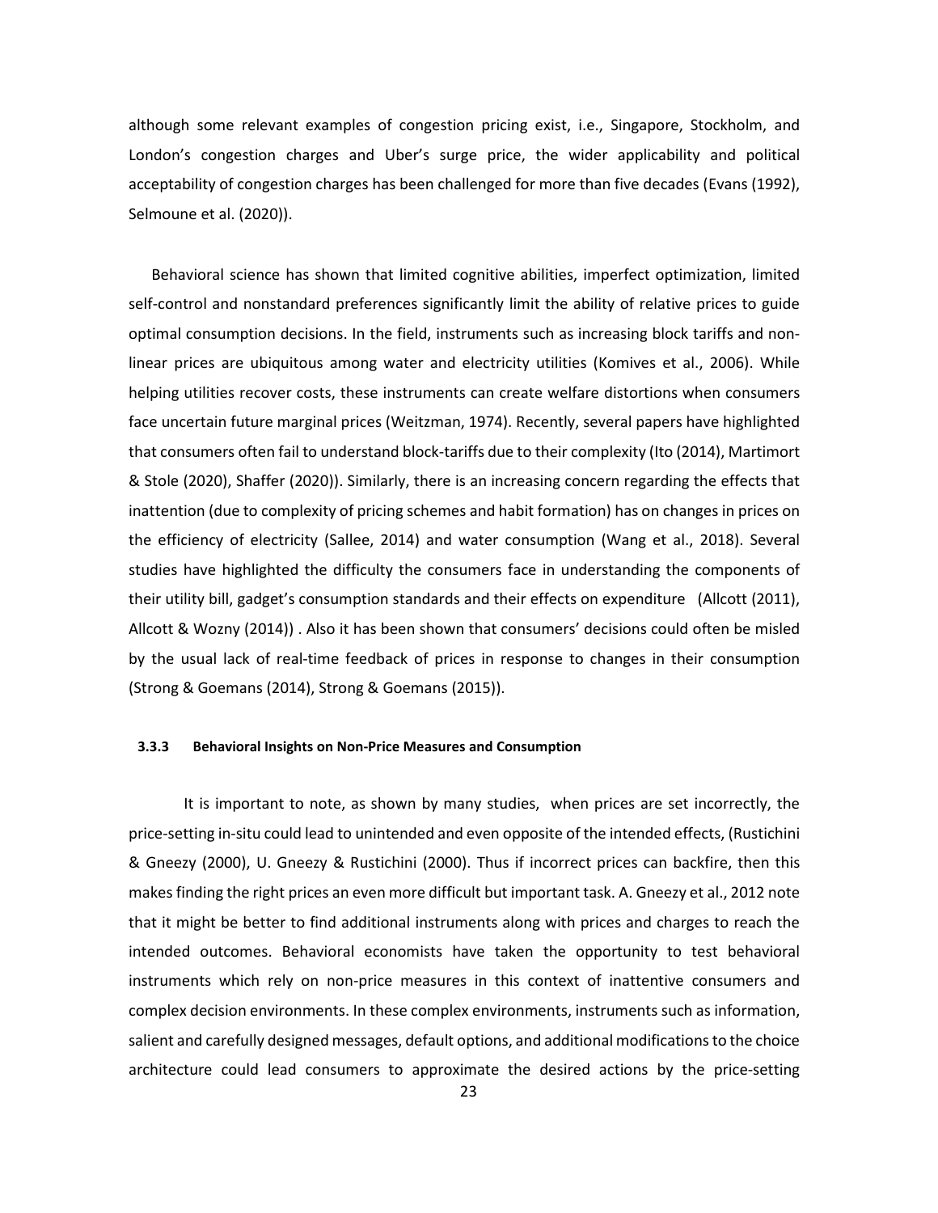although some relevant examples of congestion pricing exist, i.e., Singapore, Stockholm, and London's congestion charges and Uber's surge price, the wider applicability and political acceptability of congestion charges has been challenged for more than five decades (Evans (1992), Selmoune et al. (2020)).

Behavioral science has shown that limited cognitive abilities, imperfect optimization, limited self-control and nonstandard preferences significantly limit the ability of relative prices to guide optimal consumption decisions. In the field, instruments such as increasing block tariffs and non-linear prices are ubiquitous among water and electricity utilities (Komives et al., 2006). While helping utilities recover costs, these instruments can create welfare distortions when consumers face uncertain future marginal prices (Weitzman, 1974). Recently, several papers have highlighted that consumers often fail to understand block-tariffs due to their complexity (Ito (2014), Martimort & Stole (2020), Shaffer (2020)). Similarly, there is an increasing concern regarding the effects that inattention (due to complexity of pricing schemes and habit formation) has on changes in prices on the efficiency of electricity (Sallee, 2014) and water consumption (Wang et al., 2018). Several studies have highlighted the difficulty the consumers face in understanding the components of their utility bill, gadget's consumption standards and their effects on expenditure (Allcott (2011), Allcott & Wozny (2014)) . Also it has been shown that consumers' decisions could often be misled by the usual lack of real-time feedback of prices in response to changes in their consumption (Strong & Goemans (2014), Strong & Goemans (2015)).

#### 3.3.3 Behavioral Insights on Non-Price Measures and Consumption

It is important to note, as shown by many studies, when prices are set incorrectly, the price-setting in-situ could lead to unintended and even opposite of the intended effects, (Rustichini & Gneezy (2000), U. Gneezy & Rustichini (2000). Thus if incorrect prices can backfire, then this makes finding the right prices an even more difficult but important task. A. Gneezy et al., 2012 note that it might be better to find additional instruments along with prices and charges to reach the intended outcomes. Behavioral economists have taken the opportunity to test behavioral instruments which rely on non-price measures in this context of inattentive consumers and complex decision environments. In these complex environments, instruments such as information, salient and carefully designed messages, default options, and additional modifications to the choice architecture could lead consumers to approximate the desired actions by the price-setting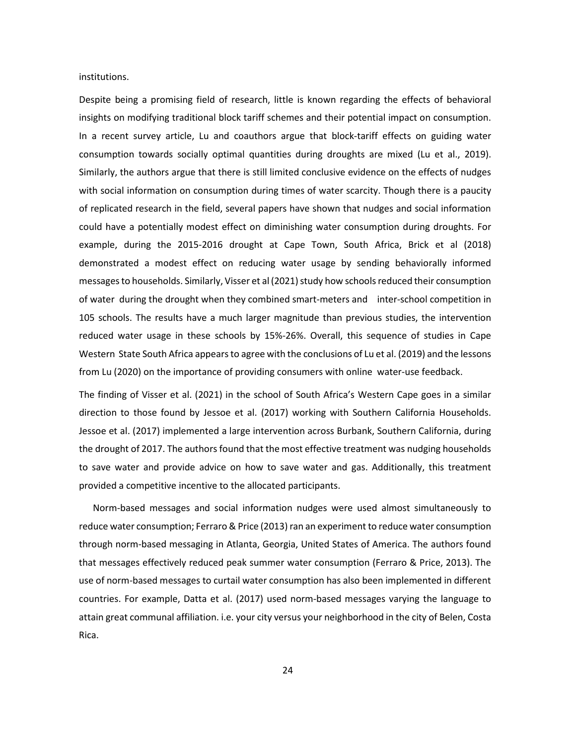institutions.

Despite being a promising field of research, little is known regarding the effects of behavioral insights on modifying traditional block tariff schemes and their potential impact on consumption. In a recent survey article, Lu and coauthors argue that block-tariff effects on guiding water consumption towards socially optimal quantities during droughts are mixed (Lu et al., 2019). Similarly, the authors argue that there is still limited conclusive evidence on the effects of nudges with social information on consumption during times of water scarcity. Though there is a paucity of replicated research in the field, several papers have shown that nudges and social information could have a potentially modest effect on diminishing water consumption during droughts. For example, during the 2015-2016 drought at Cape Town, South Africa, Brick et al (2018) demonstrated a modest effect on reducing water usage by sending behaviorally informed messages to households. Similarly, Visser et al (2021) study how schools reduced their consumption of water during the drought when they combined smart-meters and inter-school competition in 105 schools. The results have a much larger magnitude than previous studies, the intervention reduced water usage in these schools by 15%-26%. Overall, this sequence of studies in Cape Western State South Africa appears to agree with the conclusions of Lu et al. (2019) and the lessons from Lu (2020) on the importance of providing consumers with online water-use feedback.

The finding of Visser et al. (2021) in the school of South Africa's Western Cape goes in a similar direction to those found by Jessoe et al. (2017) working with Southern California Households. Jessoe et al. (2017) implemented a large intervention across Burbank, Southern California, during the drought of 2017. The authors found that the most effective treatment was nudging households to save water and provide advice on how to save water and gas. Additionally, this treatment provided a competitive incentive to the allocated participants.

Norm-based messages and social information nudges were used almost simultaneously to reduce water consumption; Ferraro & Price (2013) ran an experiment to reduce water consumption through norm-based messaging in Atlanta, Georgia, United States of America. The authors found that messages effectively reduced peak summer water consumption (Ferraro & Price, 2013). The use of norm-based messages to curtail water consumption has also been implemented in different countries. For example, Datta et al. (2017) used norm-based messages varying the language to attain great communal affiliation. i.e. your city versus your neighborhood in the city of Belen, Costa Rica.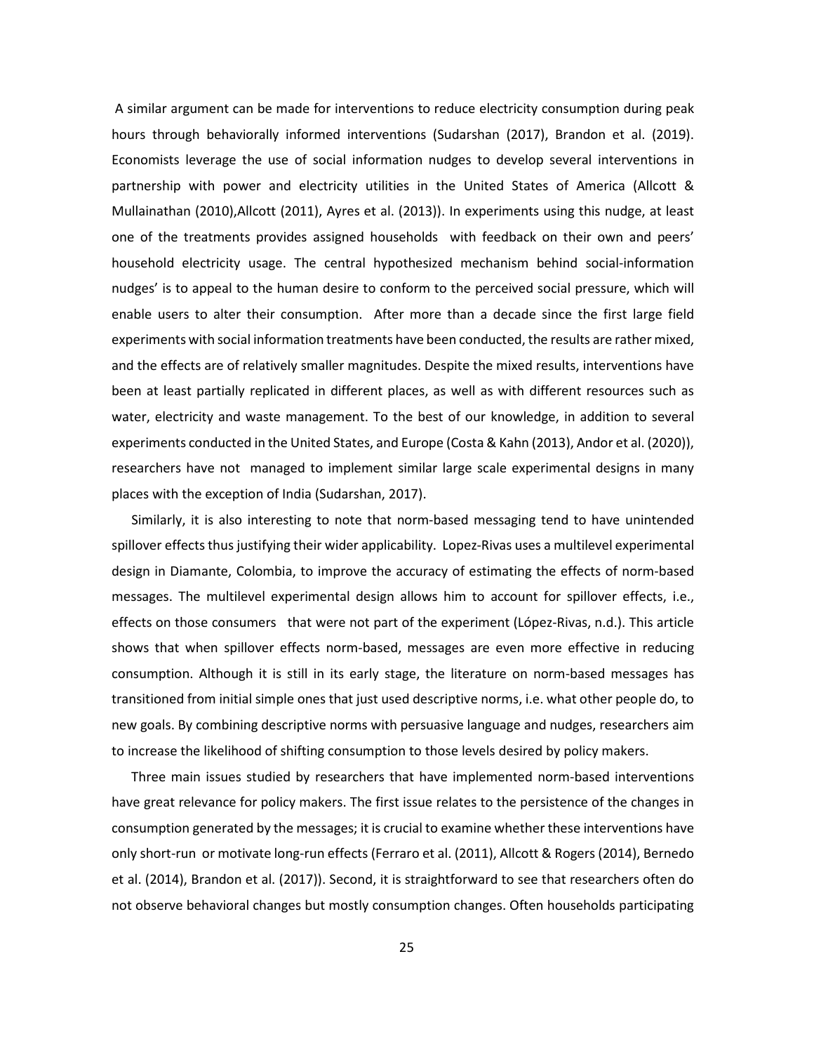A similar argument can be made for interventions to reduce electricity consumption during peak hours through behaviorally informed interventions (Sudarshan (2017), Brandon et al. (2019). Economists leverage the use of social information nudges to develop several interventions in partnership with power and electricity utilities in the United States of America (Allcott & Mullainathan (2010),Allcott (2011), Ayres et al. (2013)). In experiments using this nudge, at least one of the treatments provides assigned households with feedback on their own and peers' household electricity usage. The central hypothesized mechanism behind social-information nudges' is to appeal to the human desire to conform to the perceived social pressure, which will enable users to alter their consumption. After more than a decade since the first large field experiments with social information treatments have been conducted, the results are rather mixed, and the effects are of relatively smaller magnitudes. Despite the mixed results, interventions have been at least partially replicated in different places, as well as with different resources such as water, electricity and waste management. To the best of our knowledge, in addition to several experiments conducted in the United States, and Europe (Costa & Kahn (2013), Andor et al. (2020)), researchers have not managed to implement similar large scale experimental designs in many places with the exception of India (Sudarshan, 2017).

Similarly, it is also interesting to note that norm-based messaging tend to have unintended spillover effects thus justifying their wider applicability. Lopez-Rivas uses a multilevel experimental design in Diamante, Colombia, to improve the accuracy of estimating the effects of norm-based messages. The multilevel experimental design allows him to account for spillover effects, i.e., effects on those consumers that were not part of the experiment (López-Rivas, n.d.). This article shows that when spillover effects norm-based, messages are even more effective in reducing consumption. Although it is still in its early stage, the literature on norm-based messages has transitioned from initial simple ones that just used descriptive norms, i.e. what other people do, to new goals. By combining descriptive norms with persuasive language and nudges, researchers aim to increase the likelihood of shifting consumption to those levels desired by policy makers.

Three main issues studied by researchers that have implemented norm-based interventions have great relevance for policy makers. The first issue relates to the persistence of the changes in consumption generated by the messages; it is crucial to examine whether these interventions have only short-run or motivate long-run effects (Ferraro et al. (2011), Allcott & Rogers (2014), Bernedo et al. (2014), Brandon et al. (2017)). Second, it is straightforward to see that researchers often do not observe behavioral changes but mostly consumption changes. Often households participating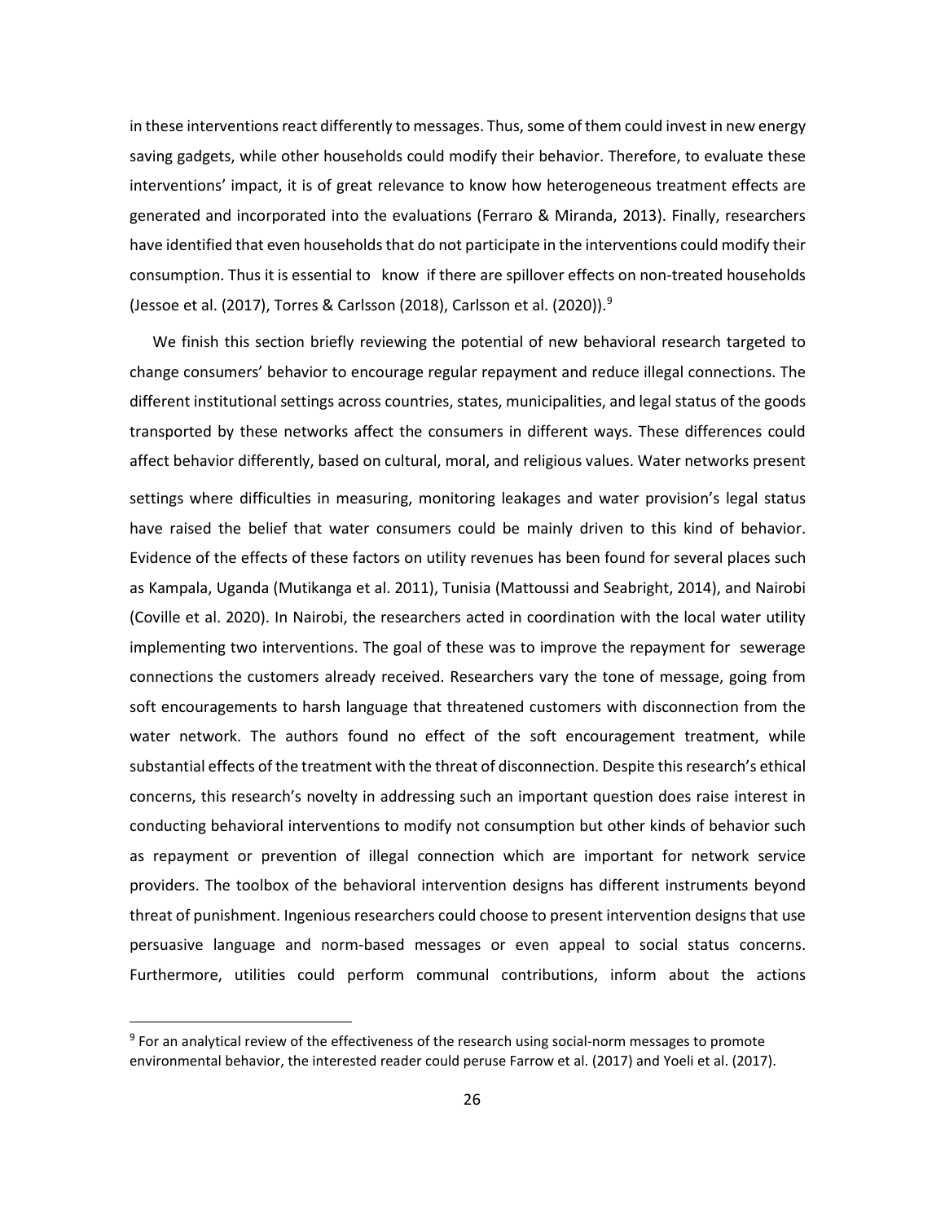in these interventions react differently to messages. Thus, some of them could invest in new energy saving gadgets, while other households could modify their behavior. Therefore, to evaluate these interventions' impact, it is of great relevance to know how heterogeneous treatment effects are generated and incorporated into the evaluations (Ferraro & Miranda, 2013). Finally, researchers have identified that even households that do not participate in the interventions could modify their consumption. Thus it is essential to know if there are spillover effects on non-treated households (Jessoe et al. (2017), Torres & Carlsson (2018), Carlsson et al. (2020)).[9]

We finish this section briefly reviewing the potential of new behavioral research targeted to change consumers' behavior to encourage regular repayment and reduce illegal connections. The different institutional settings across countries, states, municipalities, and legal status of the goods transported by these networks affect the consumers in different ways. These differences could affect behavior differently, based on cultural, moral, and religious values. Water networks present settings where difficulties in measuring, monitoring leakages and water provision's legal status have raised the belief that water consumers could be mainly driven to this kind of behavior. Evidence of the effects of these factors on utility revenues has been found for several places such as Kampala, Uganda (Mutikanga et al. 2011), Tunisia (Mattoussi and Seabright, 2014), and Nairobi (Coville et al. 2020). In Nairobi, the researchers acted in coordination with the local water utility implementing two interventions. The goal of these was to improve the repayment for sewerage connections the customers already received. Researchers vary the tone of message, going from soft encouragements to harsh language that threatened customers with disconnection from the water network. The authors found no effect of the soft encouragement treatment, while substantial effects of the treatment with the threat of disconnection. Despite this research's ethical concerns, this research's novelty in addressing such an important question does raise interest in conducting behavioral interventions to modify not consumption but other kinds of behavior such as repayment or prevention of illegal connection which are important for network service providers. The toolbox of the behavioral intervention designs has different instruments beyond threat of punishment. Ingenious researchers could choose to present intervention designs that use persuasive language and norm-based messages or even appeal to social status concerns. Furthermore, utilities could perform communal contributions, inform about the actions

[9] For an analytical review of the effectiveness of the research using social-norm messages to promote environmental behavior, the interested reader could peruse Farrow et al. (2017) and Yoeli et al. (2017).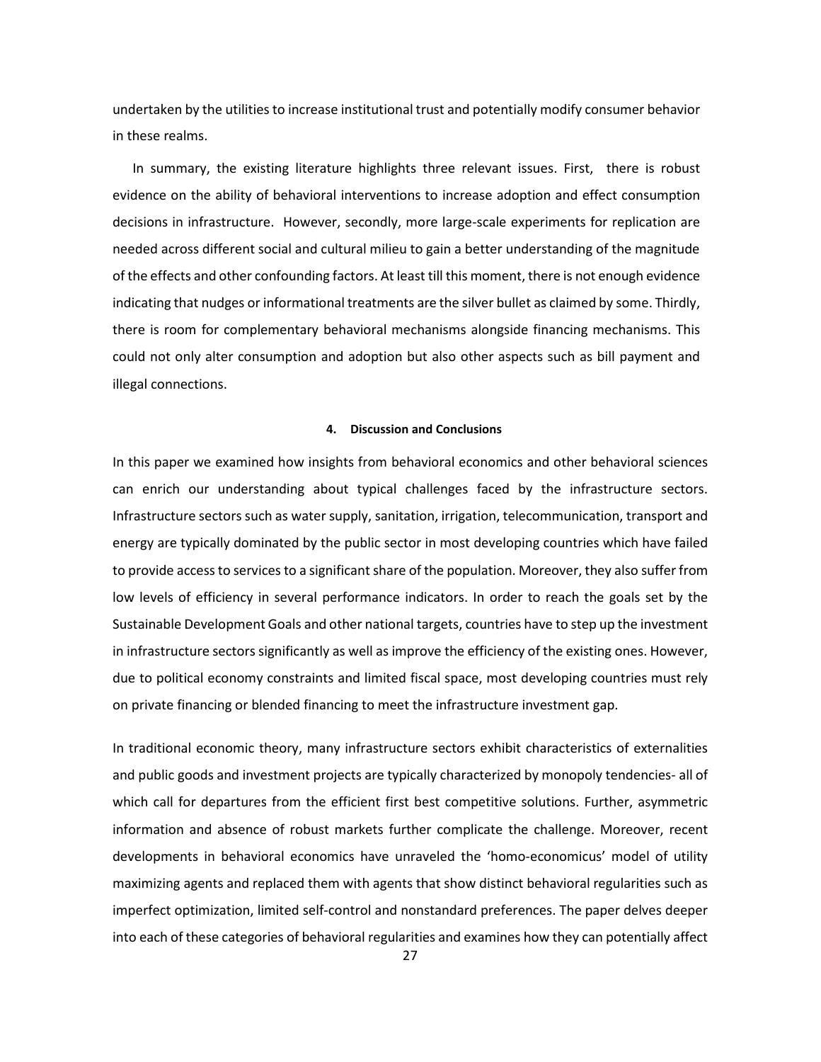undertaken by the utilities to increase institutional trust and potentially modify consumer behavior in these realms.

In summary, the existing literature highlights three relevant issues. First, there is robust evidence on the ability of behavioral interventions to increase adoption and effect consumption decisions in infrastructure. However, secondly, more large-scale experiments for replication are needed across different social and cultural milieu to gain a better understanding of the magnitude of the effects and other confounding factors. At least till this moment, there is not enough evidence indicating that nudges or informational treatments are the silver bullet as claimed by some. Thirdly, there is room for complementary behavioral mechanisms alongside financing mechanisms. This could not only alter consumption and adoption but also other aspects such as bill payment and illegal connections.

## 4. Discussion and Conclusions

In this paper we examined how insights from behavioral economics and other behavioral sciences can enrich our understanding about typical challenges faced by the infrastructure sectors. Infrastructure sectors such as water supply, sanitation, irrigation, telecommunication, transport and energy are typically dominated by the public sector in most developing countries which have failed to provide access to services to a significant share of the population. Moreover, they also suffer from low levels of efficiency in several performance indicators. In order to reach the goals set by the Sustainable Development Goals and other national targets, countries have to step up the investment in infrastructure sectors significantly as well as improve the efficiency of the existing ones. However, due to political economy constraints and limited fiscal space, most developing countries must rely on private financing or blended financing to meet the infrastructure investment gap.

In traditional economic theory, many infrastructure sectors exhibit characteristics of externalities and public goods and investment projects are typically characterized by monopoly tendencies- all of which call for departures from the efficient first best competitive solutions. Further, asymmetric information and absence of robust markets further complicate the challenge. Moreover, recent developments in behavioral economics have unraveled the 'homo-economicus' model of utility maximizing agents and replaced them with agents that show distinct behavioral regularities such as imperfect optimization, limited self-control and nonstandard preferences. The paper delves deeper into each of these categories of behavioral regularities and examines how they can potentially affect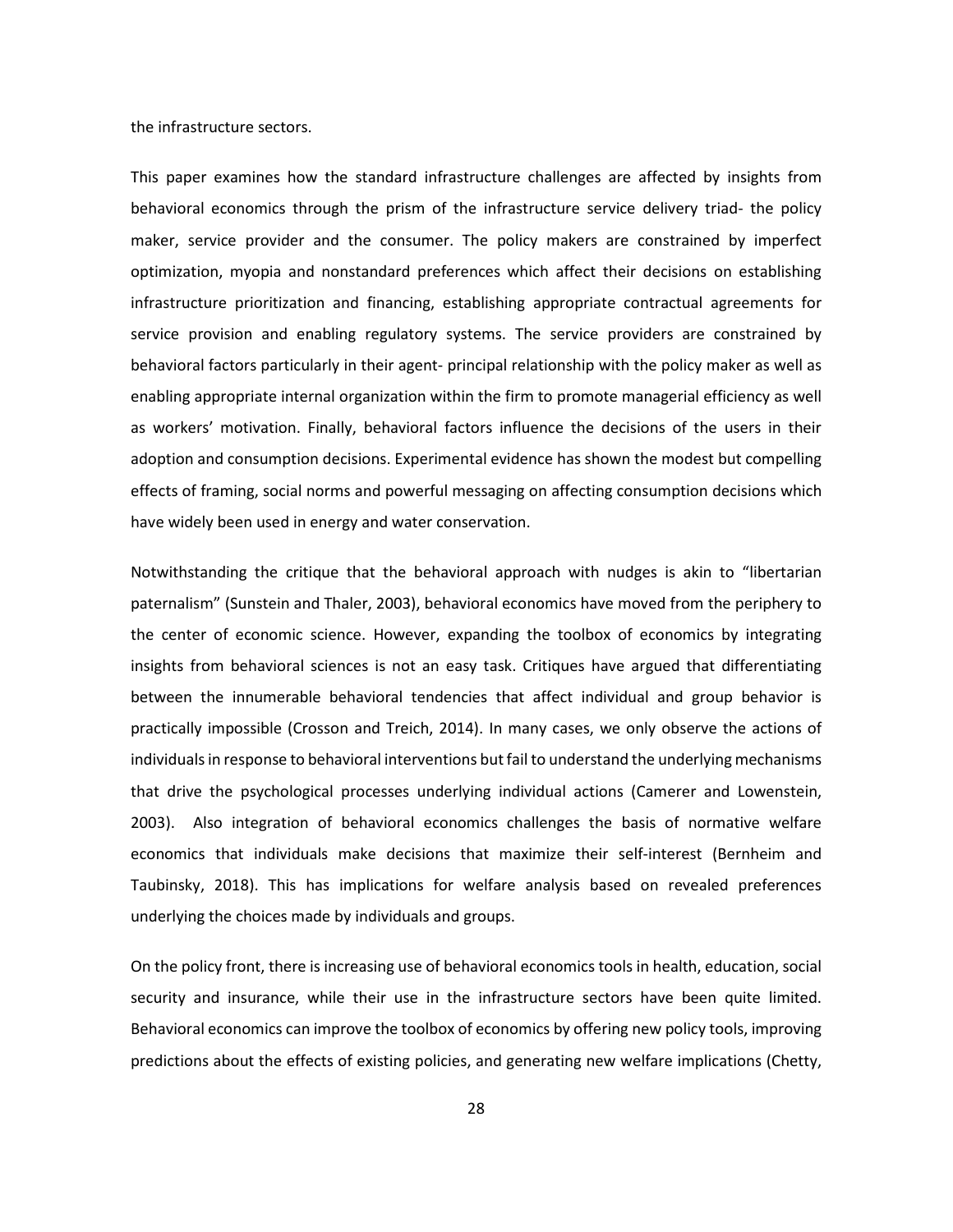the infrastructure sectors.

This paper examines how the standard infrastructure challenges are affected by insights from behavioral economics through the prism of the infrastructure service delivery triad- the policy maker, service provider and the consumer. The policy makers are constrained by imperfect optimization, myopia and nonstandard preferences which affect their decisions on establishing infrastructure prioritization and financing, establishing appropriate contractual agreements for service provision and enabling regulatory systems. The service providers are constrained by behavioral factors particularly in their agent- principal relationship with the policy maker as well as enabling appropriate internal organization within the firm to promote managerial efficiency as well as workers' motivation. Finally, behavioral factors influence the decisions of the users in their adoption and consumption decisions. Experimental evidence has shown the modest but compelling effects of framing, social norms and powerful messaging on affecting consumption decisions which have widely been used in energy and water conservation.

Notwithstanding the critique that the behavioral approach with nudges is akin to "libertarian paternalism" (Sunstein and Thaler, 2003), behavioral economics have moved from the periphery to the center of economic science. However, expanding the toolbox of economics by integrating insights from behavioral sciences is not an easy task. Critiques have argued that differentiating between the innumerable behavioral tendencies that affect individual and group behavior is practically impossible (Crosson and Treich, 2014). In many cases, we only observe the actions of individuals in response to behavioral interventions but fail to understand the underlying mechanisms that drive the psychological processes underlying individual actions (Camerer and Lowenstein, 2003). Also integration of behavioral economics challenges the basis of normative welfare economics that individuals make decisions that maximize their self-interest (Bernheim and Taubinsky, 2018). This has implications for welfare analysis based on revealed preferences underlying the choices made by individuals and groups.

On the policy front, there is increasing use of behavioral economics tools in health, education, social security and insurance, while their use in the infrastructure sectors have been quite limited. Behavioral economics can improve the toolbox of economics by offering new policy tools, improving predictions about the effects of existing policies, and generating new welfare implications (Chetty,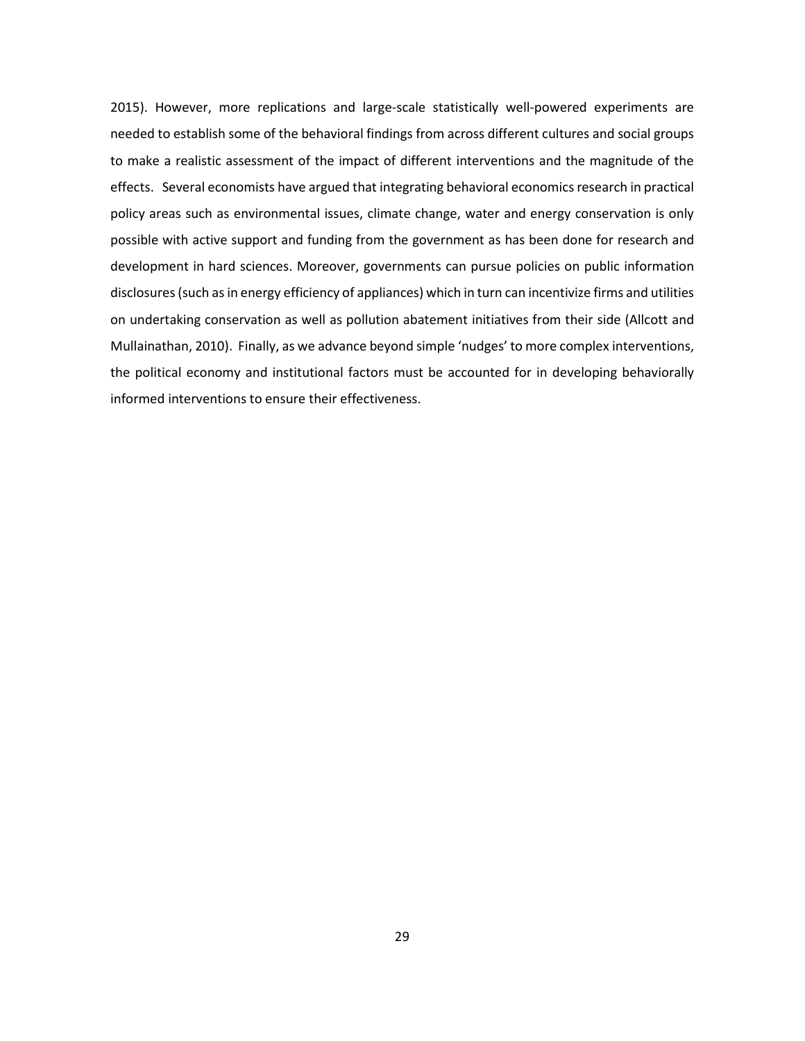2015). However, more replications and large-scale statistically well-powered experiments are needed to establish some of the behavioral findings from across different cultures and social groups to make a realistic assessment of the impact of different interventions and the magnitude of the effects. Several economists have argued that integrating behavioral economics research in practical policy areas such as environmental issues, climate change, water and energy conservation is only possible with active support and funding from the government as has been done for research and development in hard sciences. Moreover, governments can pursue policies on public information disclosures (such as in energy efficiency of appliances) which in turn can incentivize firms and utilities on undertaking conservation as well as pollution abatement initiatives from their side (Allcott and Mullainathan, 2010). Finally, as we advance beyond simple 'nudges' to more complex interventions, the political economy and institutional factors must be accounted for in developing behaviorally informed interventions to ensure their effectiveness.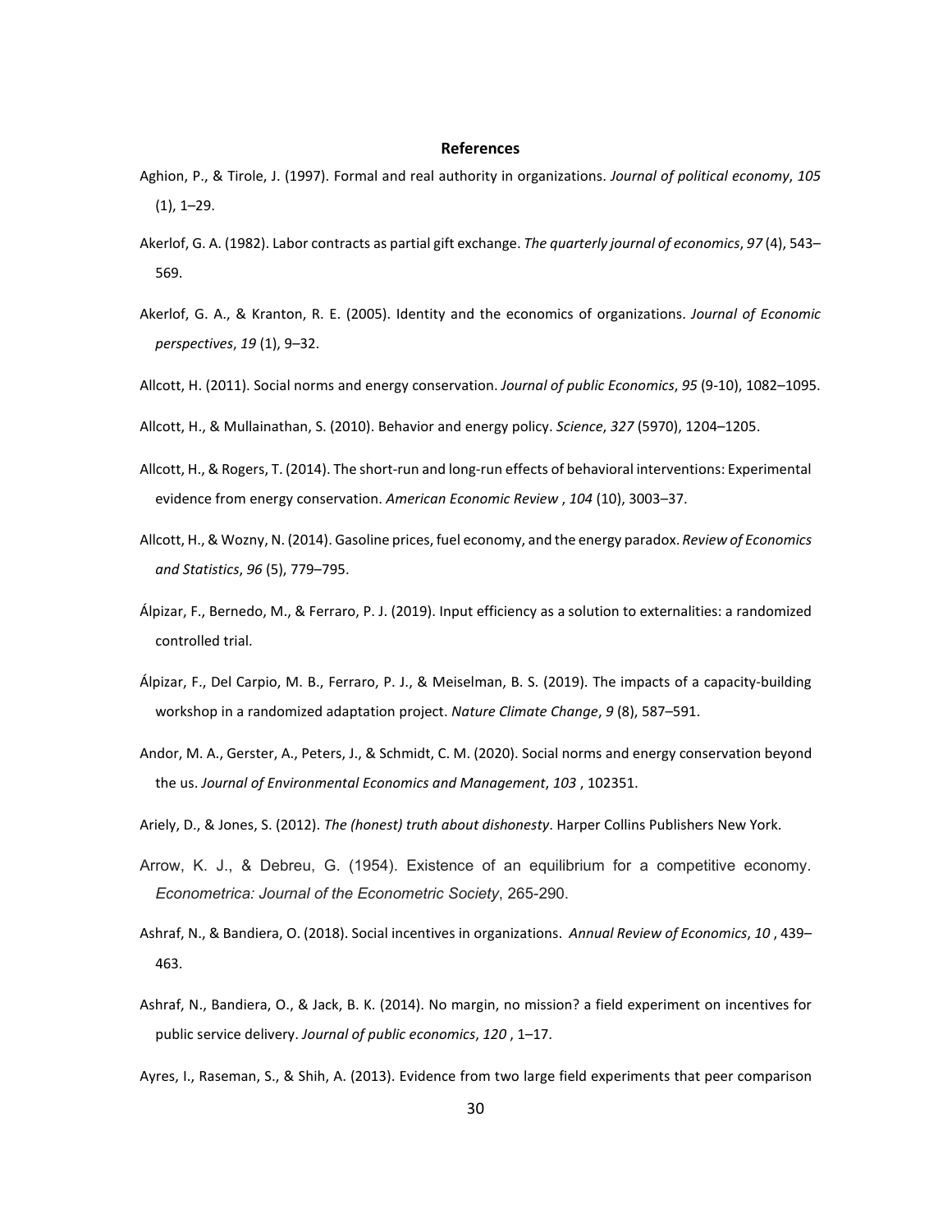## References

Aghion, P., & Tirole, J. (1997). Formal and real authority in organizations. *Journal of political economy*, *105* (1), 1–29.

Akerlof, G. A. (1982). Labor contracts as partial gift exchange. *The quarterly journal of economics*, *97* (4), 543–569.

Akerlof, G. A., & Kranton, R. E. (2005). Identity and the economics of organizations. *Journal of Economic perspectives*, *19* (1), 9–32.

Allcott, H. (2011). Social norms and energy conservation. *Journal of public Economics*, *95* (9-10), 1082–1095.

Allcott, H., & Mullainathan, S. (2010). Behavior and energy policy. *Science*, *327* (5970), 1204–1205.

Allcott, H., & Rogers, T. (2014). The short-run and long-run effects of behavioral interventions: Experimental evidence from energy conservation. *American Economic Review* , *104* (10), 3003–37.

Allcott, H., & Wozny, N. (2014). Gasoline prices, fuel economy, and the energy paradox. *Review of Economics and Statistics*, *96* (5), 779–795.

Álpizar, F., Bernedo, M., & Ferraro, P. J. (2019). Input efficiency as a solution to externalities: a randomized controlled trial.

Álpizar, F., Del Carpio, M. B., Ferraro, P. J., & Meiselman, B. S. (2019). The impacts of a capacity-building workshop in a randomized adaptation project. *Nature Climate Change*, *9* (8), 587–591.

Andor, M. A., Gerster, A., Peters, J., & Schmidt, C. M. (2020). Social norms and energy conservation beyond the us. *Journal of Environmental Economics and Management*, *103* , 102351.

Ariely, D., & Jones, S. (2012). *The (honest) truth about dishonesty*. Harper Collins Publishers New York.

Arrow, K. J., & Debreu, G. (1954). Existence of an equilibrium for a competitive economy. *Econometrica: Journal of the Econometric Society*, 265-290.

Ashraf, N., & Bandiera, O. (2018). Social incentives in organizations. *Annual Review of Economics*, *10* , 439–463.

Ashraf, N., Bandiera, O., & Jack, B. K. (2014). No margin, no mission? a field experiment on incentives for public service delivery. *Journal of public economics*, *120* , 1–17.

Ayres, I., Raseman, S., & Shih, A. (2013). Evidence from two large field experiments that peer comparison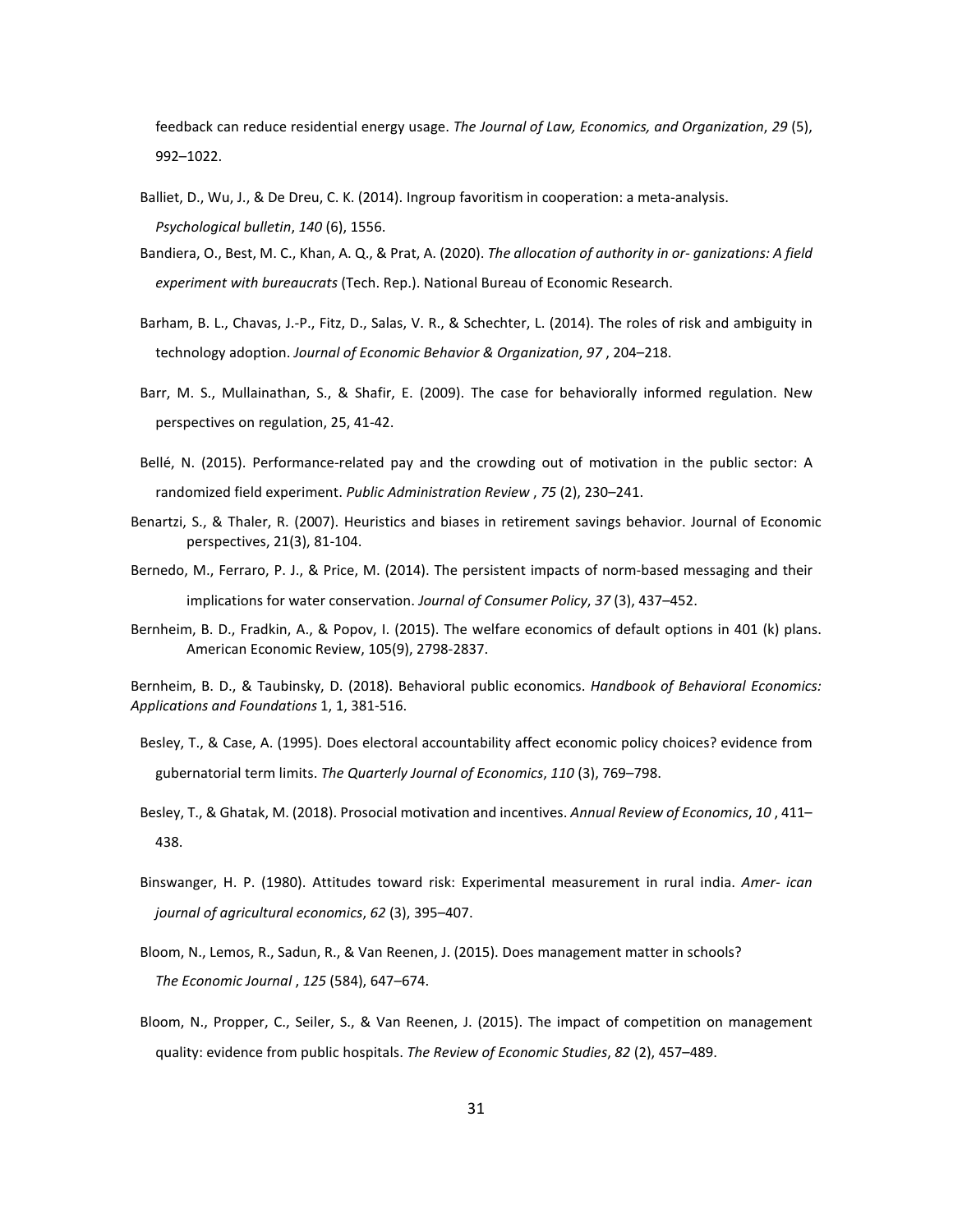feedback can reduce residential energy usage. *The Journal of Law, Economics, and Organization*, *29* (5), 992–1022.

Balliet, D., Wu, J., & De Dreu, C. K. (2014). Ingroup favoritism in cooperation: a meta-analysis. *Psychological bulletin*, *140* (6), 1556.

Bandiera, O., Best, M. C., Khan, A. Q., & Prat, A. (2020). *The allocation of authority in or- ganizations: A field experiment with bureaucrats* (Tech. Rep.). National Bureau of Economic Research.

Barham, B. L., Chavas, J.-P., Fitz, D., Salas, V. R., & Schechter, L. (2014). The roles of risk and ambiguity in technology adoption. *Journal of Economic Behavior & Organization*, *97* , 204–218.

Barr, M. S., Mullainathan, S., & Shafir, E. (2009). The case for behaviorally informed regulation. New perspectives on regulation, 25, 41-42.

Bellé, N. (2015). Performance-related pay and the crowding out of motivation in the public sector: A randomized field experiment. *Public Administration Review* , *75* (2), 230–241.

Benartzi, S., & Thaler, R. (2007). Heuristics and biases in retirement savings behavior. Journal of Economic perspectives, 21(3), 81-104.

Bernedo, M., Ferraro, P. J., & Price, M. (2014). The persistent impacts of norm-based messaging and their implications for water conservation. *Journal of Consumer Policy*, *37* (3), 437–452.

Bernheim, B. D., Fradkin, A., & Popov, I. (2015). The welfare economics of default options in 401 (k) plans. American Economic Review, 105(9), 2798-2837.

Bernheim, B. D., & Taubinsky, D. (2018). Behavioral public economics. *Handbook of Behavioral Economics: Applications and Foundations* 1, 1, 381-516.

Besley, T., & Case, A. (1995). Does electoral accountability affect economic policy choices? evidence from gubernatorial term limits. *The Quarterly Journal of Economics*, *110* (3), 769–798.

Besley, T., & Ghatak, M. (2018). Prosocial motivation and incentives. *Annual Review of Economics*, *10* , 411–438.

Binswanger, H. P. (1980). Attitudes toward risk: Experimental measurement in rural india. *Amer- ican journal of agricultural economics*, *62* (3), 395–407.

Bloom, N., Lemos, R., Sadun, R., & Van Reenen, J. (2015). Does management matter in schools? *The Economic Journal* , *125* (584), 647–674.

Bloom, N., Propper, C., Seiler, S., & Van Reenen, J. (2015). The impact of competition on management quality: evidence from public hospitals. *The Review of Economic Studies*, *82* (2), 457–489.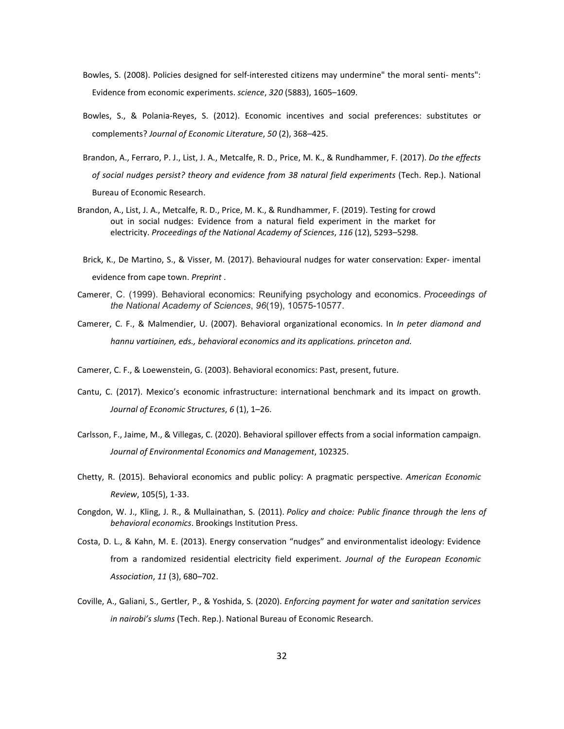Bowles, S. (2008). Policies designed for self-interested citizens may undermine" the moral senti- ments": Evidence from economic experiments. *science*, *320* (5883), 1605–1609.

Bowles, S., & Polania-Reyes, S. (2012). Economic incentives and social preferences: substitutes or complements? *Journal of Economic Literature*, *50* (2), 368–425.

Brandon, A., Ferraro, P. J., List, J. A., Metcalfe, R. D., Price, M. K., & Rundhammer, F. (2017). *Do the effects of social nudges persist? theory and evidence from 38 natural field experiments* (Tech. Rep.). National Bureau of Economic Research.

Brandon, A., List, J. A., Metcalfe, R. D., Price, M. K., & Rundhammer, F. (2019). Testing for crowd out in social nudges: Evidence from a natural field experiment in the market for electricity. *Proceedings of the National Academy of Sciences*, *116* (12), 5293–5298.

Brick, K., De Martino, S., & Visser, M. (2017). Behavioural nudges for water conservation: Exper- imental evidence from cape town. *Preprint* .

Camerer, C. (1999). Behavioral economics: Reunifying psychology and economics. *Proceedings of the National Academy of Sciences*, *96*(19), 10575-10577.

Camerer, C. F., & Malmendier, U. (2007). Behavioral organizational economics. In *In peter diamond and hannu vartiainen, eds., behavioral economics and its applications. princeton and.*

Camerer, C. F., & Loewenstein, G. (2003). Behavioral economics: Past, present, future.

Cantu, C. (2017). Mexico's economic infrastructure: international benchmark and its impact on growth. *Journal of Economic Structures*, *6* (1), 1–26.

Carlsson, F., Jaime, M., & Villegas, C. (2020). Behavioral spillover effects from a social information campaign. *Journal of Environmental Economics and Management*, 102325.

Chetty, R. (2015). Behavioral economics and public policy: A pragmatic perspective. *American Economic Review*, 105(5), 1-33.

Congdon, W. J., Kling, J. R., & Mullainathan, S. (2011). *Policy and choice: Public finance through the lens of behavioral economics*. Brookings Institution Press.

Costa, D. L., & Kahn, M. E. (2013). Energy conservation "nudges" and environmentalist ideology: Evidence from a randomized residential electricity field experiment. *Journal of the European Economic Association*, *11* (3), 680–702.

Coville, A., Galiani, S., Gertler, P., & Yoshida, S. (2020). *Enforcing payment for water and sanitation services in nairobi's slums* (Tech. Rep.). National Bureau of Economic Research.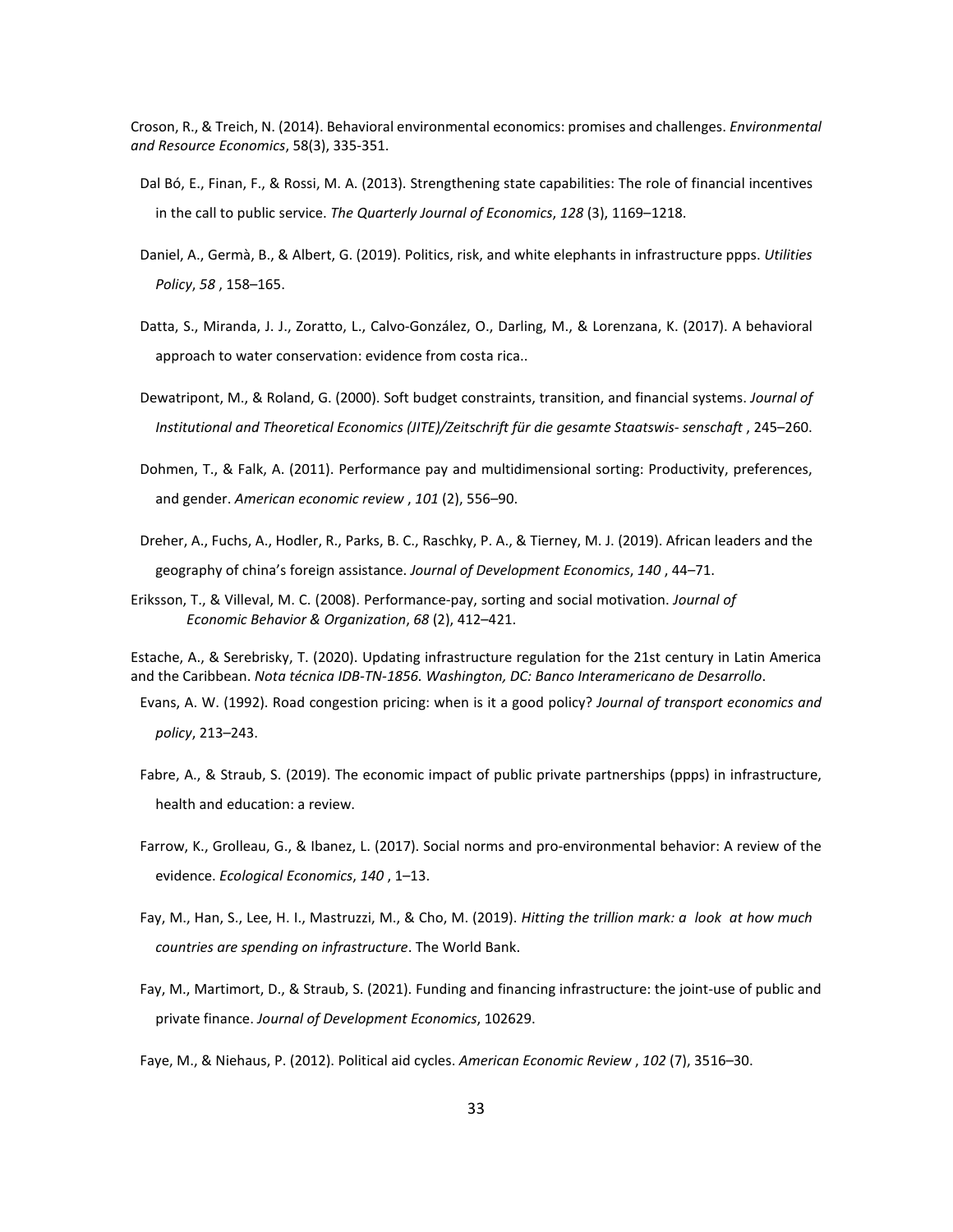Croson, R., & Treich, N. (2014). Behavioral environmental economics: promises and challenges. *Environmental and Resource Economics*, 58(3), 335-351.

Dal Bó, E., Finan, F., & Rossi, M. A. (2013). Strengthening state capabilities: The role of financial incentives in the call to public service. *The Quarterly Journal of Economics*, *128* (3), 1169–1218.

Daniel, A., Germà, B., & Albert, G. (2019). Politics, risk, and white elephants in infrastructure ppps. *Utilities Policy*, *58* , 158–165.

Datta, S., Miranda, J. J., Zoratto, L., Calvo-González, O., Darling, M., & Lorenzana, K. (2017). A behavioral approach to water conservation: evidence from costa rica..

Dewatripont, M., & Roland, G. (2000). Soft budget constraints, transition, and financial systems. *Journal of Institutional and Theoretical Economics (JITE)/Zeitschrift für die gesamte Staatswis- senschaft* , 245–260.

Dohmen, T., & Falk, A. (2011). Performance pay and multidimensional sorting: Productivity, preferences, and gender. *American economic review* , *101* (2), 556–90.

Dreher, A., Fuchs, A., Hodler, R., Parks, B. C., Raschky, P. A., & Tierney, M. J. (2019). African leaders and the geography of china's foreign assistance. *Journal of Development Economics*, *140* , 44–71.

Eriksson, T., & Villeval, M. C. (2008). Performance-pay, sorting and social motivation. *Journal of Economic Behavior & Organization*, *68* (2), 412–421.

Estache, A., & Serebrisky, T. (2020). Updating infrastructure regulation for the 21st century in Latin America and the Caribbean. *Nota técnica IDB-TN-1856. Washington, DC: Banco Interamericano de Desarrollo*.

Evans, A. W. (1992). Road congestion pricing: when is it a good policy? *Journal of transport economics and policy*, 213–243.

Fabre, A., & Straub, S. (2019). The economic impact of public private partnerships (ppps) in infrastructure, health and education: a review.

Farrow, K., Grolleau, G., & Ibanez, L. (2017). Social norms and pro-environmental behavior: A review of the evidence. *Ecological Economics*, *140* , 1–13.

Fay, M., Han, S., Lee, H. I., Mastruzzi, M., & Cho, M. (2019). *Hitting the trillion mark: a look at how much countries are spending on infrastructure*. The World Bank.

Fay, M., Martimort, D., & Straub, S. (2021). Funding and financing infrastructure: the joint-use of public and private finance. *Journal of Development Economics*, 102629.

Faye, M., & Niehaus, P. (2012). Political aid cycles. *American Economic Review* , *102* (7), 3516–30.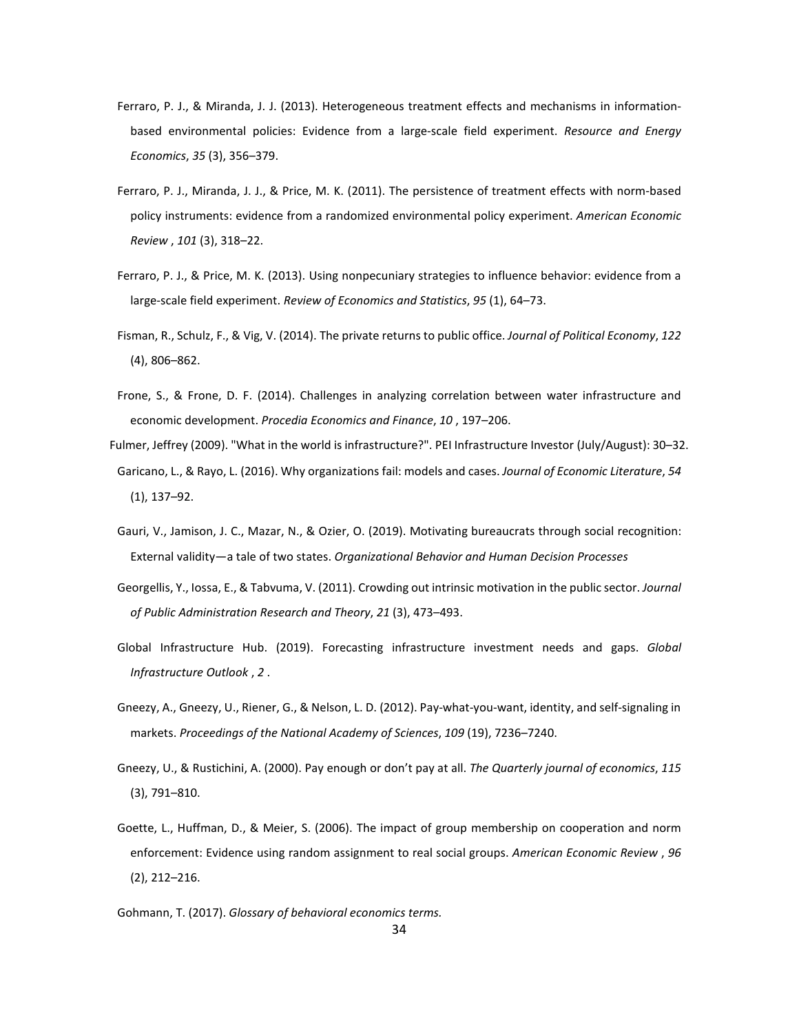Ferraro, P. J., & Miranda, J. J. (2013). Heterogeneous treatment effects and mechanisms in information-based environmental policies: Evidence from a large-scale field experiment. *Resource and Energy Economics*, *35* (3), 356–379.

Ferraro, P. J., Miranda, J. J., & Price, M. K. (2011). The persistence of treatment effects with norm-based policy instruments: evidence from a randomized environmental policy experiment. *American Economic Review* , *101* (3), 318–22.

Ferraro, P. J., & Price, M. K. (2013). Using nonpecuniary strategies to influence behavior: evidence from a large-scale field experiment. *Review of Economics and Statistics*, *95* (1), 64–73.

Fisman, R., Schulz, F., & Vig, V. (2014). The private returns to public office. *Journal of Political Economy*, *122* (4), 806–862.

Frone, S., & Frone, D. F. (2014). Challenges in analyzing correlation between water infrastructure and economic development. *Procedia Economics and Finance*, *10* , 197–206.

Fulmer, Jeffrey (2009). "What in the world is infrastructure?". PEI Infrastructure Investor (July/August): 30–32.

Garicano, L., & Rayo, L. (2016). Why organizations fail: models and cases. *Journal of Economic Literature*, *54* (1), 137–92.

Gauri, V., Jamison, J. C., Mazar, N., & Ozier, O. (2019). Motivating bureaucrats through social recognition: External validity—a tale of two states. *Organizational Behavior and Human Decision Processes*

Georgellis, Y., Iossa, E., & Tabvuma, V. (2011). Crowding out intrinsic motivation in the public sector. *Journal of Public Administration Research and Theory*, *21* (3), 473–493.

Global Infrastructure Hub. (2019). Forecasting infrastructure investment needs and gaps. *Global Infrastructure Outlook* , *2* .

Gneezy, A., Gneezy, U., Riener, G., & Nelson, L. D. (2012). Pay-what-you-want, identity, and self-signaling in markets. *Proceedings of the National Academy of Sciences*, *109* (19), 7236–7240.

Gneezy, U., & Rustichini, A. (2000). Pay enough or don't pay at all. *The Quarterly journal of economics*, *115* (3), 791–810.

Goette, L., Huffman, D., & Meier, S. (2006). The impact of group membership on cooperation and norm enforcement: Evidence using random assignment to real social groups. *American Economic Review* , *96* (2), 212–216.

Gohmann, T. (2017). *Glossary of behavioral economics terms.*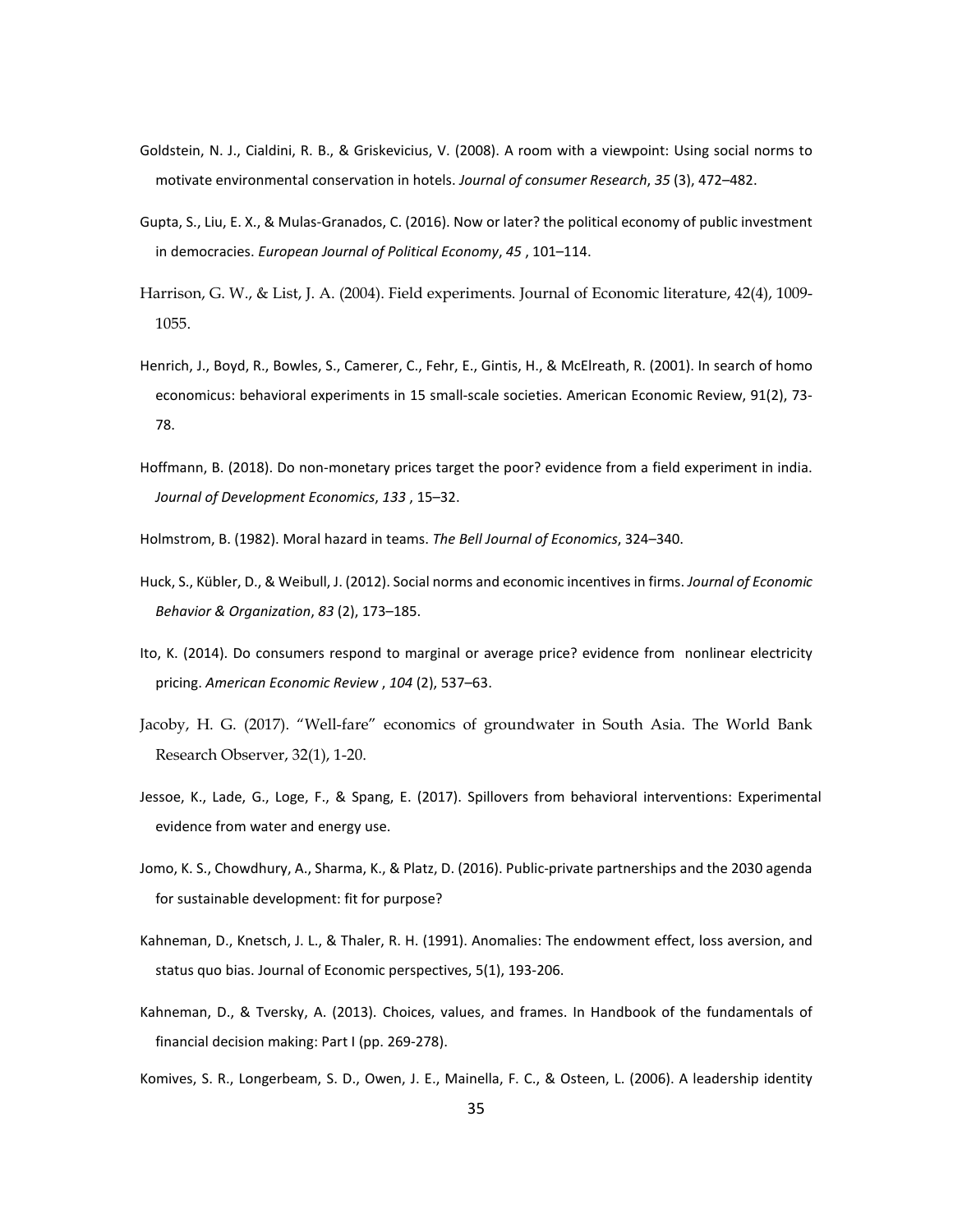Goldstein, N. J., Cialdini, R. B., & Griskevicius, V. (2008). A room with a viewpoint: Using social norms to motivate environmental conservation in hotels. *Journal of consumer Research*, *35* (3), 472–482.

Gupta, S., Liu, E. X., & Mulas-Granados, C. (2016). Now or later? the political economy of public investment in democracies. *European Journal of Political Economy*, *45* , 101–114.

Harrison, G. W., & List, J. A. (2004). Field experiments. Journal of Economic literature, 42(4), 1009-1055.

Henrich, J., Boyd, R., Bowles, S., Camerer, C., Fehr, E., Gintis, H., & McElreath, R. (2001). In search of homo economicus: behavioral experiments in 15 small-scale societies. American Economic Review, 91(2), 73-78.

Hoffmann, B. (2018). Do non-monetary prices target the poor? evidence from a field experiment in india. *Journal of Development Economics*, *133* , 15–32.

Holmstrom, B. (1982). Moral hazard in teams. *The Bell Journal of Economics*, 324–340.

Huck, S., Kübler, D., & Weibull, J. (2012). Social norms and economic incentives in firms. *Journal of Economic Behavior & Organization*, *83* (2), 173–185.

Ito, K. (2014). Do consumers respond to marginal or average price? evidence from nonlinear electricity pricing. *American Economic Review* , *104* (2), 537–63.

Jacoby, H. G. (2017). "Well-fare" economics of groundwater in South Asia. The World Bank Research Observer, 32(1), 1-20.

Jessoe, K., Lade, G., Loge, F., & Spang, E. (2017). Spillovers from behavioral interventions: Experimental evidence from water and energy use.

Jomo, K. S., Chowdhury, A., Sharma, K., & Platz, D. (2016). Public-private partnerships and the 2030 agenda for sustainable development: fit for purpose?

Kahneman, D., Knetsch, J. L., & Thaler, R. H. (1991). Anomalies: The endowment effect, loss aversion, and status quo bias. Journal of Economic perspectives, 5(1), 193-206.

Kahneman, D., & Tversky, A. (2013). Choices, values, and frames. In Handbook of the fundamentals of financial decision making: Part I (pp. 269-278).

Komives, S. R., Longerbeam, S. D., Owen, J. E., Mainella, F. C., & Osteen, L. (2006). A leadership identity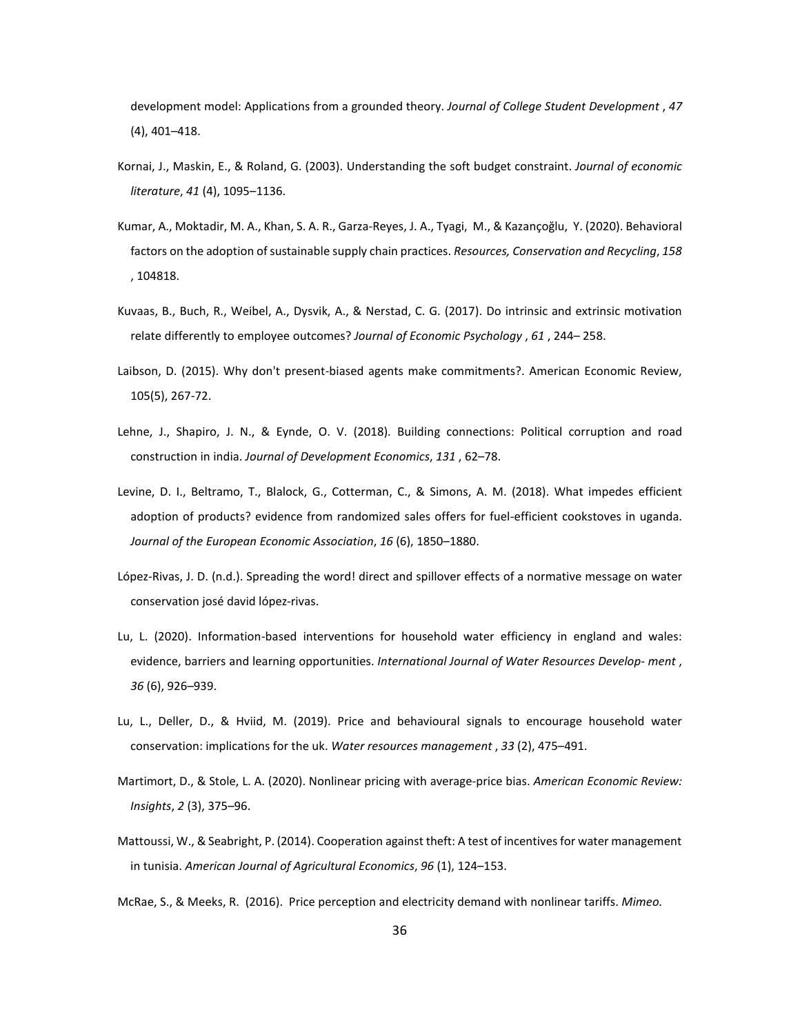development model: Applications from a grounded theory. *Journal of College Student Development* , *47* (4), 401–418.

Kornai, J., Maskin, E., & Roland, G. (2003). Understanding the soft budget constraint. *Journal of economic literature*, *41* (4), 1095–1136.

Kumar, A., Moktadir, M. A., Khan, S. A. R., Garza-Reyes, J. A., Tyagi, M., & Kazançoğlu, Y. (2020). Behavioral factors on the adoption of sustainable supply chain practices. *Resources, Conservation and Recycling*, *158* , 104818.

Kuvaas, B., Buch, R., Weibel, A., Dysvik, A., & Nerstad, C. G. (2017). Do intrinsic and extrinsic motivation relate differently to employee outcomes? *Journal of Economic Psychology* , *61* , 244– 258.

Laibson, D. (2015). Why don't present-biased agents make commitments?. American Economic Review, 105(5), 267-72.

Lehne, J., Shapiro, J. N., & Eynde, O. V. (2018). Building connections: Political corruption and road construction in india. *Journal of Development Economics*, *131* , 62–78.

Levine, D. I., Beltramo, T., Blalock, G., Cotterman, C., & Simons, A. M. (2018). What impedes efficient adoption of products? evidence from randomized sales offers for fuel-efficient cookstoves in uganda. *Journal of the European Economic Association*, *16* (6), 1850–1880.

López-Rivas, J. D. (n.d.). Spreading the word! direct and spillover effects of a normative message on water conservation josé david lópez-rivas.

Lu, L. (2020). Information-based interventions for household water efficiency in england and wales: evidence, barriers and learning opportunities. *International Journal of Water Resources Develop- ment* , *36* (6), 926–939.

Lu, L., Deller, D., & Hviid, M. (2019). Price and behavioural signals to encourage household water conservation: implications for the uk. *Water resources management* , *33* (2), 475–491.

Martimort, D., & Stole, L. A. (2020). Nonlinear pricing with average-price bias. *American Economic Review: Insights*, *2* (3), 375–96.

Mattoussi, W., & Seabright, P. (2014). Cooperation against theft: A test of incentives for water management in tunisia. *American Journal of Agricultural Economics*, *96* (1), 124–153.

McRae, S., & Meeks, R. (2016). Price perception and electricity demand with nonlinear tariffs. *Mimeo.*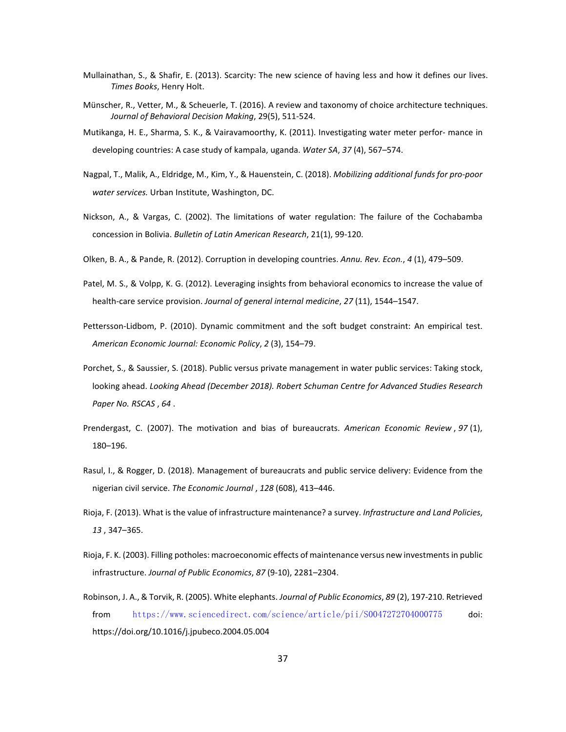Mullainathan, S., & Shafir, E. (2013). Scarcity: The new science of having less and how it defines our lives. *Times Books*, Henry Holt.

Münscher, R., Vetter, M., & Scheuerle, T. (2016). A review and taxonomy of choice architecture techniques. *Journal of Behavioral Decision Making*, 29(5), 511-524.

Mutikanga, H. E., Sharma, S. K., & Vairavamoorthy, K. (2011). Investigating water meter perfor- mance in developing countries: A case study of kampala, uganda. *Water SA*, *37* (4), 567–574.

Nagpal, T., Malik, A., Eldridge, M., Kim, Y., & Hauenstein, C. (2018). *Mobilizing additional funds for pro-poor water services.* Urban Institute, Washington, DC.

Nickson, A., & Vargas, C. (2002). The limitations of water regulation: The failure of the Cochabamba concession in Bolivia. *Bulletin of Latin American Research*, 21(1), 99-120.

Olken, B. A., & Pande, R. (2012). Corruption in developing countries. *Annu. Rev. Econ.*, *4* (1), 479–509.

Patel, M. S., & Volpp, K. G. (2012). Leveraging insights from behavioral economics to increase the value of health-care service provision. *Journal of general internal medicine*, *27* (11), 1544–1547.

Pettersson-Lidbom, P. (2010). Dynamic commitment and the soft budget constraint: An empirical test. *American Economic Journal: Economic Policy*, *2* (3), 154–79.

Porchet, S., & Saussier, S. (2018). Public versus private management in water public services: Taking stock, looking ahead. *Looking Ahead (December 2018). Robert Schuman Centre for Advanced Studies Research Paper No. RSCAS* , *64* .

Prendergast, C. (2007). The motivation and bias of bureaucrats. *American Economic Review* , *97* (1), 180–196.

Rasul, I., & Rogger, D. (2018). Management of bureaucrats and public service delivery: Evidence from the nigerian civil service. *The Economic Journal* , *128* (608), 413–446.

Rioja, F. (2013). What is the value of infrastructure maintenance? a survey. *Infrastructure and Land Policies*, *13* , 347–365.

Rioja, F. K. (2003). Filling potholes: macroeconomic effects of maintenance versus new investments in public infrastructure. *Journal of Public Economics*, *87* (9-10), 2281–2304.

Robinson, J. A., & Torvik, R. (2005). White elephants. *Journal of Public Economics*, *89* (2), 197-210. Retrieved from https://www.sciencedirect.com/science/article/pii/S0047272704000775 doi: https://doi.org/10.1016/j.jpubeco.2004.05.004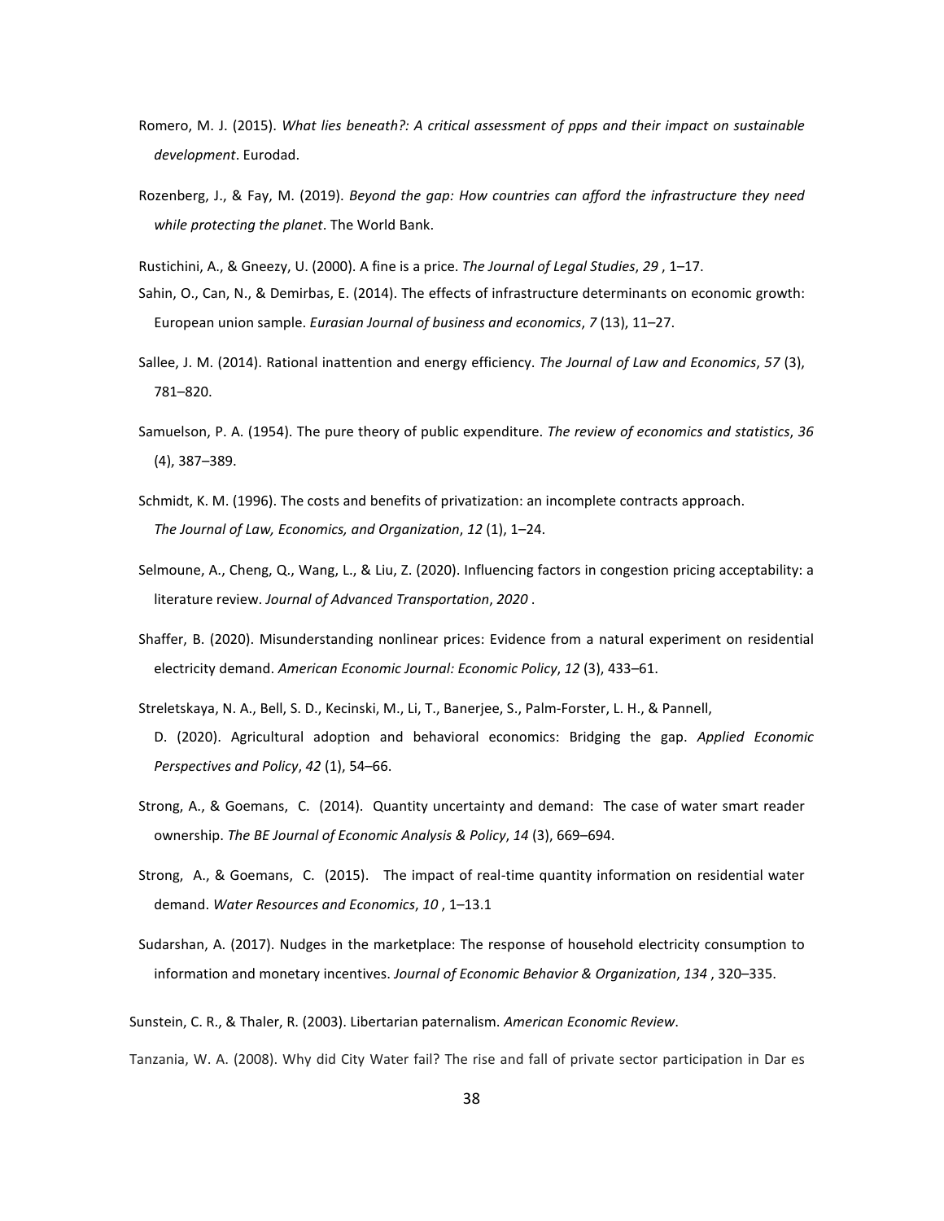Romero, M. J. (2015). *What lies beneath?: A critical assessment of ppps and their impact on sustainable development*. Eurodad.

Rozenberg, J., & Fay, M. (2019). *Beyond the gap: How countries can afford the infrastructure they need while protecting the planet*. The World Bank.

Rustichini, A., & Gneezy, U. (2000). A fine is a price. *The Journal of Legal Studies*, *29* , 1–17.

Sahin, O., Can, N., & Demirbas, E. (2014). The effects of infrastructure determinants on economic growth: European union sample. *Eurasian Journal of business and economics*, *7* (13), 11–27.

Sallee, J. M. (2014). Rational inattention and energy efficiency. *The Journal of Law and Economics*, *57* (3), 781–820.

Samuelson, P. A. (1954). The pure theory of public expenditure. *The review of economics and statistics*, *36* (4), 387–389.

Schmidt, K. M. (1996). The costs and benefits of privatization: an incomplete contracts approach. *The Journal of Law, Economics, and Organization*, *12* (1), 1–24.

Selmoune, A., Cheng, Q., Wang, L., & Liu, Z. (2020). Influencing factors in congestion pricing acceptability: a literature review. *Journal of Advanced Transportation*, *2020* .

Shaffer, B. (2020). Misunderstanding nonlinear prices: Evidence from a natural experiment on residential electricity demand. *American Economic Journal: Economic Policy*, *12* (3), 433–61.

Streletskaya, N. A., Bell, S. D., Kecinski, M., Li, T., Banerjee, S., Palm-Forster, L. H., & Pannell, D. (2020). Agricultural adoption and behavioral economics: Bridging the gap. *Applied Economic Perspectives and Policy*, *42* (1), 54–66.

Strong, A., & Goemans, C. (2014). Quantity uncertainty and demand: The case of water smart reader ownership. *The BE Journal of Economic Analysis & Policy*, *14* (3), 669–694.

Strong, A., & Goemans, C. (2015). The impact of real-time quantity information on residential water demand. *Water Resources and Economics*, *10* , 1–13.1

Sudarshan, A. (2017). Nudges in the marketplace: The response of household electricity consumption to information and monetary incentives. *Journal of Economic Behavior & Organization*, *134* , 320–335.

Sunstein, C. R., & Thaler, R. (2003). Libertarian paternalism. *American Economic Review*.

Tanzania, W. A. (2008). Why did City Water fail? The rise and fall of private sector participation in Dar es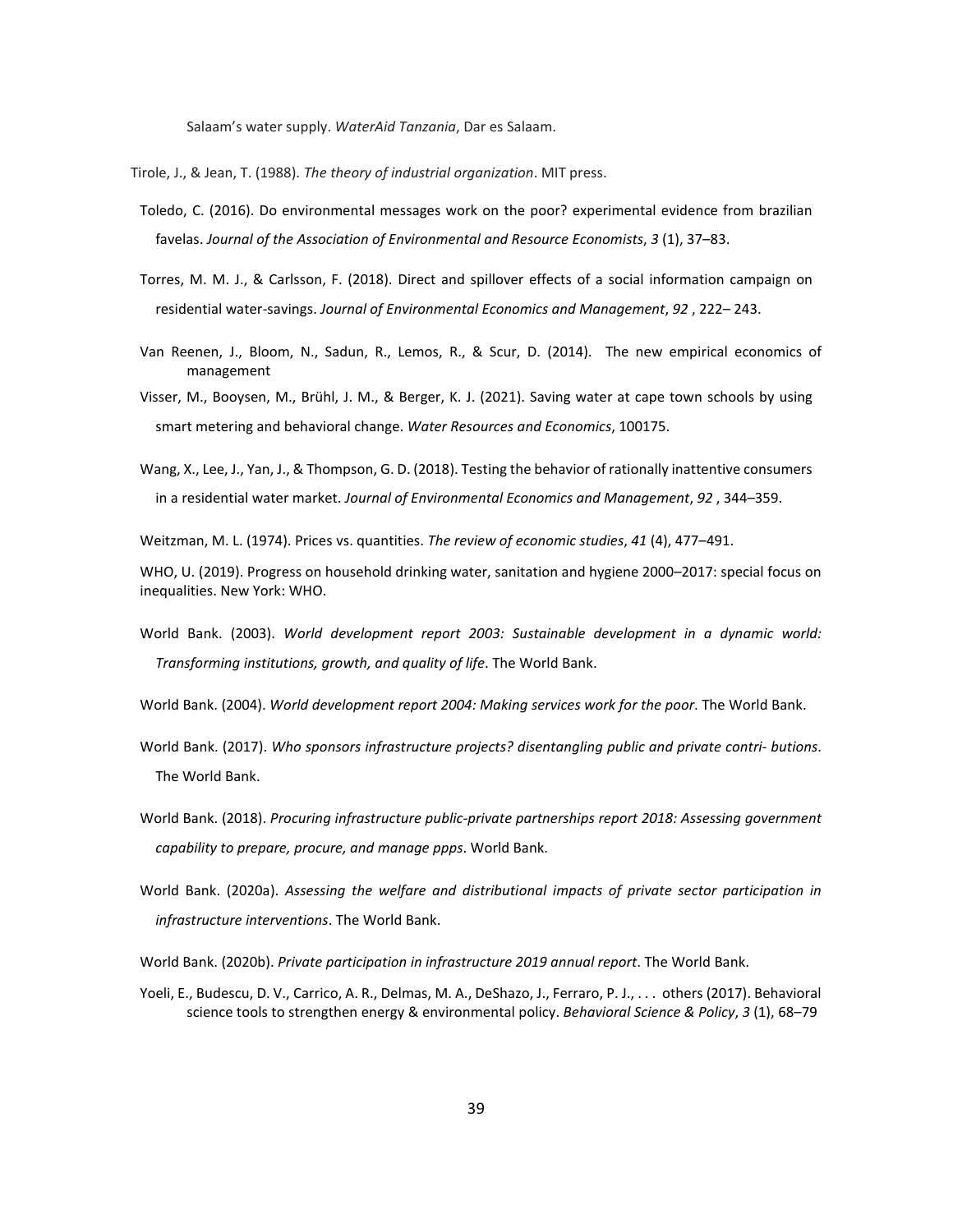Salaam's water supply. *WaterAid Tanzania*, Dar es Salaam.

Tirole, J., & Jean, T. (1988). *The theory of industrial organization*. MIT press.

Toledo, C. (2016). Do environmental messages work on the poor? experimental evidence from brazilian favelas. *Journal of the Association of Environmental and Resource Economists*, *3* (1), 37–83.

Torres, M. M. J., & Carlsson, F. (2018). Direct and spillover effects of a social information campaign on residential water-savings. *Journal of Environmental Economics and Management*, *92* , 222– 243.

Van Reenen, J., Bloom, N., Sadun, R., Lemos, R., & Scur, D. (2014). The new empirical economics of management

Visser, M., Booysen, M., Brühl, J. M., & Berger, K. J. (2021). Saving water at cape town schools by using smart metering and behavioral change. *Water Resources and Economics*, 100175.

Wang, X., Lee, J., Yan, J., & Thompson, G. D. (2018). Testing the behavior of rationally inattentive consumers in a residential water market. *Journal of Environmental Economics and Management*, *92* , 344–359.

Weitzman, M. L. (1974). Prices vs. quantities. *The review of economic studies*, *41* (4), 477–491.

WHO, U. (2019). Progress on household drinking water, sanitation and hygiene 2000–2017: special focus on inequalities. New York: WHO.

World Bank. (2003). *World development report 2003: Sustainable development in a dynamic world: Transforming institutions, growth, and quality of life*. The World Bank.

World Bank. (2004). *World development report 2004: Making services work for the poor*. The World Bank.

World Bank. (2017). *Who sponsors infrastructure projects? disentangling public and private contri- butions*. The World Bank.

World Bank. (2018). *Procuring infrastructure public-private partnerships report 2018: Assessing government capability to prepare, procure, and manage ppps*. World Bank.

World Bank. (2020a). *Assessing the welfare and distributional impacts of private sector participation in infrastructure interventions*. The World Bank.

World Bank. (2020b). *Private participation in infrastructure 2019 annual report*. The World Bank.

Yoeli, E., Budescu, D. V., Carrico, A. R., Delmas, M. A., DeShazo, J., Ferraro, P. J., . . . others (2017). Behavioral science tools to strengthen energy & environmental policy. *Behavioral Science & Policy*, *3* (1), 68–79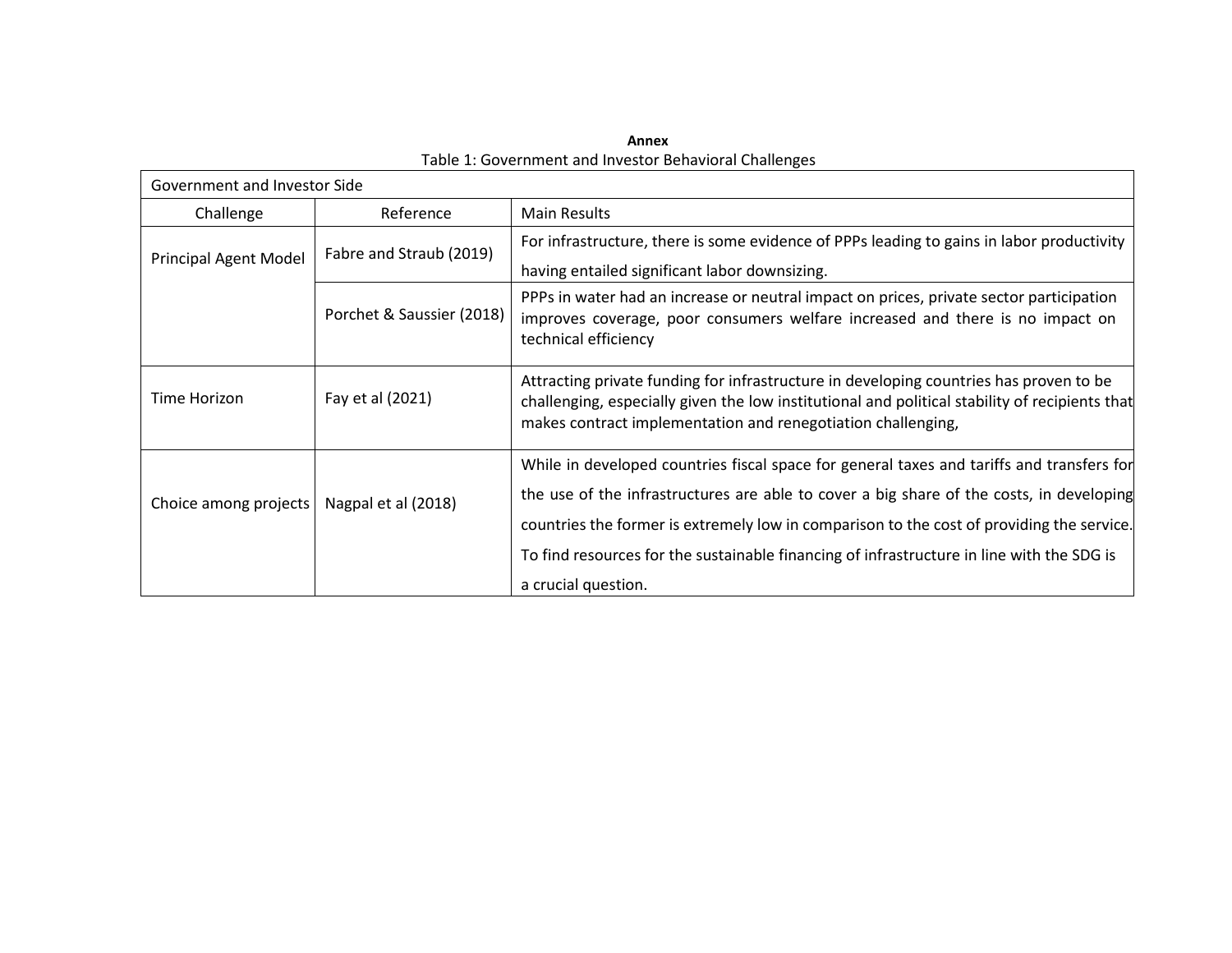**Annex**

Table 1: Government and Investor Behavioral Challenges

| Government and Investor Side | | |
|---|---|---|
| Challenge | Reference | Main Results |
| Principal Agent Model | Fabre and Straub (2019) | For infrastructure, there is some evidence of PPPs leading to gains in labor productivity having entailed significant labor downsizing. |
| | Porchet & Saussier (2018) | PPPs in water had an increase or neutral impact on prices, private sector participation improves coverage, poor consumers welfare increased and there is no impact on technical efficiency |
| Time Horizon | Fay et al (2021) | Attracting private funding for infrastructure in developing countries has proven to be challenging, especially given the low institutional and political stability of recipients that makes contract implementation and renegotiation challenging, |
| Choice among projects | Nagpal et al (2018) | While in developed countries fiscal space for general taxes and tariffs and transfers for the use of the infrastructures are able to cover a big share of the costs, in developing countries the former is extremely low in comparison to the cost of providing the service. To find resources for the sustainable financing of infrastructure in line with the SDG is a crucial question. |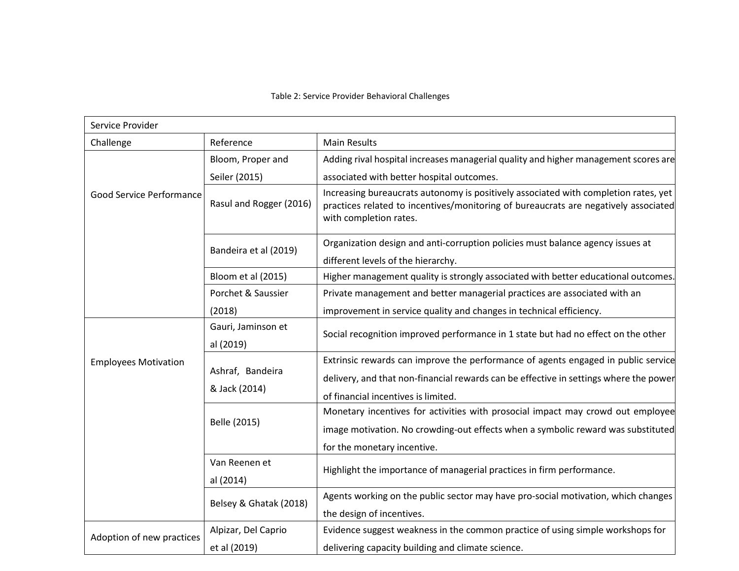Table 2: Service Provider Behavioral Challenges

| Service Provider | | |
|---|---|---|
| Challenge | Reference | Main Results |
| Good Service Performance | Bloom, Proper and Seiler (2015) | Adding rival hospital increases managerial quality and higher management scores are associated with better hospital outcomes. |
| | Rasul and Rogger (2016) | Increasing bureaucrats autonomy is positively associated with completion rates, yet practices related to incentives/monitoring of bureaucrats are negatively associated with completion rates. |
| | Bandeira et al (2019) | Organization design and anti-corruption policies must balance agency issues at different levels of the hierarchy. |
| | Bloom et al (2015) | Higher management quality is strongly associated with better educational outcomes. |
| | Porchet & Saussier (2018) | Private management and better managerial practices are associated with an improvement in service quality and changes in technical efficiency. |
| Employees Motivation | Gauri, Jaminson et al (2019) | Social recognition improved performance in 1 state but had no effect on the other |
| | Ashraf, Bandeira & Jack (2014) | Extrinsic rewards can improve the performance of agents engaged in public service delivery, and that non-financial rewards can be effective in settings where the power of financial incentives is limited. |
| | Belle (2015) | Monetary incentives for activities with prosocial impact may crowd out employee image motivation. No crowding-out effects when a symbolic reward was substituted for the monetary incentive. |
| | Van Reenen et al (2014) | Highlight the importance of managerial practices in firm performance. |
| | Belsey & Ghatak (2018) | Agents working on the public sector may have pro-social motivation, which changes the design of incentives. |
| Adoption of new practices | Alpizar, Del Caprio et al (2019) | Evidence suggest weakness in the common practice of using simple workshops for delivering capacity building and climate science. |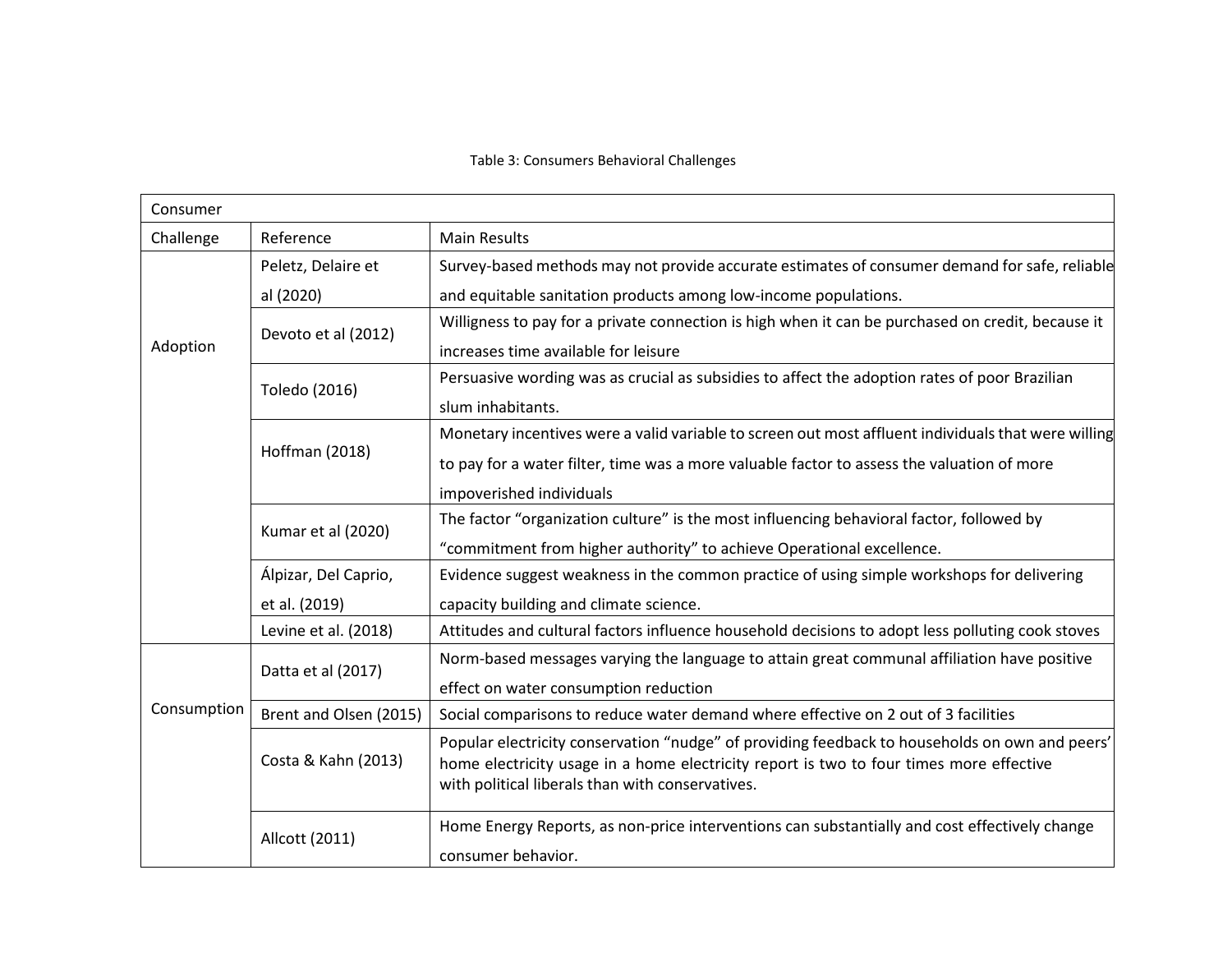Table 3: Consumers Behavioral Challenges

| Consumer | | |
|---|---|---|
| Challenge | Reference | Main Results |
| Adoption | Peletz, Delaire et al (2020) | Survey-based methods may not provide accurate estimates of consumer demand for safe, reliable and equitable sanitation products among low-income populations. |
| | Devoto et al (2012) | Willigness to pay for a private connection is high when it can be purchased on credit, because it increases time available for leisure |
| | Toledo (2016) | Persuasive wording was as crucial as subsidies to affect the adoption rates of poor Brazilian slum inhabitants. |
| | Hoffman (2018) | Monetary incentives were a valid variable to screen out most affluent individuals that were willing to pay for a water filter, time was a more valuable factor to assess the valuation of more impoverished individuals |
| | Kumar et al (2020) | The factor "organization culture" is the most influencing behavioral factor, followed by "commitment from higher authority" to achieve Operational excellence. |
| | Álpizar, Del Caprio, et al. (2019) | Evidence suggest weakness in the common practice of using simple workshops for delivering capacity building and climate science. |
| | Levine et al. (2018) | Attitudes and cultural factors influence household decisions to adopt less polluting cook stoves |
| Consumption | Datta et al (2017) | Norm-based messages varying the language to attain great communal affiliation have positive effect on water consumption reduction |
| | Brent and Olsen (2015) | Social comparisons to reduce water demand where effective on 2 out of 3 facilities |
| | Costa & Kahn (2013) | Popular electricity conservation "nudge" of providing feedback to households on own and peers' home electricity usage in a home electricity report is two to four times more effective with political liberals than with conservatives. |
| | Allcott (2011) | Home Energy Reports, as non-price interventions can substantially and cost effectively change consumer behavior. |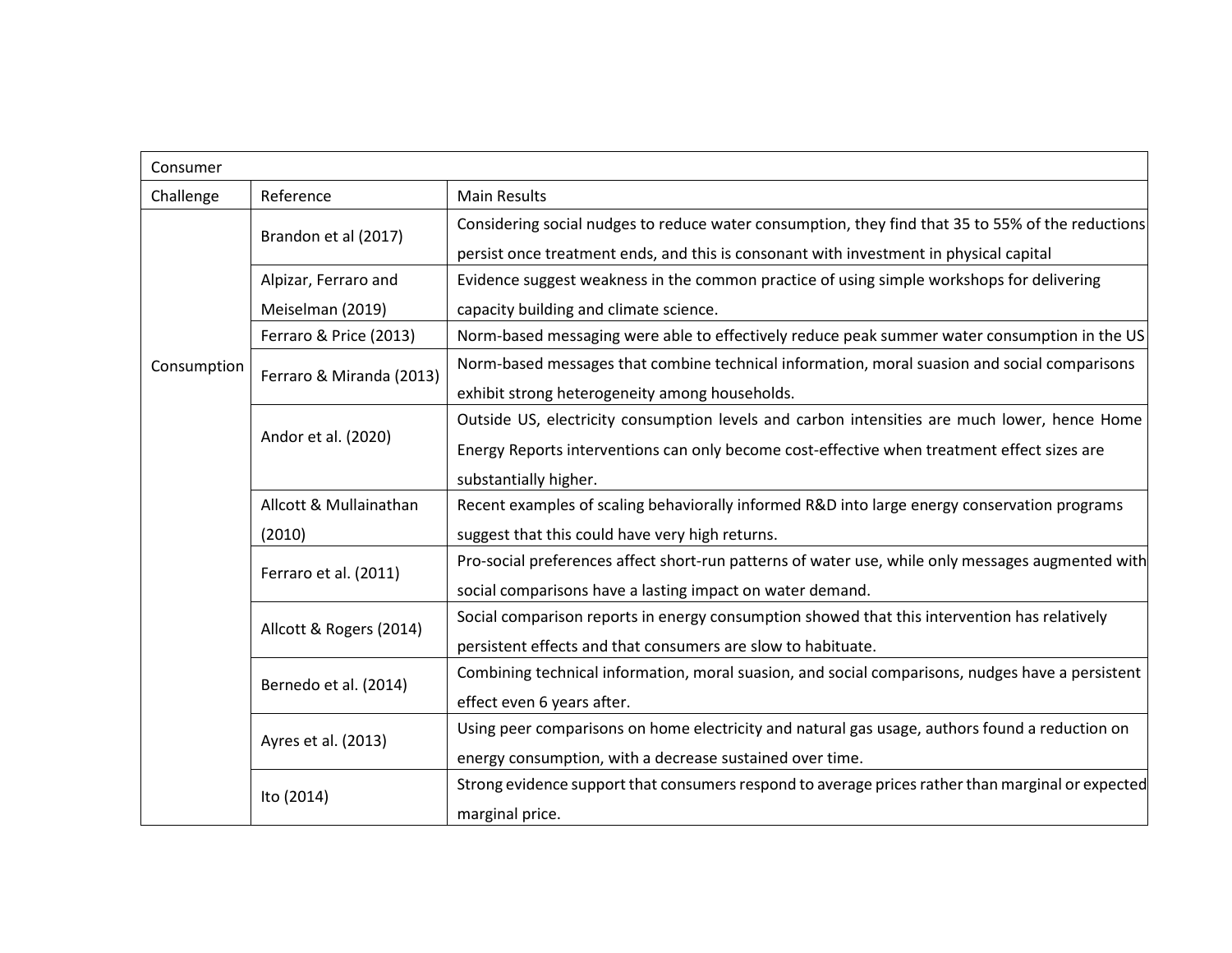| Consumer | | |
|---|---|---|
| Challenge | Reference | Main Results |
| Consumption | Brandon et al (2017) | Considering social nudges to reduce water consumption, they find that 35 to 55% of the reductions persist once treatment ends, and this is consonant with investment in physical capital |
| | Alpizar, Ferraro and Meiselman (2019) | Evidence suggest weakness in the common practice of using simple workshops for delivering capacity building and climate science. |
| | Ferraro & Price (2013) | Norm-based messaging were able to effectively reduce peak summer water consumption in the US |
| | Ferraro & Miranda (2013) | Norm-based messages that combine technical information, moral suasion and social comparisons exhibit strong heterogeneity among households. |
| | Andor et al. (2020) | Outside US, electricity consumption levels and carbon intensities are much lower, hence Home Energy Reports interventions can only become cost-effective when treatment effect sizes are substantially higher. |
| | Allcott & Mullainathan (2010) | Recent examples of scaling behaviorally informed R&D into large energy conservation programs suggest that this could have very high returns. |
| | Ferraro et al. (2011) | Pro-social preferences affect short-run patterns of water use, while only messages augmented with social comparisons have a lasting impact on water demand. |
| | Allcott & Rogers (2014) | Social comparison reports in energy consumption showed that this intervention has relatively persistent effects and that consumers are slow to habituate. |
| | Bernedo et al. (2014) | Combining technical information, moral suasion, and social comparisons, nudges have a persistent effect even 6 years after. |
| | Ayres et al. (2013) | Using peer comparisons on home electricity and natural gas usage, authors found a reduction on energy consumption, with a decrease sustained over time. |
| | Ito (2014) | Strong evidence support that consumers respond to average prices rather than marginal or expected marginal price. |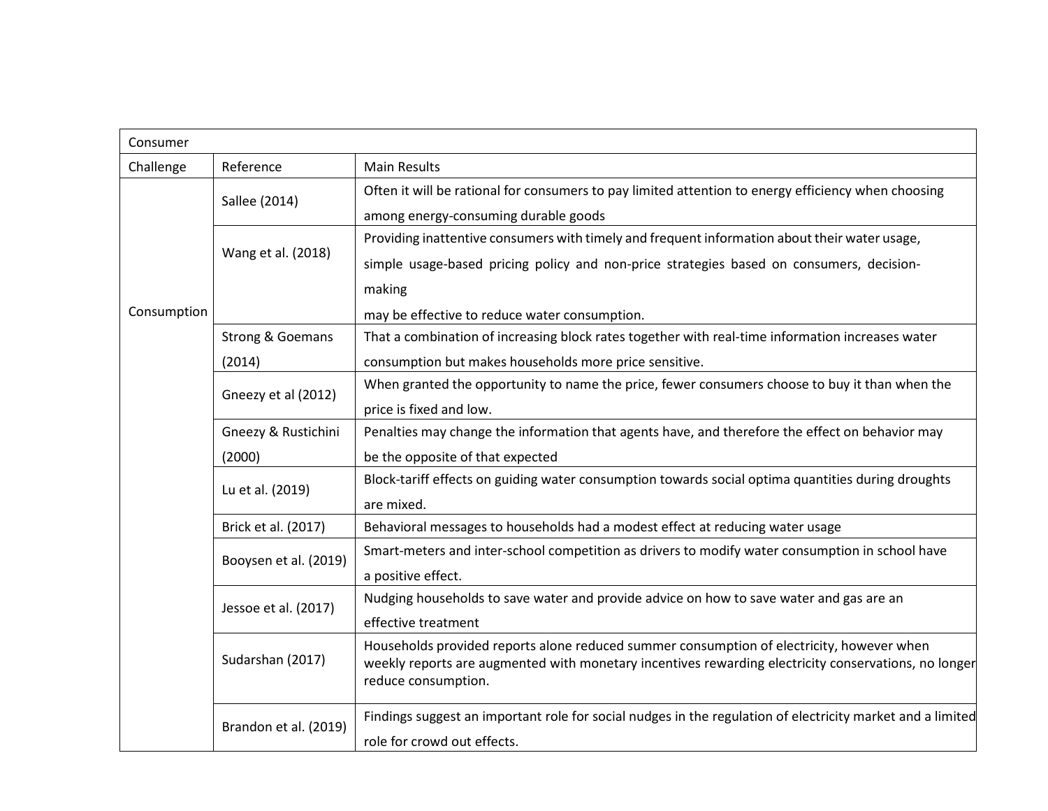| Consumer | | |
|---|---|---|
| Challenge | Reference | Main Results |
| Consumption | Sallee (2014) | Often it will be rational for consumers to pay limited attention to energy efficiency when choosing among energy-consuming durable goods |
| | Wang et al. (2018) | Providing inattentive consumers with timely and frequent information about their water usage, simple usage-based pricing policy and non-price strategies based on consumers, decision-making may be effective to reduce water consumption. |
| | Strong & Goemans (2014) | That a combination of increasing block rates together with real-time information increases water consumption but makes households more price sensitive. |
| | Gneezy et al (2012) | When granted the opportunity to name the price, fewer consumers choose to buy it than when the price is fixed and low. |
| | Gneezy & Rustichini (2000) | Penalties may change the information that agents have, and therefore the effect on behavior may be the opposite of that expected |
| | Lu et al. (2019) | Block-tariff effects on guiding water consumption towards social optima quantities during droughts are mixed. |
| | Brick et al. (2017) | Behavioral messages to households had a modest effect at reducing water usage |
| | Booysen et al. (2019) | Smart-meters and inter-school competition as drivers to modify water consumption in school have a positive effect. |
| | Jessoe et al. (2017) | Nudging households to save water and provide advice on how to save water and gas are an effective treatment |
| | Sudarshan (2017) | Households provided reports alone reduced summer consumption of electricity, however when weekly reports are augmented with monetary incentives rewarding electricity conservations, no longer reduce consumption. |
| | Brandon et al. (2019) | Findings suggest an important role for social nudges in the regulation of electricity market and a limited role for crowd out effects. |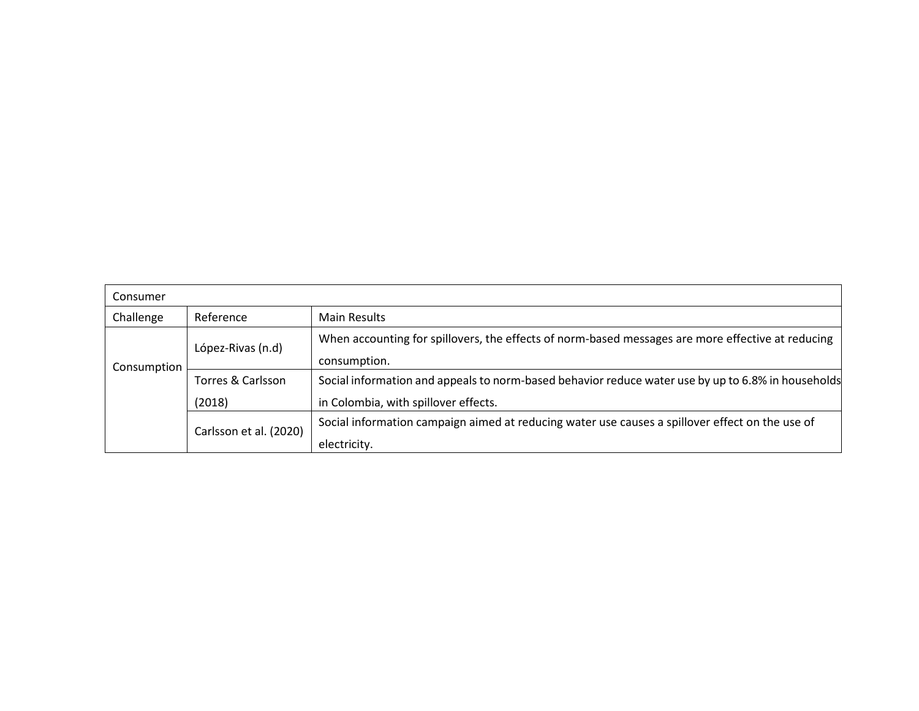| Consumer | | |
|---|---|---|
| Challenge | Reference | Main Results |
| Consumption | López-Rivas (n.d) | When accounting for spillovers, the effects of norm-based messages are more effective at reducing consumption. |
| | Torres & Carlsson (2018) | Social information and appeals to norm-based behavior reduce water use by up to 6.8% in households in Colombia, with spillover effects. |
| | Carlsson et al. (2020) | Social information campaign aimed at reducing water use causes a spillover effect on the use of electricity. |